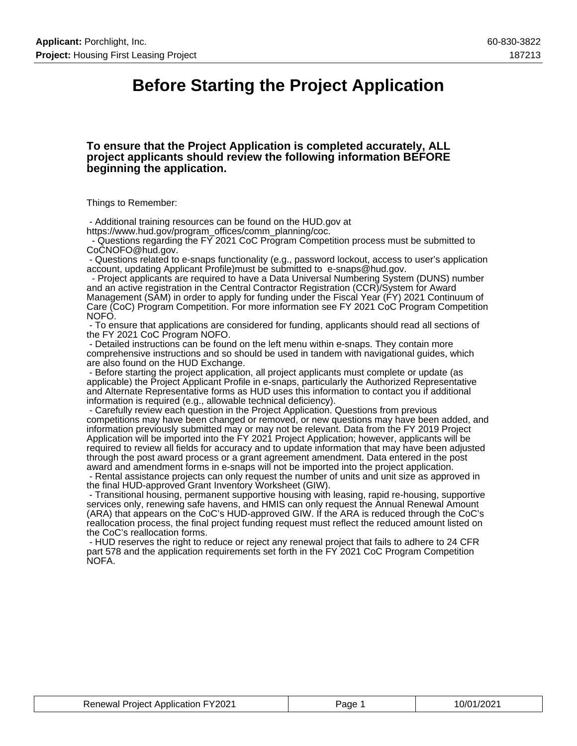# Before Starting the Project Application

### To ensure that the Project Application is completed accurately, ALL project applicants should review the following information BEFORE beginning the application.

Things to Remember:

- Additional training resources can be found on the HUD.gov at https://www.hud.gov/program_offices/comm_planning/coc.
- Questions regarding the FY 2021 CoC Program Competition process must be submitted to CoCNOFO@hud.gov.
- Questions related to e-snaps functionality (e.g., password lockout, access to user's application account, updating Applicant Profile)must be submitted to e-snaps@hud.gov.
- Project applicants are required to have a Data Universal Numbering System (DUNS) number and an active registration in the Central Contractor Registration (CCR)/System for Award Management (SAM) in order to apply for funding under the Fiscal Year (FY) 2021 Continuum of Care (CoC) Program Competition. For more information see FY 2021 CoC Program Competition NOFO.
- To ensure that applications are considered for funding, applicants should read all sections of the FY 2021 CoC Program NOFO.
- Detailed instructions can be found on the left menu within e-snaps. They contain more comprehensive instructions and so should be used in tandem with navigational guides, which are also found on the HUD Exchange.
- Before starting the project application, all project applicants must complete or update (as applicable) the Project Applicant Profile in e-snaps, particularly the Authorized Representative and Alternate Representative forms as HUD uses this information to contact you if additional information is required (e.g., allowable technical deficiency).
- Carefully review each question in the Project Application. Questions from previous competitions may have been changed or removed, or new questions may have been added, and information previously submitted may or may not be relevant. Data from the FY 2019 Project Application will be imported into the FY 2021 Project Application; however, applicants will be required to review all fields for accuracy and to update information that may have been adjusted through the post award process or a grant agreement amendment. Data entered in the post award and amendment forms in e-snaps will not be imported into the project application.
- Rental assistance projects can only request the number of units and unit size as approved in the final HUD-approved Grant Inventory Worksheet (GIW).
- Transitional housing, permanent supportive housing with leasing, rapid re-housing, supportive services only, renewing safe havens, and HMIS can only request the Annual Renewal Amount (ARA) that appears on the CoC's HUD-approved GIW. If the ARA is reduced through the CoC's reallocation process, the final project funding request must reflect the reduced amount listed on the CoC's reallocation forms.
- HUD reserves the right to reduce or reject any renewal project that fails to adhere to 24 CFR part 578 and the application requirements set forth in the FY 2021 CoC Program Competition NOFA.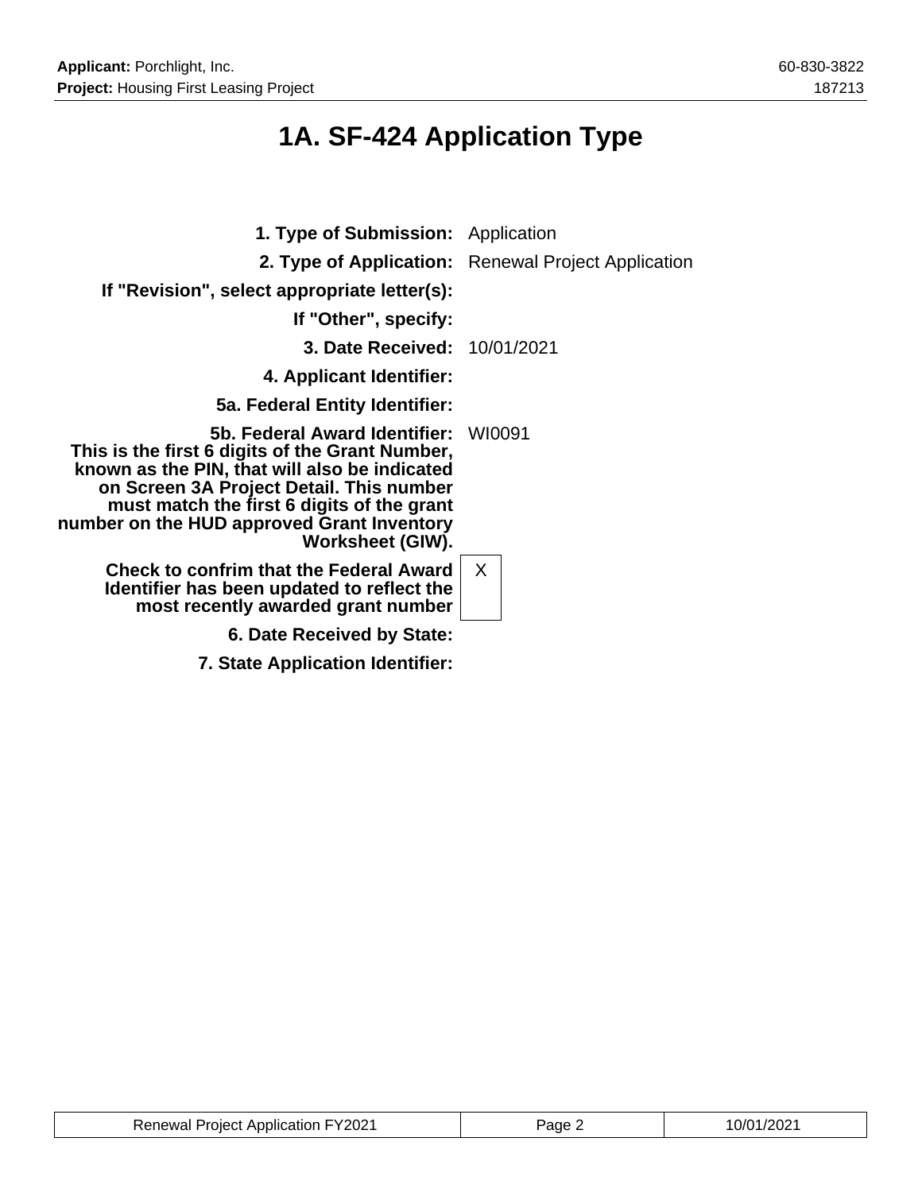# 1A. SF-424 Application Type

| | |
|---|---|
| **1. Type of Submission:** | Application |
| **2. Type of Application:** | Renewal Project Application |
| **If "Revision", select appropriate letter(s):** | |
| **If "Other", specify:** | |
| **3. Date Received:** | 10/01/2021 |
| **4. Applicant Identifier:** | |
| **5a. Federal Entity Identifier:** | |
| **5b. Federal Award Identifier: This is the first 6 digits of the Grant Number, known as the PIN, that will also be indicated on Screen 3A Project Detail. This number must match the first 6 digits of the grant number on the HUD approved Grant Inventory Worksheet (GIW).** | WI0091 |
| **Check to confrim that the Federal Award Identifier has been updated to reflect the most recently awarded grant number** | X |
| **6. Date Received by State:** | |
| **7. State Application Identifier:** | |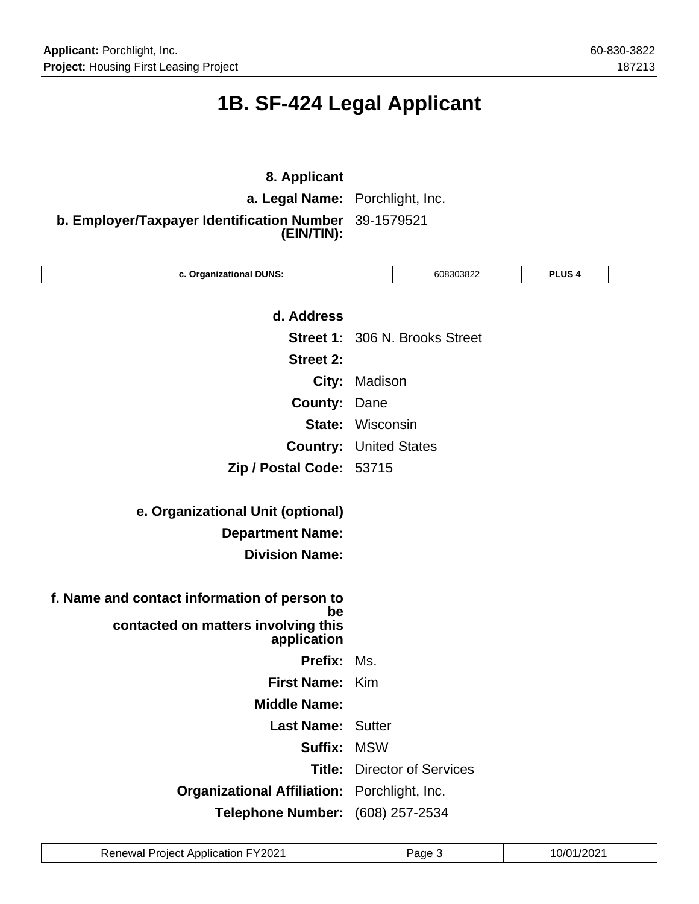# 1B. SF-424 Legal Applicant

**8. Applicant**

**a. Legal Name:** Porchlight, Inc.

**b. Employer/Taxpayer Identification Number (EIN/TIN):** 39-1579521

| | c. Organizational DUNS: | 608303822 | PLUS 4 | |
|---|---|---|---|---|

**d. Address**

**Street 1:** 306 N. Brooks Street

**Street 2:**

**City:** Madison

**County:** Dane

**State:** Wisconsin

**Country:** United States

**Zip / Postal Code:** 53715

**e. Organizational Unit (optional)**

**Department Name:**

**Division Name:**

**f. Name and contact information of person to be contacted on matters involving this application**

**Prefix:** Ms.

**First Name:** Kim

**Middle Name:**

**Last Name:** Sutter

**Suffix:** MSW

**Title:** Director of Services

**Organizational Affiliation:** Porchlight, Inc.

**Telephone Number:** (608) 257-2534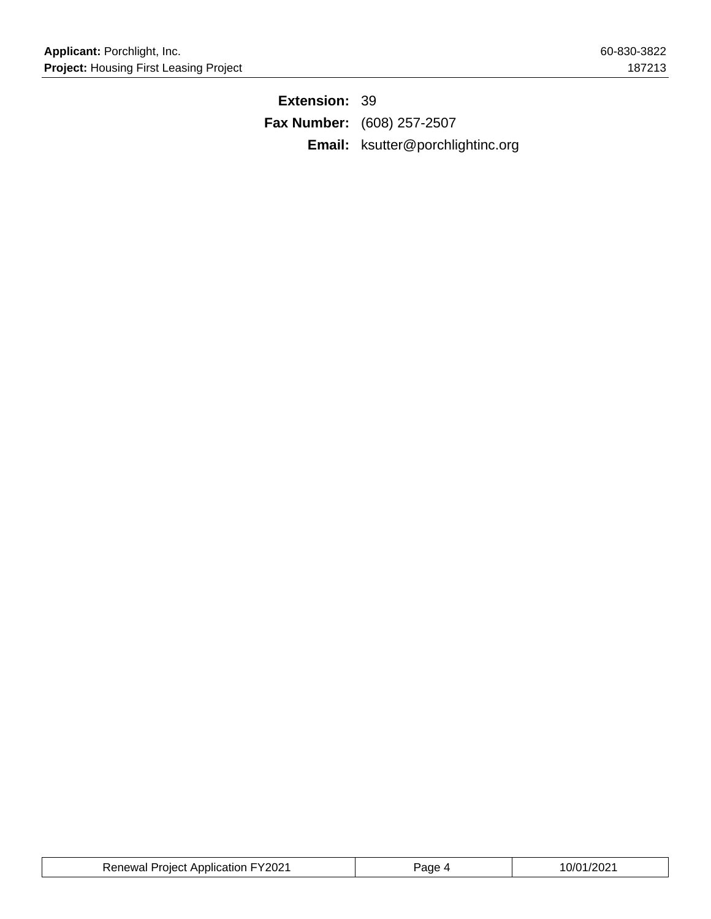**Extension:** 39

**Fax Number:** (608) 257-2507

**Email:** ksutter@porchlightinc.org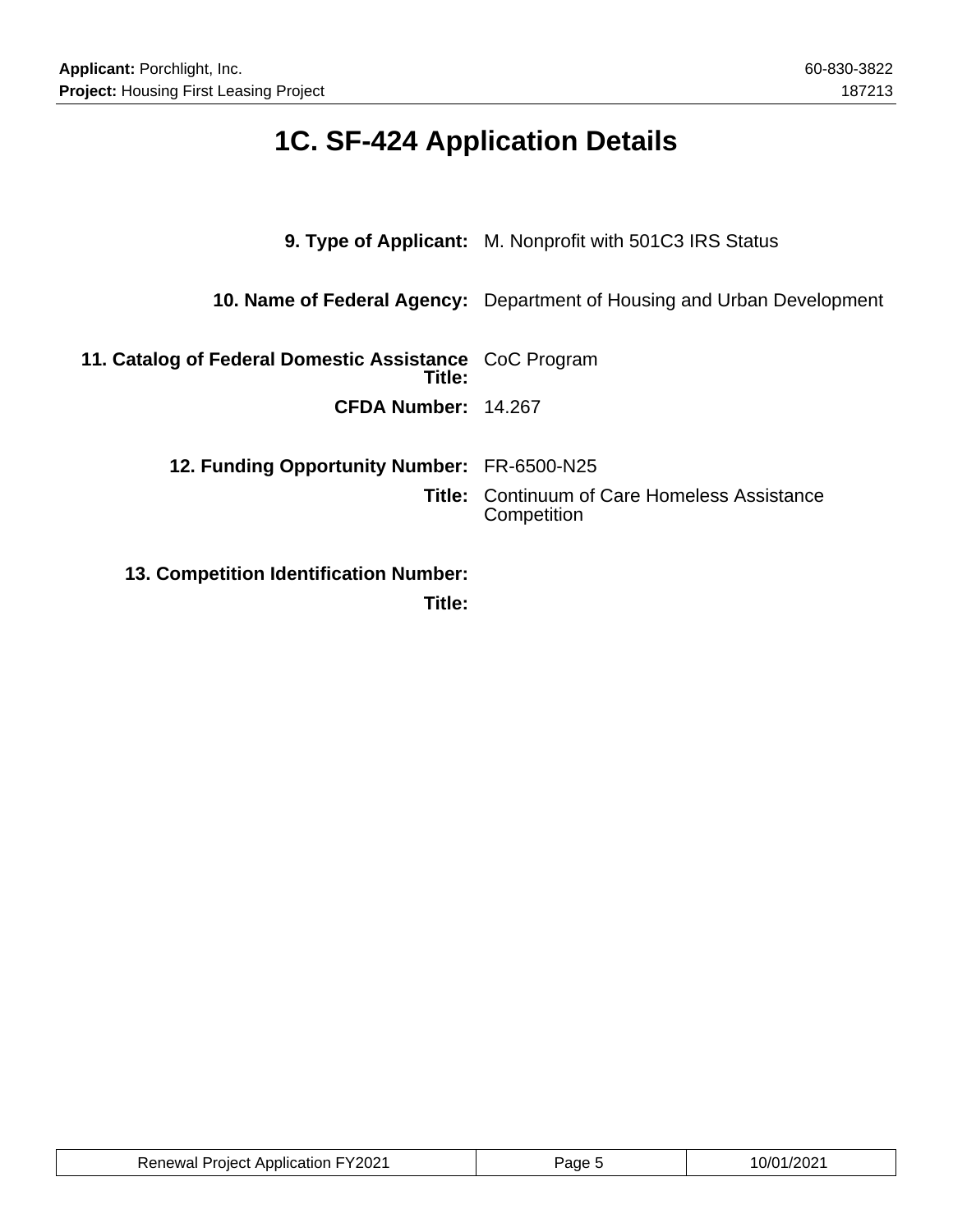# 1C. SF-424 Application Details

**9. Type of Applicant:** M. Nonprofit with 501C3 IRS Status

**10. Name of Federal Agency:** Department of Housing and Urban Development

**11. Catalog of Federal Domestic Assistance Title:** CoC Program

**CFDA Number:** 14.267

**12. Funding Opportunity Number:** FR-6500-N25

**Title:** Continuum of Care Homeless Assistance Competition

**13. Competition Identification Number:**

**Title:**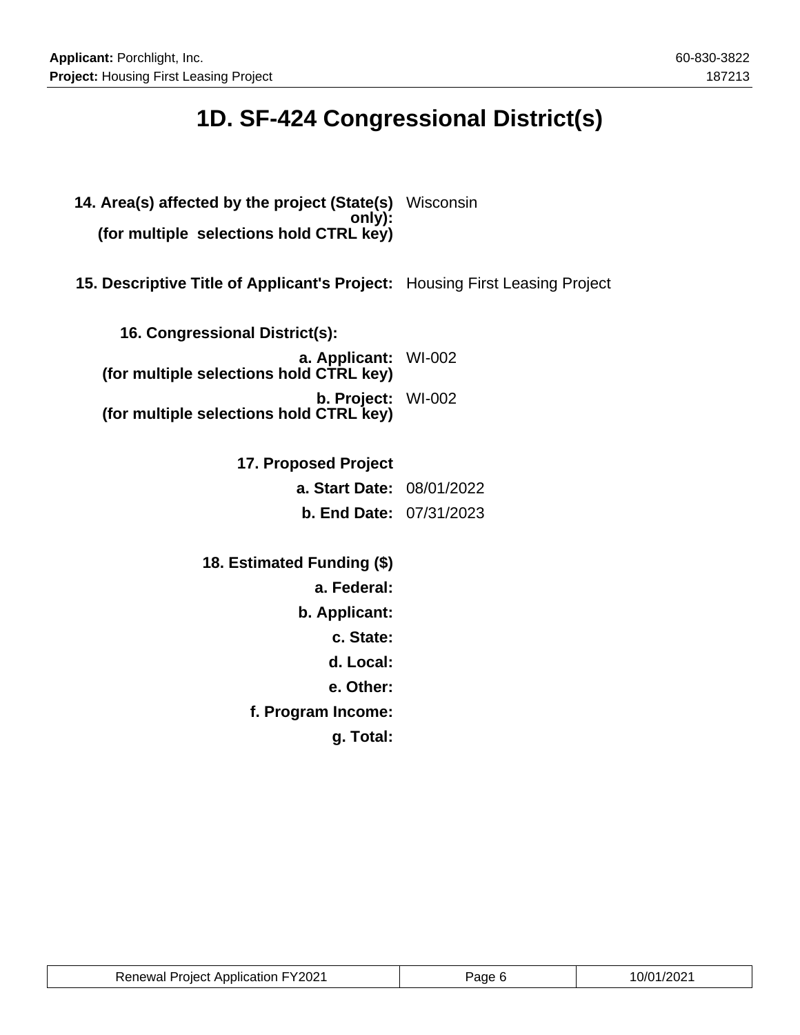# 1D. SF-424 Congressional District(s)

**14. Area(s) affected by the project (State(s) only):**
**(for multiple selections hold CTRL key)** Wisconsin

**15. Descriptive Title of Applicant's Project:** Housing First Leasing Project

**16. Congressional District(s):**

**a. Applicant:**
**(for multiple selections hold CTRL key)** WI-002

**b. Project:**
**(for multiple selections hold CTRL key)** WI-002

**17. Proposed Project**

**a. Start Date:** 08/01/2022

**b. End Date:** 07/31/2023

**18. Estimated Funding ($)**

**a. Federal:**

**b. Applicant:**

**c. State:**

**d. Local:**

**e. Other:**

**f. Program Income:**

**g. Total:**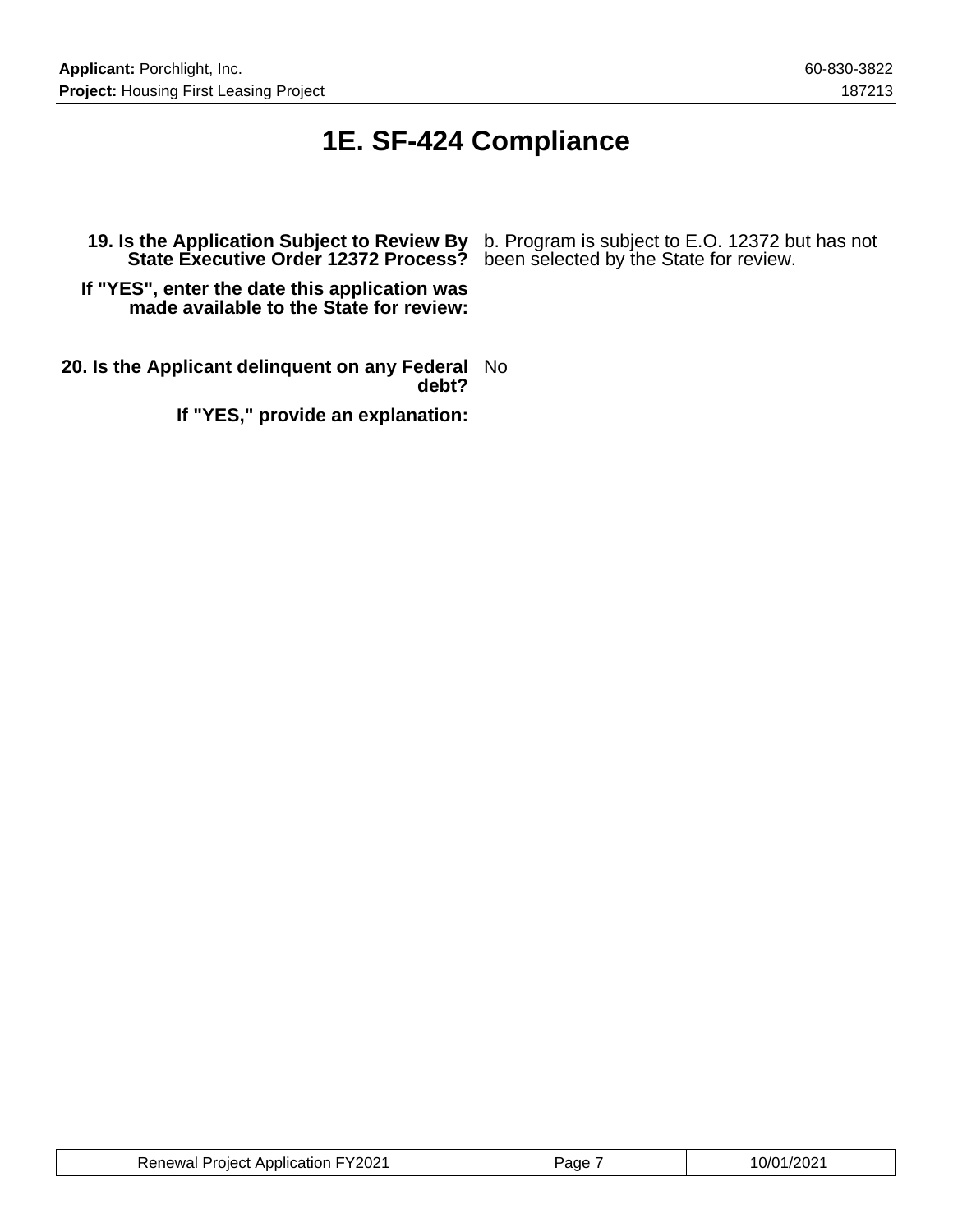# 1E. SF-424 Compliance

**19. Is the Application Subject to Review By State Executive Order 12372 Process?** b. Program is subject to E.O. 12372 but has not been selected by the State for review.

**If "YES", enter the date this application was made available to the State for review:**

**20. Is the Applicant delinquent on any Federal debt?** No

**If "YES," provide an explanation:**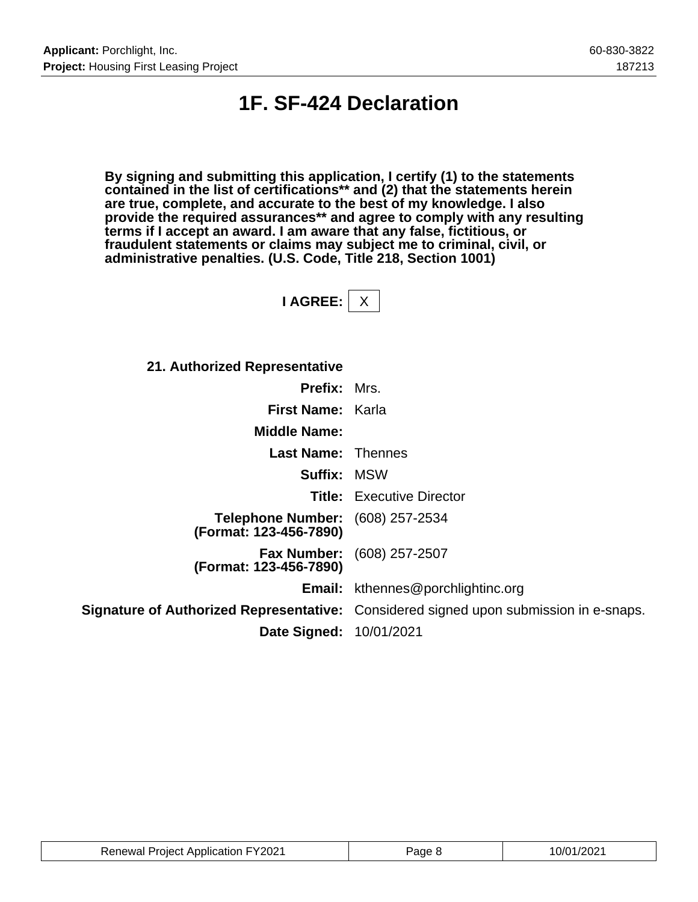# 1F. SF-424 Declaration

**By signing and submitting this application, I certify (1) to the statements contained in the list of certifications** and (2) that the statements herein are true, complete, and accurate to the best of my knowledge. I also provide the required assurances** and agree to comply with any resulting terms if I accept an award. I am aware that any false, fictitious, or fraudulent statements or claims may subject me to criminal, civil, or administrative penalties. (U.S. Code, Title 218, Section 1001)**

**I AGREE:** X

**21. Authorized Representative**

| | |
|---|---|
| **Prefix:** | Mrs. |
| **First Name:** | Karla |
| **Middle Name:** | |
| **Last Name:** | Thennes |
| **Suffix:** | MSW |
| **Title:** | Executive Director |
| **Telephone Number: (Format: 123-456-7890)** | (608) 257-2534 |
| **Fax Number: (Format: 123-456-7890)** | (608) 257-2507 |
| **Email:** | kthennes@porchlightinc.org |
| **Signature of Authorized Representative:** | Considered signed upon submission in e-snaps. |
| **Date Signed:** | 10/01/2021 |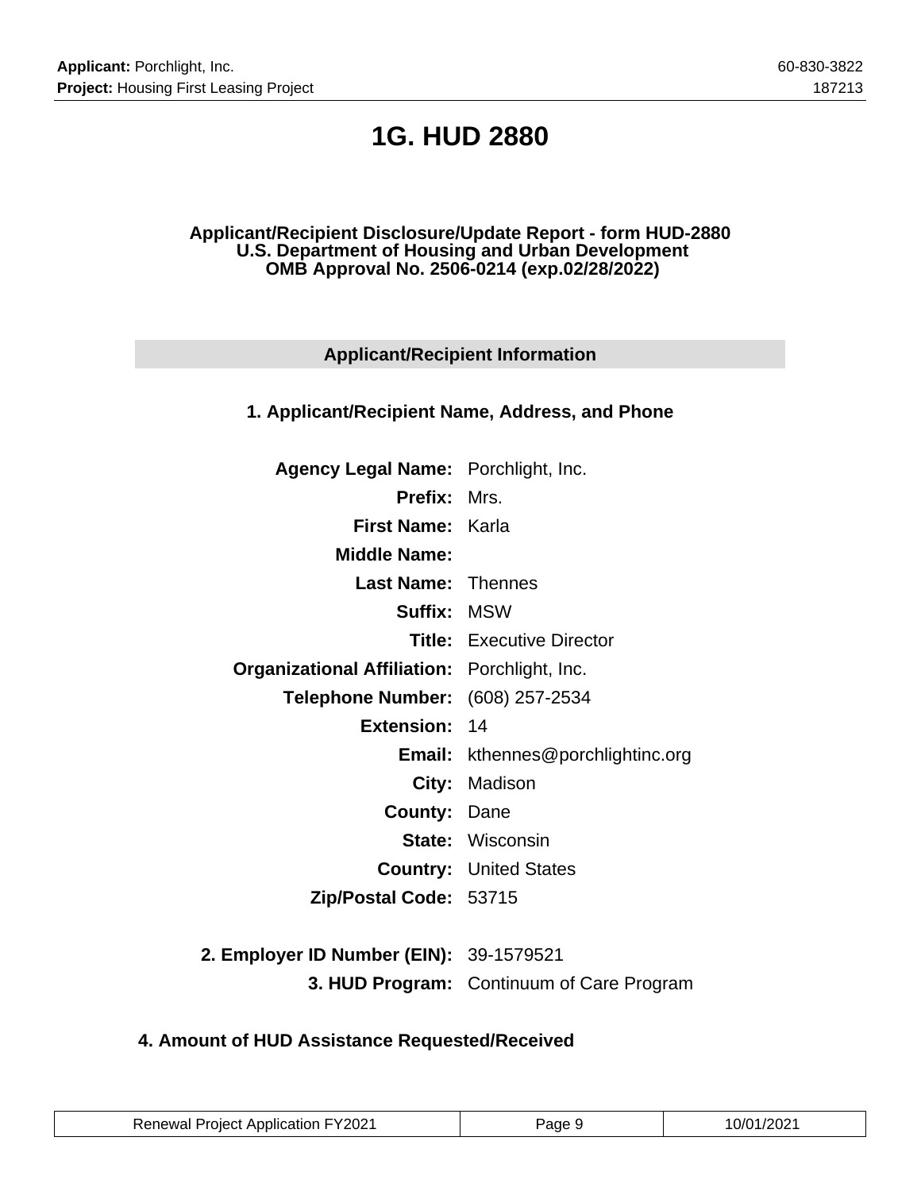# 1G. HUD 2880

**Applicant/Recipient Disclosure/Update Report - form HUD-2880**
**U.S. Department of Housing and Urban Development**
**OMB Approval No. 2506-0214 (exp.02/28/2022)**

## Applicant/Recipient Information

### 1. Applicant/Recipient Name, Address, and Phone

| | |
|---|---|
| **Agency Legal Name:** | Porchlight, Inc. |
| **Prefix:** | Mrs. |
| **First Name:** | Karla |
| **Middle Name:** | |
| **Last Name:** | Thennes |
| **Suffix:** | MSW |
| **Title:** | Executive Director |
| **Organizational Affiliation:** | Porchlight, Inc. |
| **Telephone Number:** | (608) 257-2534 |
| **Extension:** | 14 |
| **Email:** | kthennes@porchlightinc.org |
| **City:** | Madison |
| **County:** | Dane |
| **State:** | Wisconsin |
| **Country:** | United States |
| **Zip/Postal Code:** | 53715 |

| | |
|---|---|
| **2. Employer ID Number (EIN):** | 39-1579521 |
| **3. HUD Program:** | Continuum of Care Program |

### 4. Amount of HUD Assistance Requested/Received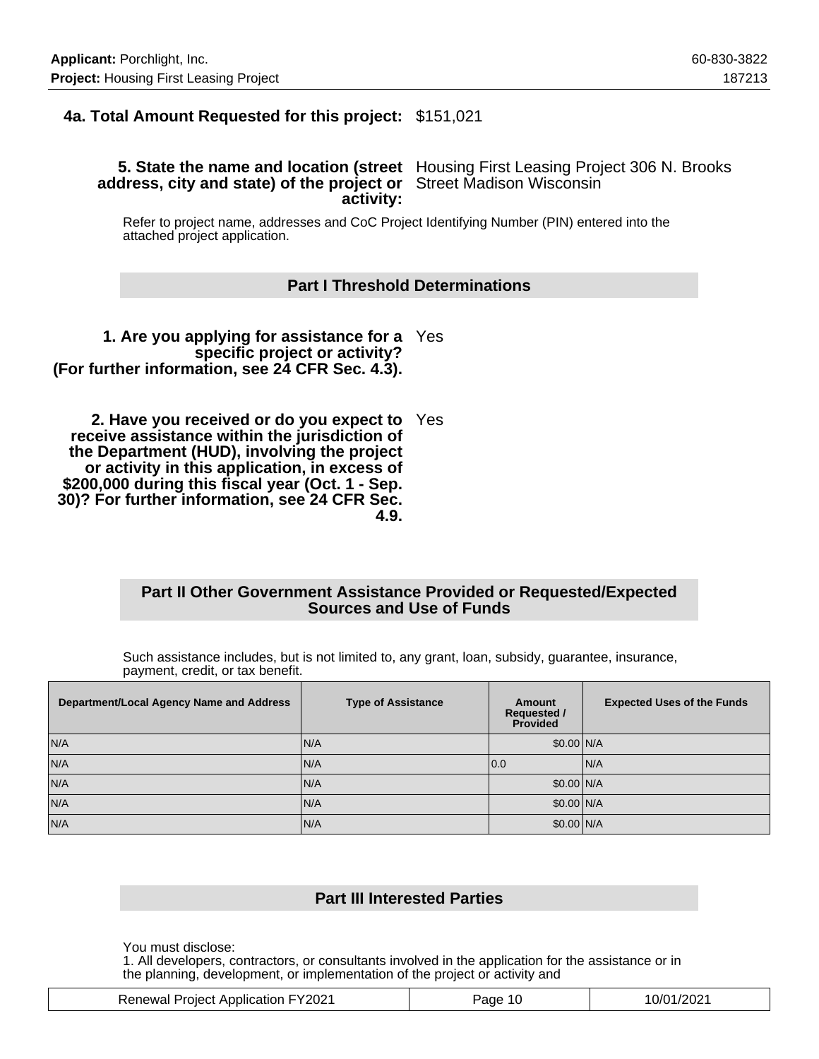**4a. Total Amount Requested for this project:** $151,021

**5. State the name and location (street address, city and state) of the project or activity:** Housing First Leasing Project 306 N. Brooks Street Madison Wisconsin

Refer to project name, addresses and CoC Project Identifying Number (PIN) entered into the attached project application.

## Part I Threshold Determinations

**1. Are you applying for assistance for a specific project or activity? (For further information, see 24 CFR Sec. 4.3).** Yes

**2. Have you received or do you expect to receive assistance within the jurisdiction of the Department (HUD), involving the project or activity in this application, in excess of $200,000 during this fiscal year (Oct. 1 - Sep. 30)? For further information, see 24 CFR Sec. 4.9.** Yes

## Part II Other Government Assistance Provided or Requested/Expected Sources and Use of Funds

Such assistance includes, but is not limited to, any grant, loan, subsidy, guarantee, insurance, payment, credit, or tax benefit.

| Department/Local Agency Name and Address | Type of Assistance | Amount Requested / Provided | Expected Uses of the Funds |
|---|---|---|---|
| N/A | N/A | $0.00 | N/A |
| N/A | N/A | 0.0 | N/A |
| N/A | N/A | $0.00 | N/A |
| N/A | N/A | $0.00 | N/A |
| N/A | N/A | $0.00 | N/A |

## Part III Interested Parties

You must disclose:
1. All developers, contractors, or consultants involved in the application for the assistance or in the planning, development, or implementation of the project or activity and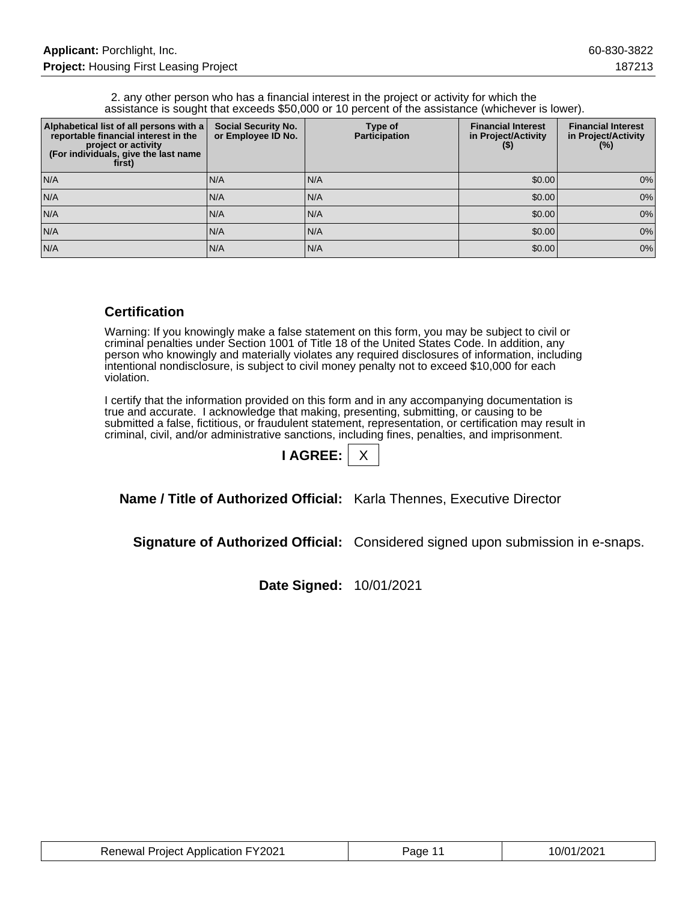2. any other person who has a financial interest in the project or activity for which the assistance is sought that exceeds $50,000 or 10 percent of the assistance (whichever is lower).

| Alphabetical list of all persons with a reportable financial interest in the project or activity (For individuals, give the last name first) | Social Security No. or Employee ID No. | Type of Participation | Financial Interest in Project/Activity ($) | Financial Interest in Project/Activity (%) |
|---|---|---|---|---|
| N/A | N/A | N/A | $0.00 | 0% |
| N/A | N/A | N/A | $0.00 | 0% |
| N/A | N/A | N/A | $0.00 | 0% |
| N/A | N/A | N/A | $0.00 | 0% |
| N/A | N/A | N/A | $0.00 | 0% |

## Certification

Warning: If you knowingly make a false statement on this form, you may be subject to civil or criminal penalties under Section 1001 of Title 18 of the United States Code. In addition, any person who knowingly and materially violates any required disclosures of information, including intentional nondisclosure, is subject to civil money penalty not to exceed $10,000 for each violation.

I certify that the information provided on this form and in any accompanying documentation is true and accurate. I acknowledge that making, presenting, submitting, or causing to be submitted a false, fictitious, or fraudulent statement, representation, or certification may result in criminal, civil, and/or administrative sanctions, including fines, penalties, and imprisonment.

**I AGREE:** X

**Name / Title of Authorized Official:** Karla Thennes, Executive Director

**Signature of Authorized Official:** Considered signed upon submission in e-snaps.

**Date Signed:** 10/01/2021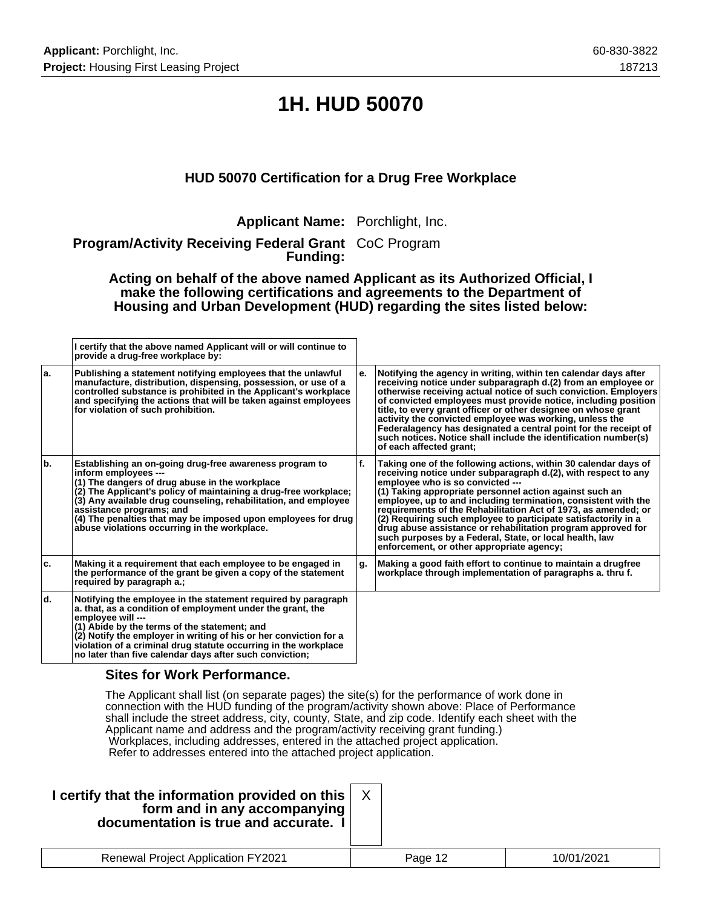# 1H. HUD 50070

### HUD 50070 Certification for a Drug Free Workplace

**Applicant Name:** Porchlight, Inc.

**Program/Activity Receiving Federal Grant Funding:** CoC Program

**Acting on behalf of the above named Applicant as its Authorized Official, I make the following certifications and agreements to the Department of Housing and Urban Development (HUD) regarding the sites listed below:**

| | I certify that the above named Applicant will or will continue to provide a drug-free workplace by: | | |
|---|---|---|---|
| a. | Publishing a statement notifying employees that the unlawful manufacture, distribution, dispensing, possession, or use of a controlled substance is prohibited in the Applicant's workplace and specifying the actions that will be taken against employees for violation of such prohibition. | e. | Notifying the agency in writing, within ten calendar days after receiving notice under subparagraph d.(2) from an employee or otherwise receiving actual notice of such conviction. Employers of convicted employees must provide notice, including position title, to every grant officer or other designee on whose grant activity the convicted employee was working, unless the Federalagency has designated a central point for the receipt of such notices. Notice shall include the identification number(s) of each affected grant; |
| b. | Establishing an on-going drug-free awareness program to inform employees --- (1) The dangers of drug abuse in the workplace (2) The Applicant's policy of maintaining a drug-free workplace; (3) Any available drug counseling, rehabilitation, and employee assistance programs; and (4) The penalties that may be imposed upon employees for drug abuse violations occurring in the workplace. | f. | Taking one of the following actions, within 30 calendar days of receiving notice under subparagraph d.(2), with respect to any employee who is so convicted --- (1) Taking appropriate personnel action against such an employee, up to and including termination, consistent with the requirements of the Rehabilitation Act of 1973, as amended; or (2) Requiring such employee to participate satisfactorily in a drug abuse assistance or rehabilitation program approved for such purposes by a Federal, State, or local health, law enforcement, or other appropriate agency; |
| c. | Making it a requirement that each employee to be engaged in the performance of the grant be given a copy of the statement required by paragraph a.; | g. | Making a good faith effort to continue to maintain a drugfree workplace through implementation of paragraphs a. thru f. |
| d. | Notifying the employee in the statement required by paragraph a. that, as a condition of employment under the grant, the employee will --- (1) Abide by the terms of the statement; and (2) Notify the employer in writing of his or her conviction for a violation of a criminal drug statute occurring in the workplace no later than five calendar days after such conviction; | | |

### Sites for Work Performance.

The Applicant shall list (on separate pages) the site(s) for the performance of work done in connection with the HUD funding of the program/activity shown above: Place of Performance shall include the street address, city, county, State, and zip code. Identify each sheet with the Applicant name and address and the program/activity receiving grant funding.)
Workplaces, including addresses, entered in the attached project application.
Refer to addresses entered into the attached project application.

**I certify that the information provided on this form and in any accompanying documentation is true and accurate. I** X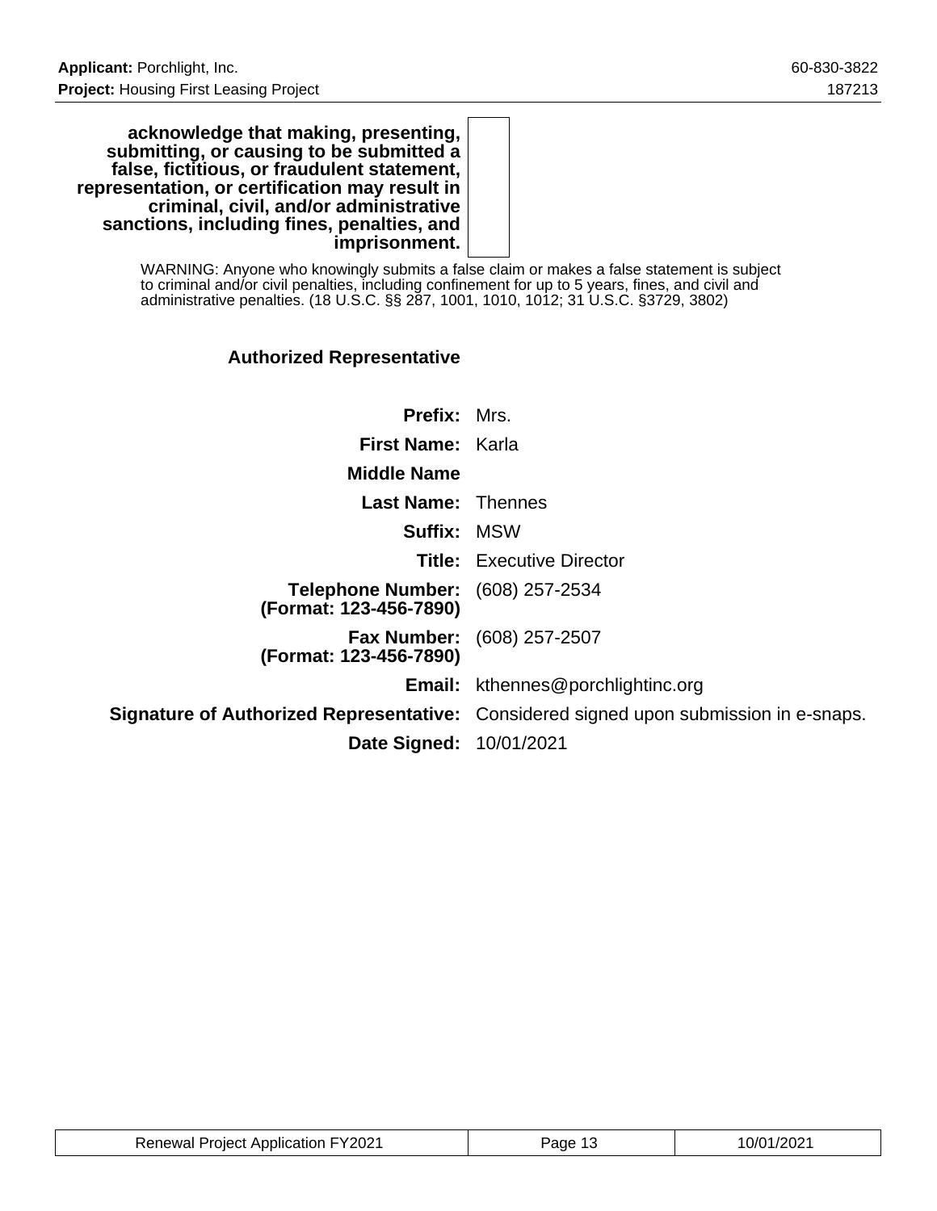| | |
|---|---|
| **acknowledge that making, presenting, submitting, or causing to be submitted a false, fictitious, or fraudulent statement, representation, or certification may result in criminal, civil, and/or administrative sanctions, including fines, penalties, and imprisonment.** | |

WARNING: Anyone who knowingly submits a false claim or makes a false statement is subject to criminal and/or civil penalties, including confinement for up to 5 years, fines, and civil and administrative penalties. (18 U.S.C. §§ 287, 1001, 1010, 1012; 31 U.S.C. §3729, 3802)

### Authorized Representative

| | |
|---|---|
| **Prefix:** | Mrs. |
| **First Name:** | Karla |
| **Middle Name** | |
| **Last Name:** | Thennes |
| **Suffix:** | MSW |
| **Title:** | Executive Director |
| **Telephone Number: (Format: 123-456-7890)** | (608) 257-2534 |
| **Fax Number: (Format: 123-456-7890)** | (608) 257-2507 |
| **Email:** | kthennes@porchlightinc.org |
| **Signature of Authorized Representative:** | Considered signed upon submission in e-snaps. |
| **Date Signed:** | 10/01/2021 |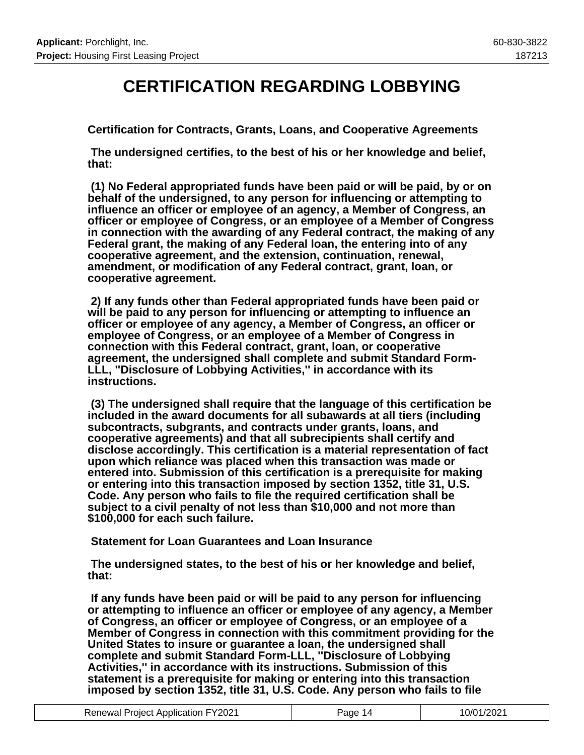# CERTIFICATION REGARDING LOBBYING

**Certification for Contracts, Grants, Loans, and Cooperative Agreements**

**The undersigned certifies, to the best of his or her knowledge and belief, that:**

**(1) No Federal appropriated funds have been paid or will be paid, by or on behalf of the undersigned, to any person for influencing or attempting to influence an officer or employee of an agency, a Member of Congress, an officer or employee of Congress, or an employee of a Member of Congress in connection with the awarding of any Federal contract, the making of any Federal grant, the making of any Federal loan, the entering into of any cooperative agreement, and the extension, continuation, renewal, amendment, or modification of any Federal contract, grant, loan, or cooperative agreement.**

**2) If any funds other than Federal appropriated funds have been paid or will be paid to any person for influencing or attempting to influence an officer or employee of any agency, a Member of Congress, an officer or employee of Congress, or an employee of a Member of Congress in connection with this Federal contract, grant, loan, or cooperative agreement, the undersigned shall complete and submit Standard Form-LLL, "Disclosure of Lobbying Activities," in accordance with its instructions.**

**(3) The undersigned shall require that the language of this certification be included in the award documents for all subawards at all tiers (including subcontracts, subgrants, and contracts under grants, loans, and cooperative agreements) and that all subrecipients shall certify and disclose accordingly. This certification is a material representation of fact upon which reliance was placed when this transaction was made or entered into. Submission of this certification is a prerequisite for making or entering into this transaction imposed by section 1352, title 31, U.S. Code. Any person who fails to file the required certification shall be subject to a civil penalty of not less than $10,000 and not more than $100,000 for each such failure.**

**Statement for Loan Guarantees and Loan Insurance**

**The undersigned states, to the best of his or her knowledge and belief, that:**

**If any funds have been paid or will be paid to any person for influencing or attempting to influence an officer or employee of any agency, a Member of Congress, an officer or employee of Congress, or an employee of a Member of Congress in connection with this commitment providing for the United States to insure or guarantee a loan, the undersigned shall complete and submit Standard Form-LLL, "Disclosure of Lobbying Activities," in accordance with its instructions. Submission of this statement is a prerequisite for making or entering into this transaction imposed by section 1352, title 31, U.S. Code. Any person who fails to file**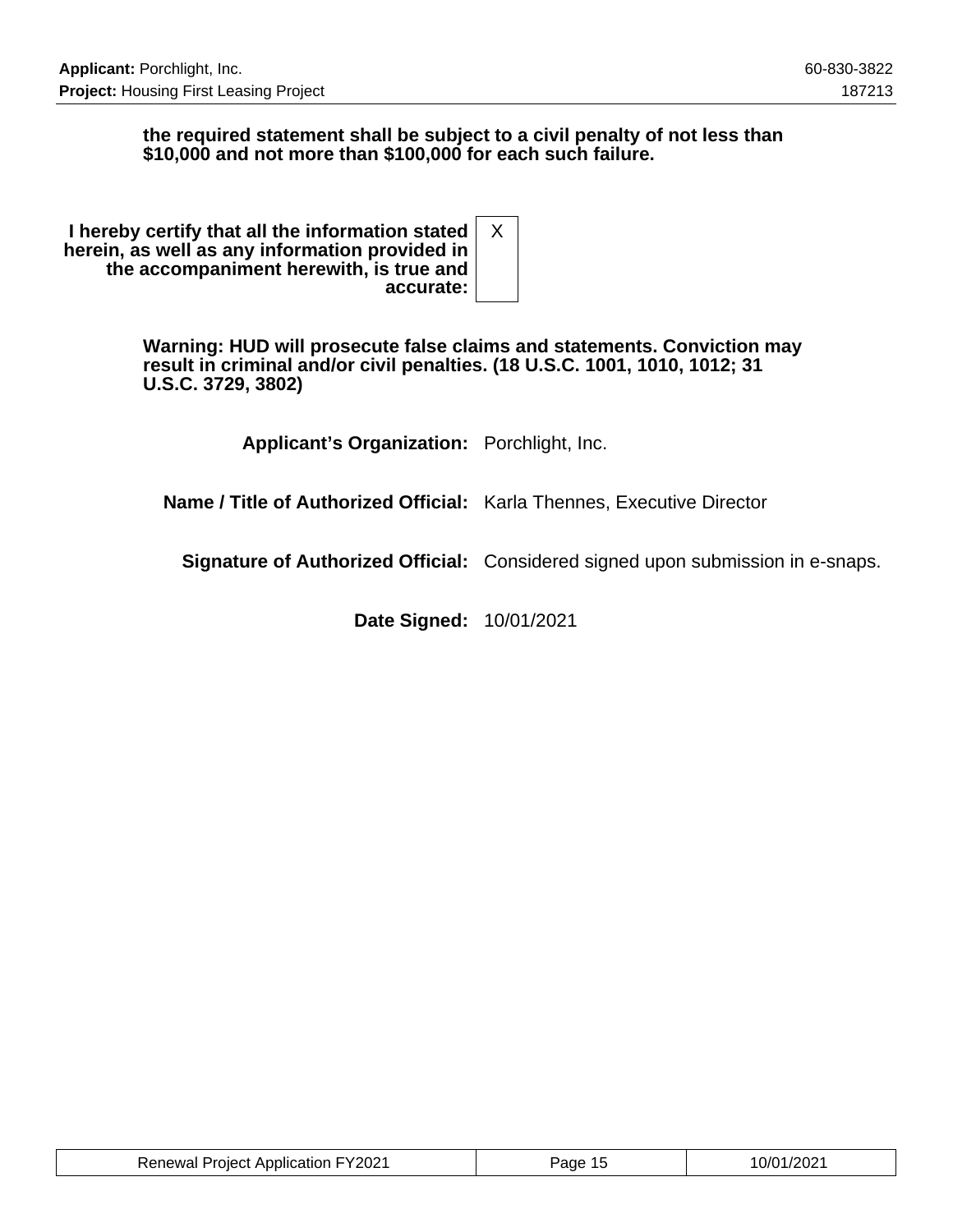**the required statement shall be subject to a civil penalty of not less than $10,000 and not more than $100,000 for each such failure.**

| | |
|---|---|
| **I hereby certify that all the information stated herein, as well as any information provided in the accompaniment herewith, is true and accurate:** | X |

**Warning: HUD will prosecute false claims and statements. Conviction may result in criminal and/or civil penalties. (18 U.S.C. 1001, 1010, 1012; 31 U.S.C. 3729, 3802)**

| | |
|---|---|
| **Applicant's Organization:** | Porchlight, Inc. |
| **Name / Title of Authorized Official:** | Karla Thennes, Executive Director |
| **Signature of Authorized Official:** | Considered signed upon submission in e-snaps. |
| **Date Signed:** | 10/01/2021 |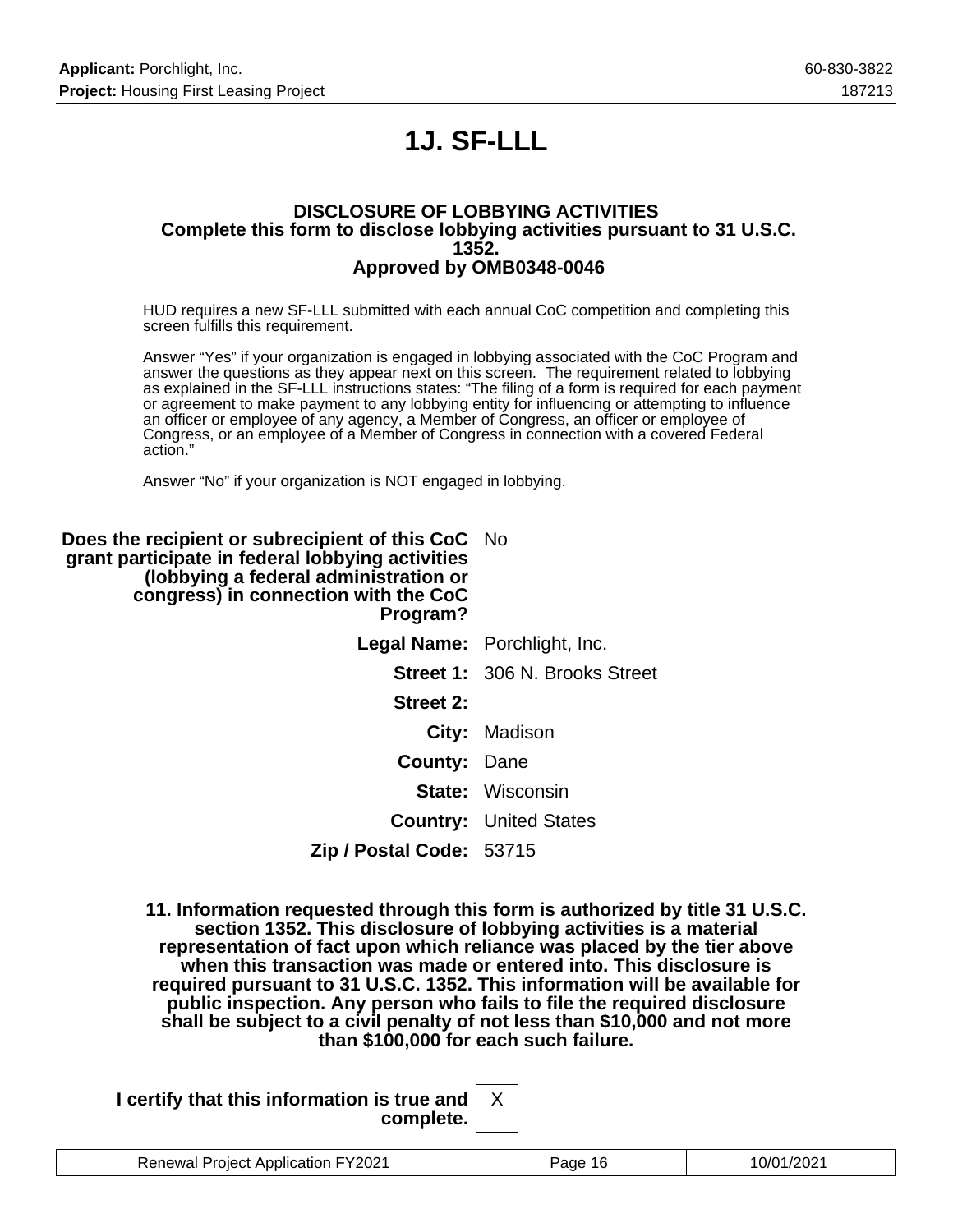# 1J. SF-LLL

**DISCLOSURE OF LOBBYING ACTIVITIES**
**Complete this form to disclose lobbying activities pursuant to 31 U.S.C. 1352.**
**Approved by OMB0348-0046**

HUD requires a new SF-LLL submitted with each annual CoC competition and completing this screen fulfills this requirement.

Answer “Yes” if your organization is engaged in lobbying associated with the CoC Program and answer the questions as they appear next on this screen. The requirement related to lobbying as explained in the SF-LLL instructions states: “The filing of a form is required for each payment or agreement to make payment to any lobbying entity for influencing or attempting to influence an officer or employee of any agency, a Member of Congress, an officer or employee of Congress, or an employee of a Member of Congress in connection with a covered Federal action.”

Answer “No” if your organization is NOT engaged in lobbying.

| | |
|---|---|
| **Does the recipient or subrecipient of this CoC grant participate in federal lobbying activities (lobbying a federal administration or congress) in connection with the CoC Program?** | No |
| **Legal Name:** | Porchlight, Inc. |
| **Street 1:** | 306 N. Brooks Street |
| **Street 2:** | |
| **City:** | Madison |
| **County:** | Dane |
| **State:** | Wisconsin |
| **Country:** | United States |
| **Zip / Postal Code:** | 53715 |

**11. Information requested through this form is authorized by title 31 U.S.C. section 1352. This disclosure of lobbying activities is a material representation of fact upon which reliance was placed by the tier above when this transaction was made or entered into. This disclosure is required pursuant to 31 U.S.C. 1352. This information will be available for public inspection. Any person who fails to file the required disclosure shall be subject to a civil penalty of not less than $10,000 and not more than $100,000 for each such failure.**

| | |
|---|---|
| **I certify that this information is true and complete.** | X |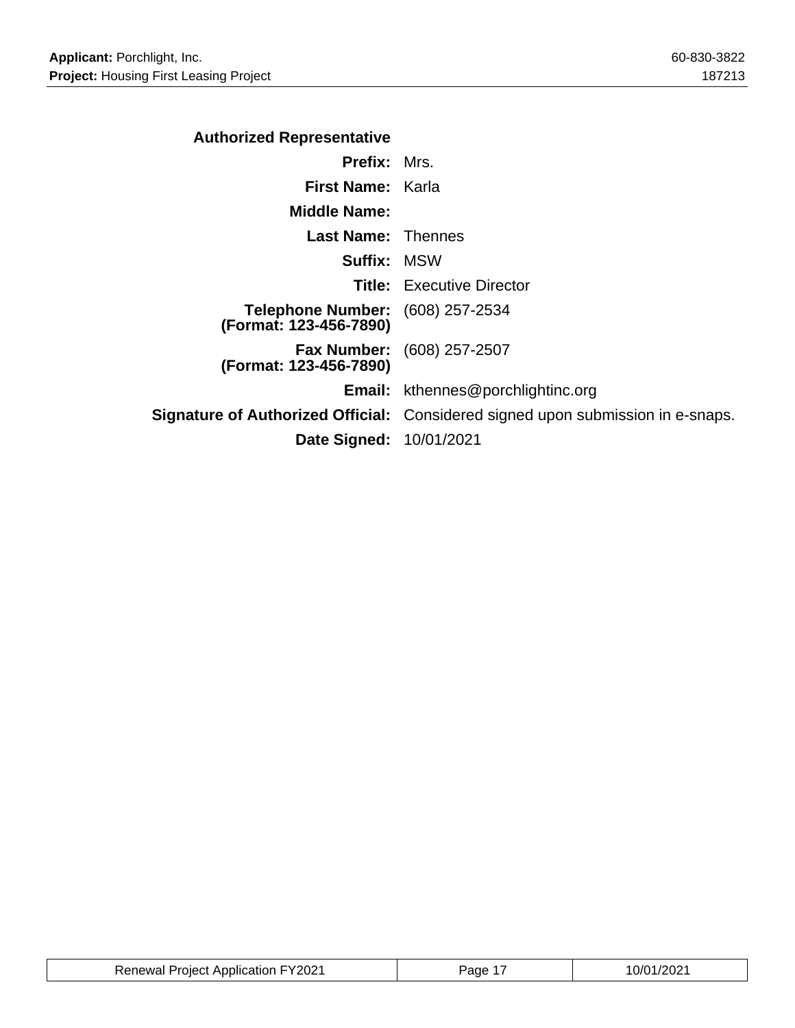### Authorized Representative

| | |
|---|---|
| **Prefix:** | Mrs. |
| **First Name:** | Karla |
| **Middle Name:** | |
| **Last Name:** | Thennes |
| **Suffix:** | MSW |
| **Title:** | Executive Director |
| **Telephone Number: (Format: 123-456-7890)** | (608) 257-2534 |
| **Fax Number: (Format: 123-456-7890)** | (608) 257-2507 |
| **Email:** | kthennes@porchlightinc.org |
| **Signature of Authorized Official:** | Considered signed upon submission in e-snaps. |
| **Date Signed:** | 10/01/2021 |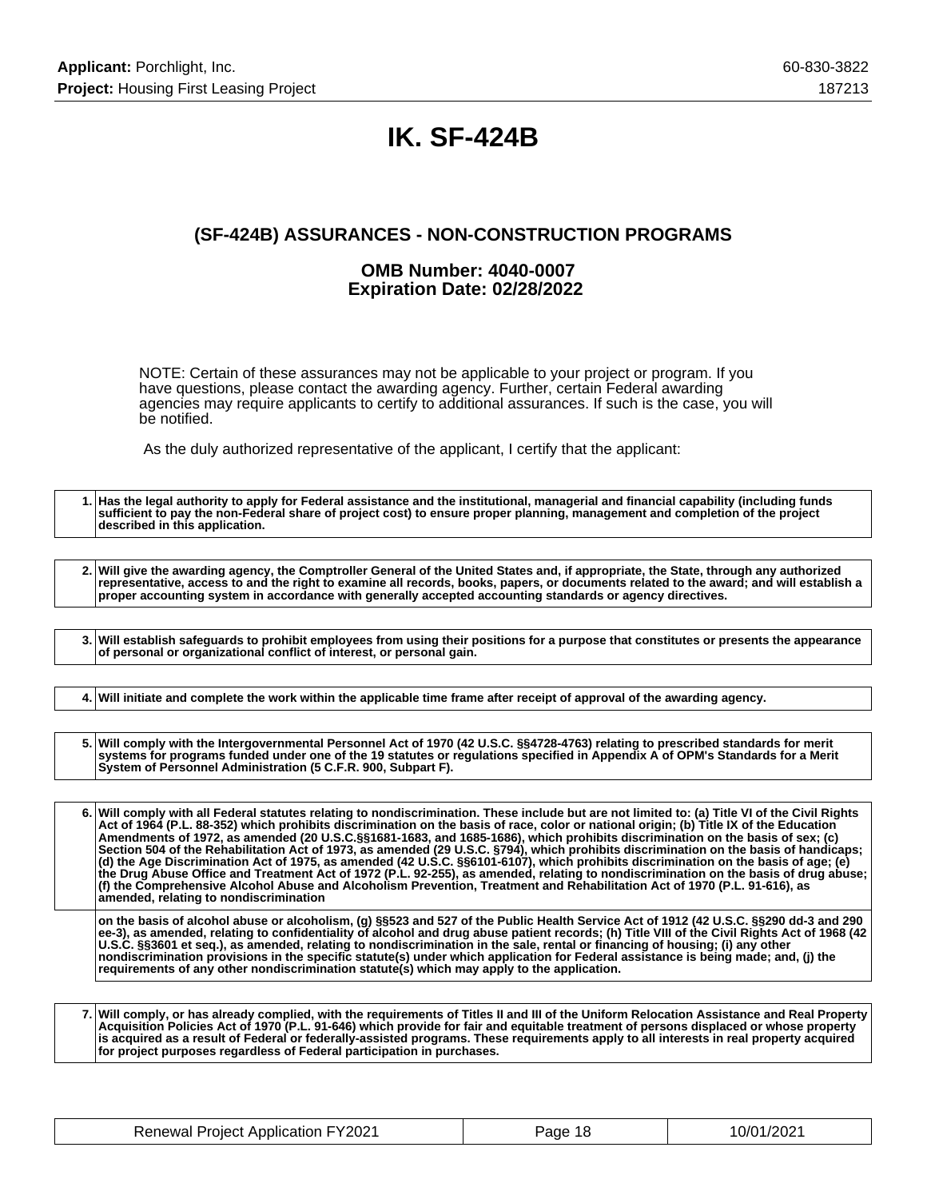# IK. SF-424B

## (SF-424B) ASSURANCES - NON-CONSTRUCTION PROGRAMS

### OMB Number: 4040-0007
### Expiration Date: 02/28/2022

NOTE: Certain of these assurances may not be applicable to your project or program. If you have questions, please contact the awarding agency. Further, certain Federal awarding agencies may require applicants to certify to additional assurances. If such is the case, you will be notified.

As the duly authorized representative of the applicant, I certify that the applicant:

| | |
|---|---|
| 1. | **Has the legal authority to apply for Federal assistance and the institutional, managerial and financial capability (including funds sufficient to pay the non-Federal share of project cost) to ensure proper planning, management and completion of the project described in this application.** |

| | |
|---|---|
| 2. | **Will give the awarding agency, the Comptroller General of the United States and, if appropriate, the State, through any authorized representative, access to and the right to examine all records, books, papers, or documents related to the award; and will establish a proper accounting system in accordance with generally accepted accounting standards or agency directives.** |

| | |
|---|---|
| 3. | **Will establish safeguards to prohibit employees from using their positions for a purpose that constitutes or presents the appearance of personal or organizational conflict of interest, or personal gain.** |

| | |
|---|---|
| 4. | **Will initiate and complete the work within the applicable time frame after receipt of approval of the awarding agency.** |

| | |
|---|---|
| 5. | **Will comply with the Intergovernmental Personnel Act of 1970 (42 U.S.C. §§4728-4763) relating to prescribed standards for merit systems for programs funded under one of the 19 statutes or regulations specified in Appendix A of OPM's Standards for a Merit System of Personnel Administration (5 C.F.R. 900, Subpart F).** |

| | |
|---|---|
| 6. | **Will comply with all Federal statutes relating to nondiscrimination. These include but are not limited to: (a) Title VI of the Civil Rights Act of 1964 (P.L. 88-352) which prohibits discrimination on the basis of race, color or national origin; (b) Title IX of the Education Amendments of 1972, as amended (20 U.S.C.§§1681-1683, and 1685-1686), which prohibits discrimination on the basis of sex; (c) Section 504 of the Rehabilitation Act of 1973, as amended (29 U.S.C. §794), which prohibits discrimination on the basis of handicaps; (d) the Age Discrimination Act of 1975, as amended (42 U.S.C. §§6101-6107), which prohibits discrimination on the basis of age; (e) the Drug Abuse Office and Treatment Act of 1972 (P.L. 92-255), as amended, relating to nondiscrimination on the basis of drug abuse; (f) the Comprehensive Alcohol Abuse and Alcoholism Prevention, Treatment and Rehabilitation Act of 1970 (P.L. 91-616), as amended, relating to nondiscrimination** |
| | **on the basis of alcohol abuse or alcoholism, (g) §§523 and 527 of the Public Health Service Act of 1912 (42 U.S.C. §§290 dd-3 and 290 ee-3), as amended, relating to confidentiality of alcohol and drug abuse patient records; (h) Title VIII of the Civil Rights Act of 1968 (42 U.S.C. §§3601 et seq.), as amended, relating to nondiscrimination in the sale, rental or financing of housing; (i) any other nondiscrimination provisions in the specific statute(s) under which application for Federal assistance is being made; and, (j) the requirements of any other nondiscrimination statute(s) which may apply to the application.** |

| | |
|---|---|
| 7. | **Will comply, or has already complied, with the requirements of Titles II and III of the Uniform Relocation Assistance and Real Property Acquisition Policies Act of 1970 (P.L. 91-646) which provide for fair and equitable treatment of persons displaced or whose property is acquired as a result of Federal or federally-assisted programs. These requirements apply to all interests in real property acquired for project purposes regardless of Federal participation in purchases.** |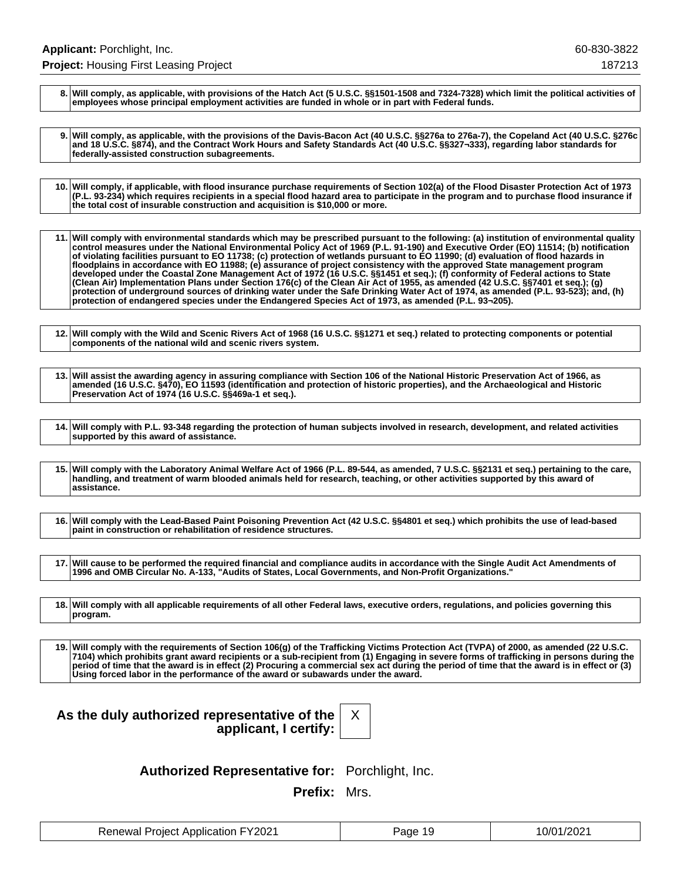8. **Will comply, as applicable, with provisions of the Hatch Act (5 U.S.C. §§1501-1508 and 7324-7328) which limit the political activities of employees whose principal employment activities are funded in whole or in part with Federal funds.**

9. **Will comply, as applicable, with the provisions of the Davis-Bacon Act (40 U.S.C. §§276a to 276a-7), the Copeland Act (40 U.S.C. §276c and 18 U.S.C. §874), and the Contract Work Hours and Safety Standards Act (40 U.S.C. §§327¬333), regarding labor standards for federally-assisted construction subagreements.**

10. **Will comply, if applicable, with flood insurance purchase requirements of Section 102(a) of the Flood Disaster Protection Act of 1973 (P.L. 93-234) which requires recipients in a special flood hazard area to participate in the program and to purchase flood insurance if the total cost of insurable construction and acquisition is $10,000 or more.**

11. **Will comply with environmental standards which may be prescribed pursuant to the following: (a) institution of environmental quality control measures under the National Environmental Policy Act of 1969 (P.L. 91-190) and Executive Order (EO) 11514; (b) notification of violating facilities pursuant to EO 11738; (c) protection of wetlands pursuant to EO 11990; (d) evaluation of flood hazards in floodplains in accordance with EO 11988; (e) assurance of project consistency with the approved State management program developed under the Coastal Zone Management Act of 1972 (16 U.S.C. §§1451 et seq.); (f) conformity of Federal actions to State (Clean Air) Implementation Plans under Section 176(c) of the Clean Air Act of 1955, as amended (42 U.S.C. §§7401 et seq.); (g) protection of underground sources of drinking water under the Safe Drinking Water Act of 1974, as amended (P.L. 93-523); and, (h) protection of endangered species under the Endangered Species Act of 1973, as amended (P.L. 93¬205).**

12. **Will comply with the Wild and Scenic Rivers Act of 1968 (16 U.S.C. §§1271 et seq.) related to protecting components or potential components of the national wild and scenic rivers system.**

13. **Will assist the awarding agency in assuring compliance with Section 106 of the National Historic Preservation Act of 1966, as amended (16 U.S.C. §470), EO 11593 (identification and protection of historic properties), and the Archaeological and Historic Preservation Act of 1974 (16 U.S.C. §§469a-1 et seq.).**

14. **Will comply with P.L. 93-348 regarding the protection of human subjects involved in research, development, and related activities supported by this award of assistance.**

15. **Will comply with the Laboratory Animal Welfare Act of 1966 (P.L. 89-544, as amended, 7 U.S.C. §§2131 et seq.) pertaining to the care, handling, and treatment of warm blooded animals held for research, teaching, or other activities supported by this award of assistance.**

16. **Will comply with the Lead-Based Paint Poisoning Prevention Act (42 U.S.C. §§4801 et seq.) which prohibits the use of lead-based paint in construction or rehabilitation of residence structures.**

17. **Will cause to be performed the required financial and compliance audits in accordance with the Single Audit Act Amendments of 1996 and OMB Circular No. A-133, "Audits of States, Local Governments, and Non-Profit Organizations."**

18. **Will comply with all applicable requirements of all other Federal laws, executive orders, regulations, and policies governing this program.**

19. **Will comply with the requirements of Section 106(g) of the Trafficking Victims Protection Act (TVPA) of 2000, as amended (22 U.S.C. 7104) which prohibits grant award recipients or a sub-recipient from (1) Engaging in severe forms of trafficking in persons during the period of time that the award is in effect (2) Procuring a commercial sex act during the period of time that the award is in effect or (3) Using forced labor in the performance of the award or subawards under the award.**

**As the duly authorized representative of the applicant, I certify:** X

**Authorized Representative for:** Porchlight, Inc.

**Prefix:** Mrs.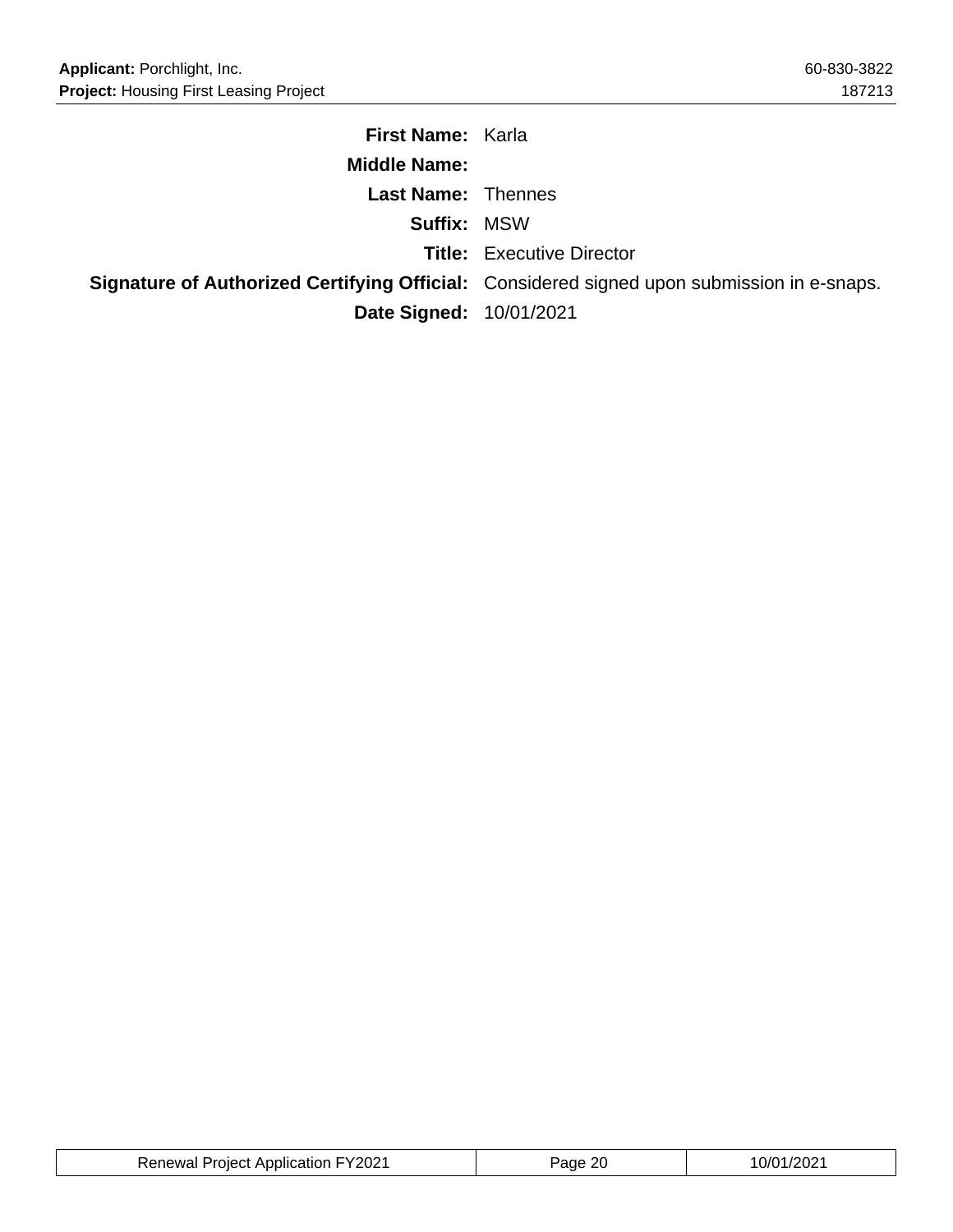**First Name:** Karla

**Middle Name:**

**Last Name:** Thennes

**Suffix:** MSW

**Title:** Executive Director

**Signature of Authorized Certifying Official:** Considered signed upon submission in e-snaps.

**Date Signed:** 10/01/2021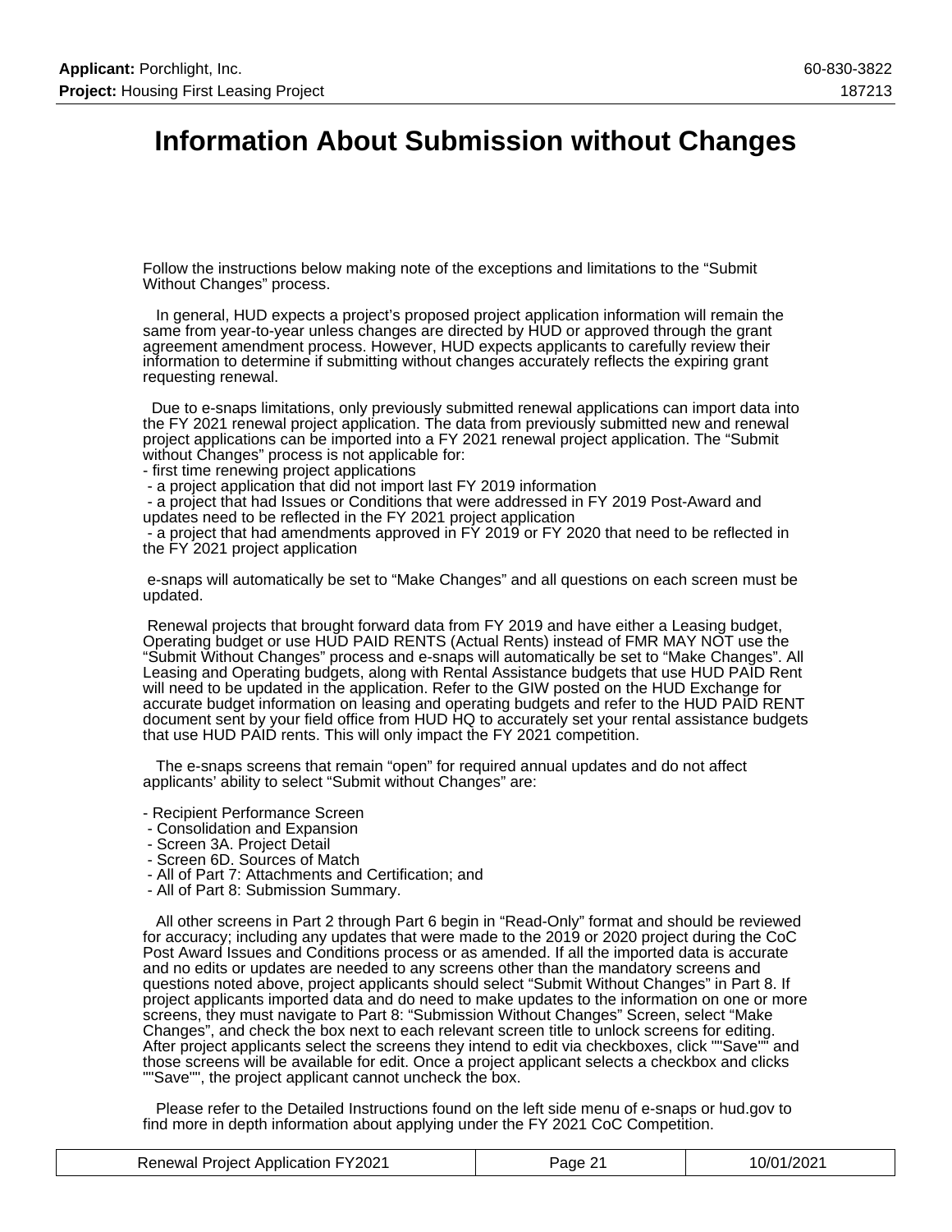# Information About Submission without Changes

Follow the instructions below making note of the exceptions and limitations to the "Submit Without Changes" process.

In general, HUD expects a project's proposed project application information will remain the same from year-to-year unless changes are directed by HUD or approved through the grant agreement amendment process. However, HUD expects applicants to carefully review their information to determine if submitting without changes accurately reflects the expiring grant requesting renewal.

Due to e-snaps limitations, only previously submitted renewal applications can import data into the FY 2021 renewal project application. The data from previously submitted new and renewal project applications can be imported into a FY 2021 renewal project application. The "Submit without Changes" process is not applicable for:

- first time renewing project applications
- a project application that did not import last FY 2019 information
- a project that had Issues or Conditions that were addressed in FY 2019 Post-Award and updates need to be reflected in the FY 2021 project application
- a project that had amendments approved in FY 2019 or FY 2020 that need to be reflected in the FY 2021 project application

e-snaps will automatically be set to "Make Changes" and all questions on each screen must be updated.

Renewal projects that brought forward data from FY 2019 and have either a Leasing budget, Operating budget or use HUD PAID RENTS (Actual Rents) instead of FMR MAY NOT use the "Submit Without Changes" process and e-snaps will automatically be set to "Make Changes". All Leasing and Operating budgets, along with Rental Assistance budgets that use HUD PAID Rent will need to be updated in the application. Refer to the GIW posted on the HUD Exchange for accurate budget information on leasing and operating budgets and refer to the HUD PAID RENT document sent by your field office from HUD HQ to accurately set your rental assistance budgets that use HUD PAID rents. This will only impact the FY 2021 competition.

The e-snaps screens that remain "open" for required annual updates and do not affect applicants' ability to select "Submit without Changes" are:

- Recipient Performance Screen
- Consolidation and Expansion
- Screen 3A. Project Detail
- Screen 6D. Sources of Match
- All of Part 7: Attachments and Certification; and
- All of Part 8: Submission Summary.

All other screens in Part 2 through Part 6 begin in "Read-Only" format and should be reviewed for accuracy; including any updates that were made to the 2019 or 2020 project during the CoC Post Award Issues and Conditions process or as amended. If all the imported data is accurate and no edits or updates are needed to any screens other than the mandatory screens and questions noted above, project applicants should select "Submit Without Changes" in Part 8. If project applicants imported data and do need to make updates to the information on one or more screens, they must navigate to Part 8: "Submission Without Changes" Screen, select "Make Changes", and check the box next to each relevant screen title to unlock screens for editing. After project applicants select the screens they intend to edit via checkboxes, click ""Save"" and those screens will be available for edit. Once a project applicant selects a checkbox and clicks ""Save"", the project applicant cannot uncheck the box.

Please refer to the Detailed Instructions found on the left side menu of e-snaps or hud.gov to find more in depth information about applying under the FY 2021 CoC Competition.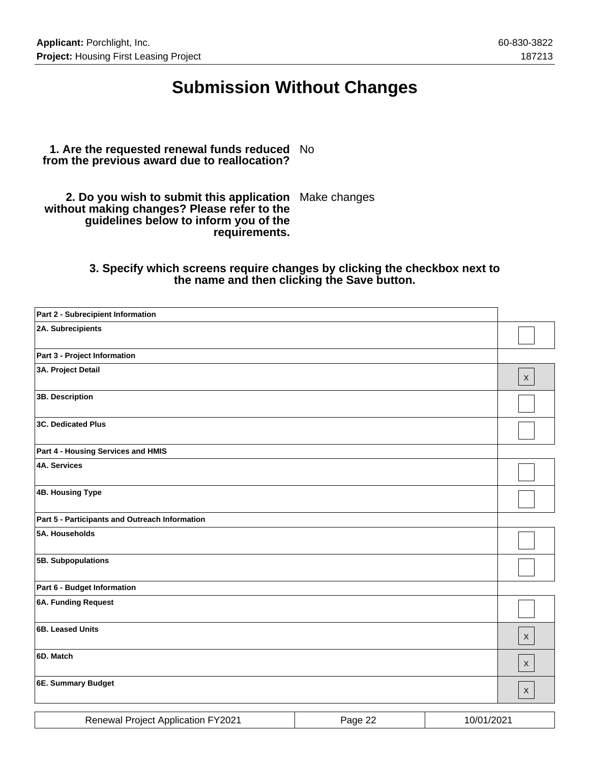# Submission Without Changes

**1. Are the requested renewal funds reduced from the previous award due to reallocation?** No

**2. Do you wish to submit this application without making changes? Please refer to the guidelines below to inform you of the requirements.** Make changes

**3. Specify which screens require changes by clicking the checkbox next to the name and then clicking the Save button.**

| | |
|---|---|
| **Part 2 - Subrecipient Information** | |
| **2A. Subrecipients** | |
| **Part 3 - Project Information** | |
| **3A. Project Detail** | X |
| **3B. Description** | |
| **3C. Dedicated Plus** | |
| **Part 4 - Housing Services and HMIS** | |
| **4A. Services** | |
| **4B. Housing Type** | |
| **Part 5 - Participants and Outreach Information** | |
| **5A. Households** | |
| **5B. Subpopulations** | |
| **Part 6 - Budget Information** | |
| **6A. Funding Request** | |
| **6B. Leased Units** | X |
| **6D. Match** | X |
| **6E. Summary Budget** | X |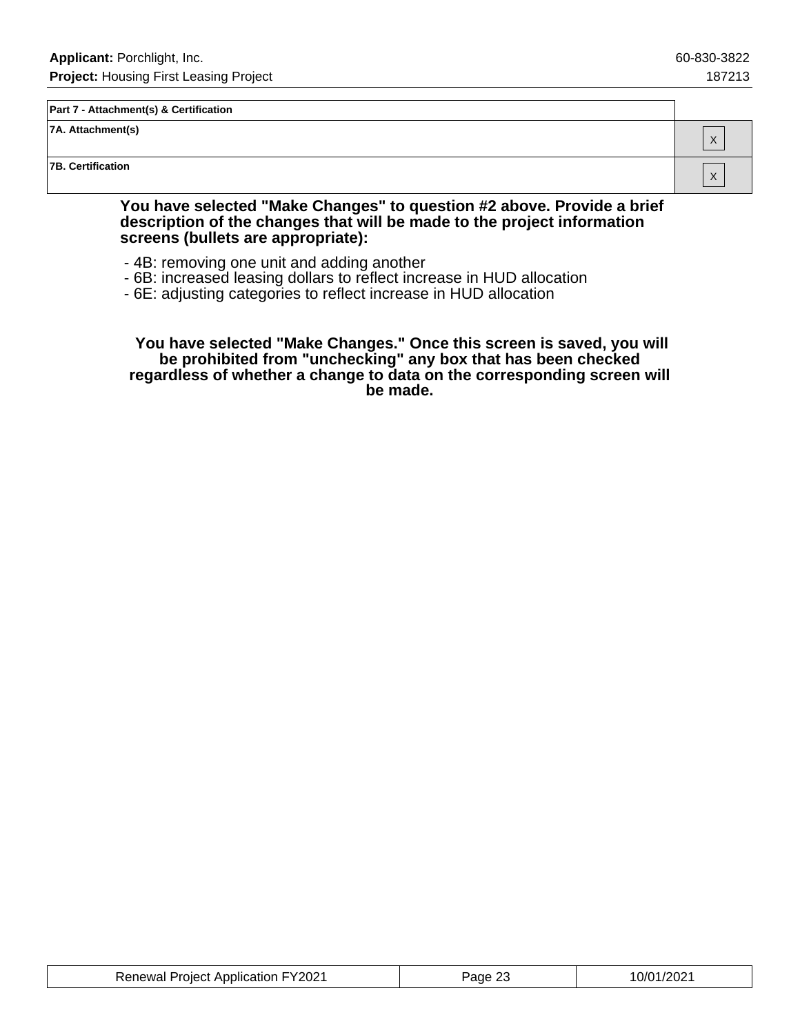| Part 7 - Attachment(s) & Certification | |
|---|---|
| 7A. Attachment(s) | X |
| 7B. Certification | X |

**You have selected "Make Changes" to question #2 above. Provide a brief description of the changes that will be made to the project information screens (bullets are appropriate):**

- 4B: removing one unit and adding another
- 6B: increased leasing dollars to reflect increase in HUD allocation
- 6E: adjusting categories to reflect increase in HUD allocation

**You have selected "Make Changes." Once this screen is saved, you will be prohibited from "unchecking" any box that has been checked regardless of whether a change to data on the corresponding screen will be made.**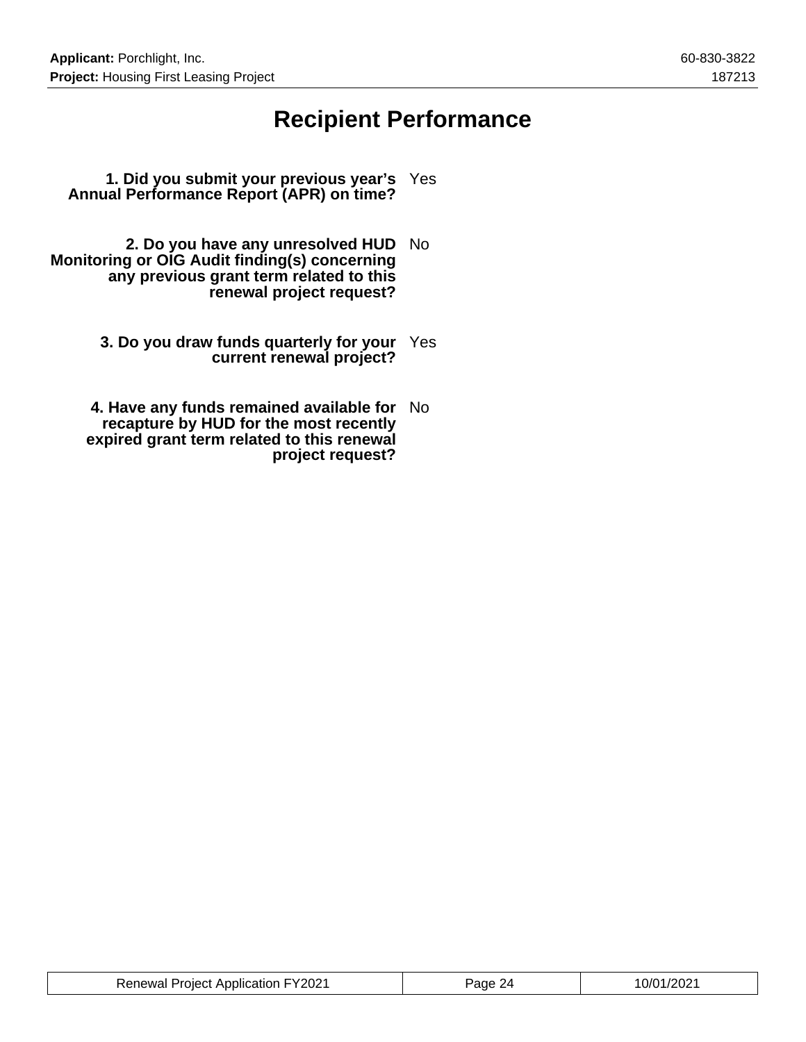# Recipient Performance

**1. Did you submit your previous year's Annual Performance Report (APR) on time?** Yes

**2. Do you have any unresolved HUD Monitoring or OIG Audit finding(s) concerning any previous grant term related to this renewal project request?** No

**3. Do you draw funds quarterly for your current renewal project?** Yes

**4. Have any funds remained available for recapture by HUD for the most recently expired grant term related to this renewal project request?** No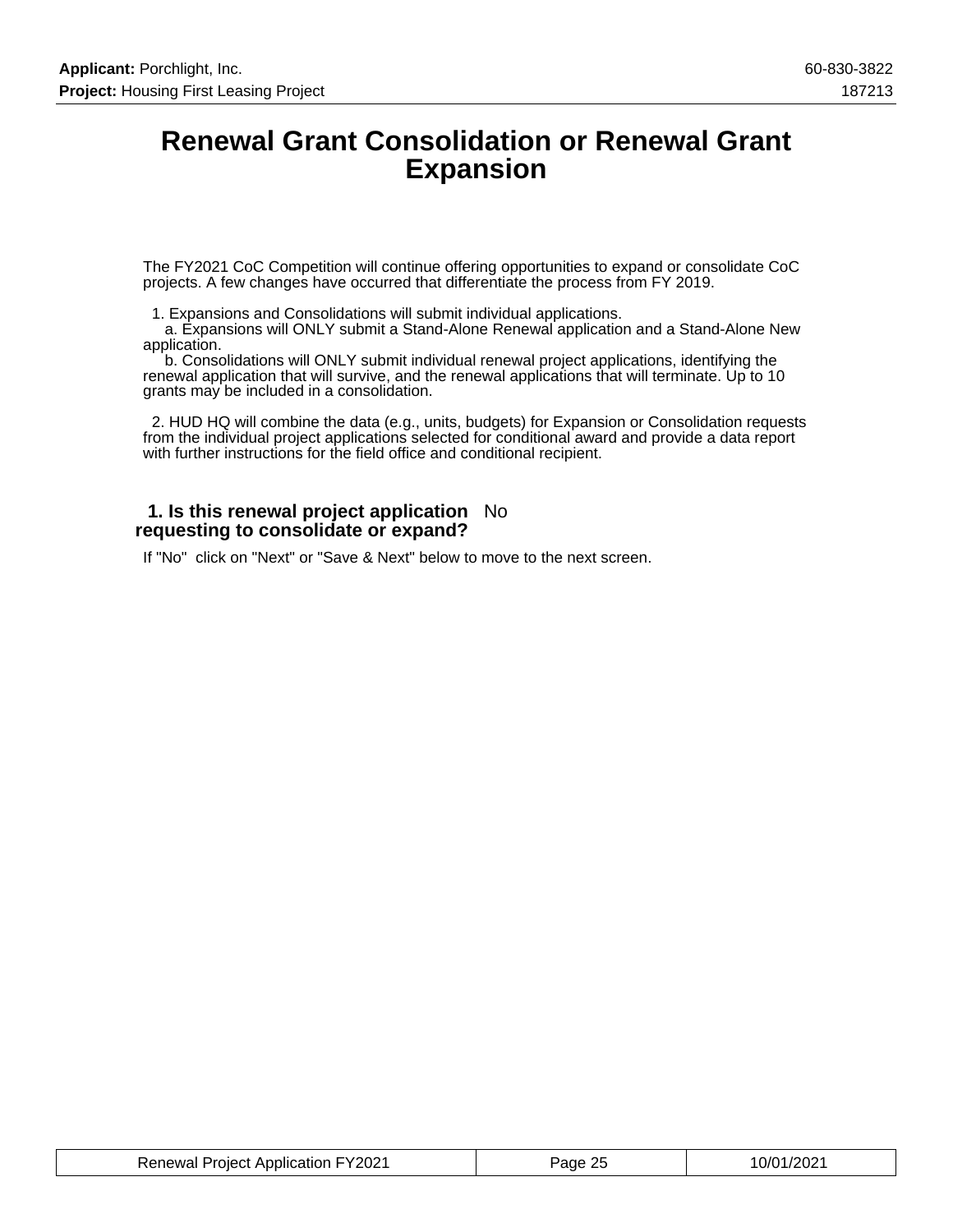# Renewal Grant Consolidation or Renewal Grant Expansion

The FY2021 CoC Competition will continue offering opportunities to expand or consolidate CoC projects. A few changes have occurred that differentiate the process from FY 2019.

1. Expansions and Consolidations will submit individual applications.
   a. Expansions will ONLY submit a Stand-Alone Renewal application and a Stand-Alone New application.
   b. Consolidations will ONLY submit individual renewal project applications, identifying the renewal application that will survive, and the renewal applications that will terminate. Up to 10 grants may be included in a consolidation.

2. HUD HQ will combine the data (e.g., units, budgets) for Expansion or Consolidation requests from the individual project applications selected for conditional award and provide a data report with further instructions for the field office and conditional recipient.

**1. Is this renewal project application requesting to consolidate or expand?** No

If "No" click on "Next" or "Save & Next" below to move to the next screen.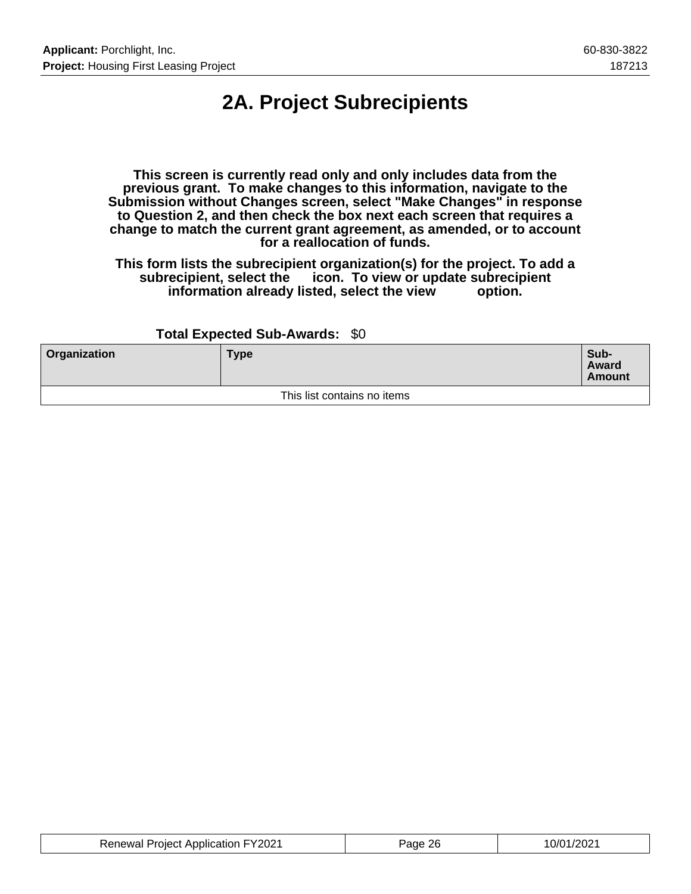# 2A. Project Subrecipients

**This screen is currently read only and only includes data from the previous grant. To make changes to this information, navigate to the Submission without Changes screen, select "Make Changes" in response to Question 2, and then check the box next each screen that requires a change to match the current grant agreement, as amended, or to account for a reallocation of funds.**

**This form lists the subrecipient organization(s) for the project. To add a subrecipient, select the icon. To view or update subrecipient information already listed, select the view option.**

**Total Expected Sub-Awards:** $0

| Organization | Type | Sub-Award Amount |
|---|---|---|
| This list contains no items | | |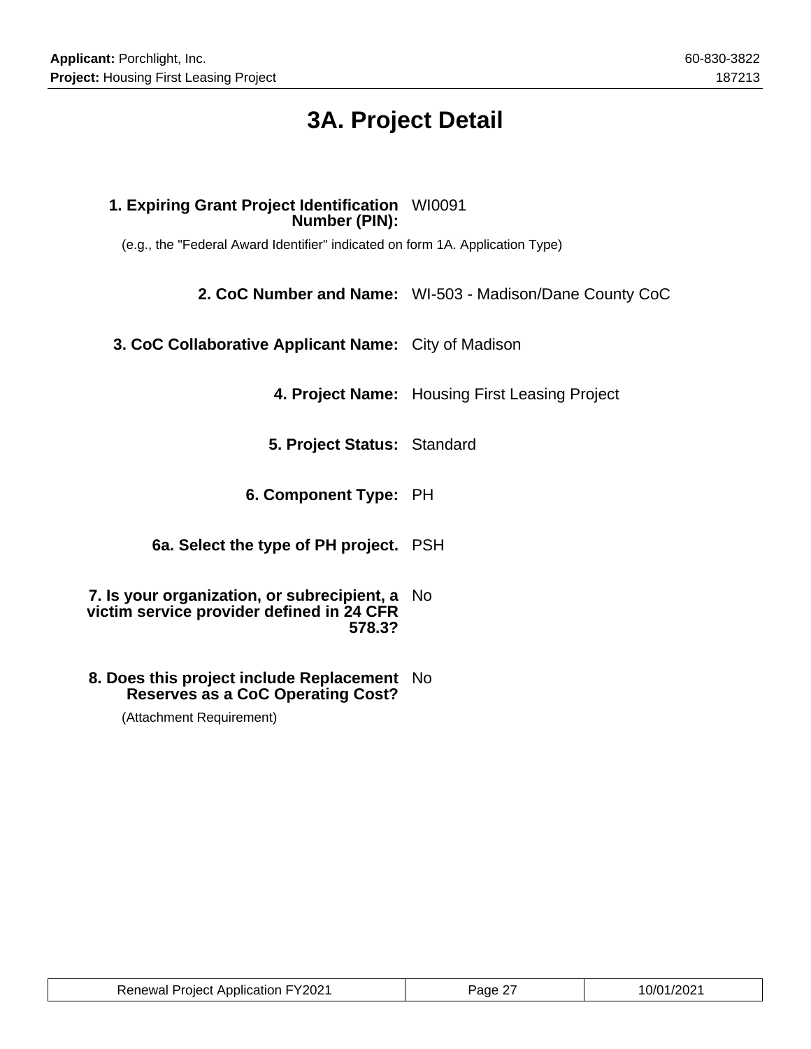# 3A. Project Detail

**1. Expiring Grant Project Identification Number (PIN):** WI0091

(e.g., the "Federal Award Identifier" indicated on form 1A. Application Type)

**2. CoC Number and Name:** WI-503 - Madison/Dane County CoC

**3. CoC Collaborative Applicant Name:** City of Madison

**4. Project Name:** Housing First Leasing Project

**5. Project Status:** Standard

**6. Component Type:** PH

**6a. Select the type of PH project.** PSH

**7. Is your organization, or subrecipient, a victim service provider defined in 24 CFR 578.3?** No

**8. Does this project include Replacement Reserves as a CoC Operating Cost?** No

(Attachment Requirement)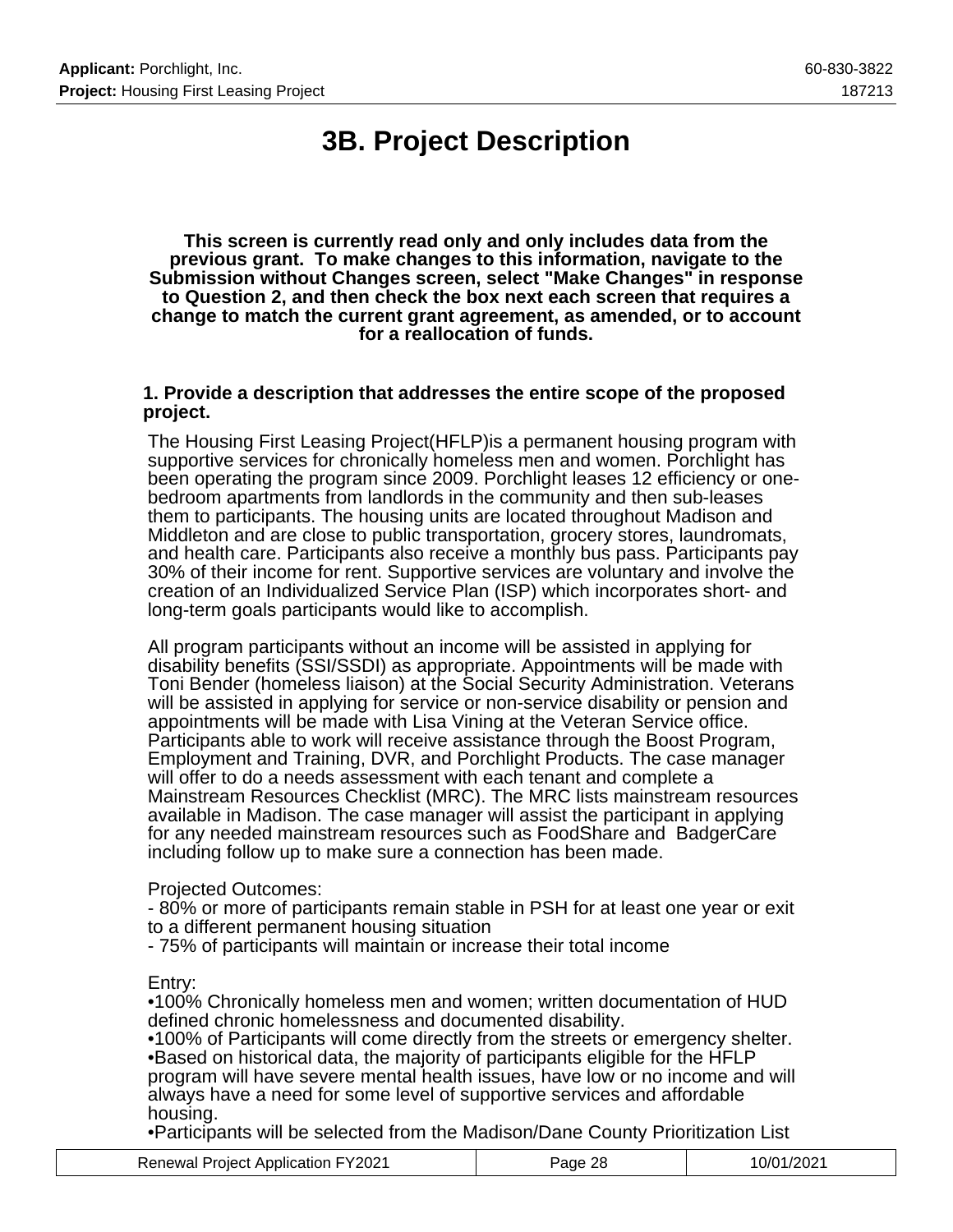# 3B. Project Description

**This screen is currently read only and only includes data from the previous grant. To make changes to this information, navigate to the Submission without Changes screen, select "Make Changes" in response to Question 2, and then check the box next each screen that requires a change to match the current grant agreement, as amended, or to account for a reallocation of funds.**

**1. Provide a description that addresses the entire scope of the proposed project.**

The Housing First Leasing Project(HFLP)is a permanent housing program with supportive services for chronically homeless men and women. Porchlight has been operating the program since 2009. Porchlight leases 12 efficiency or one-bedroom apartments from landlords in the community and then sub-leases them to participants. The housing units are located throughout Madison and Middleton and are close to public transportation, grocery stores, laundromats, and health care. Participants also receive a monthly bus pass. Participants pay 30% of their income for rent. Supportive services are voluntary and involve the creation of an Individualized Service Plan (ISP) which incorporates short- and long-term goals participants would like to accomplish.

All program participants without an income will be assisted in applying for disability benefits (SSI/SSDI) as appropriate. Appointments will be made with Toni Bender (homeless liaison) at the Social Security Administration. Veterans will be assisted in applying for service or non-service disability or pension and appointments will be made with Lisa Vining at the Veteran Service office. Participants able to work will receive assistance through the Boost Program, Employment and Training, DVR, and Porchlight Products. The case manager will offer to do a needs assessment with each tenant and complete a Mainstream Resources Checklist (MRC). The MRC lists mainstream resources available in Madison. The case manager will assist the participant in applying for any needed mainstream resources such as FoodShare and BadgerCare including follow up to make sure a connection has been made.

Projected Outcomes:
- 80% or more of participants remain stable in PSH for at least one year or exit to a different permanent housing situation
- 75% of participants will maintain or increase their total income

Entry:
•100% Chronically homeless men and women; written documentation of HUD defined chronic homelessness and documented disability.
•100% of Participants will come directly from the streets or emergency shelter.
•Based on historical data, the majority of participants eligible for the HFLP program will have severe mental health issues, have low or no income and will always have a need for some level of supportive services and affordable housing.
•Participants will be selected from the Madison/Dane County Prioritization List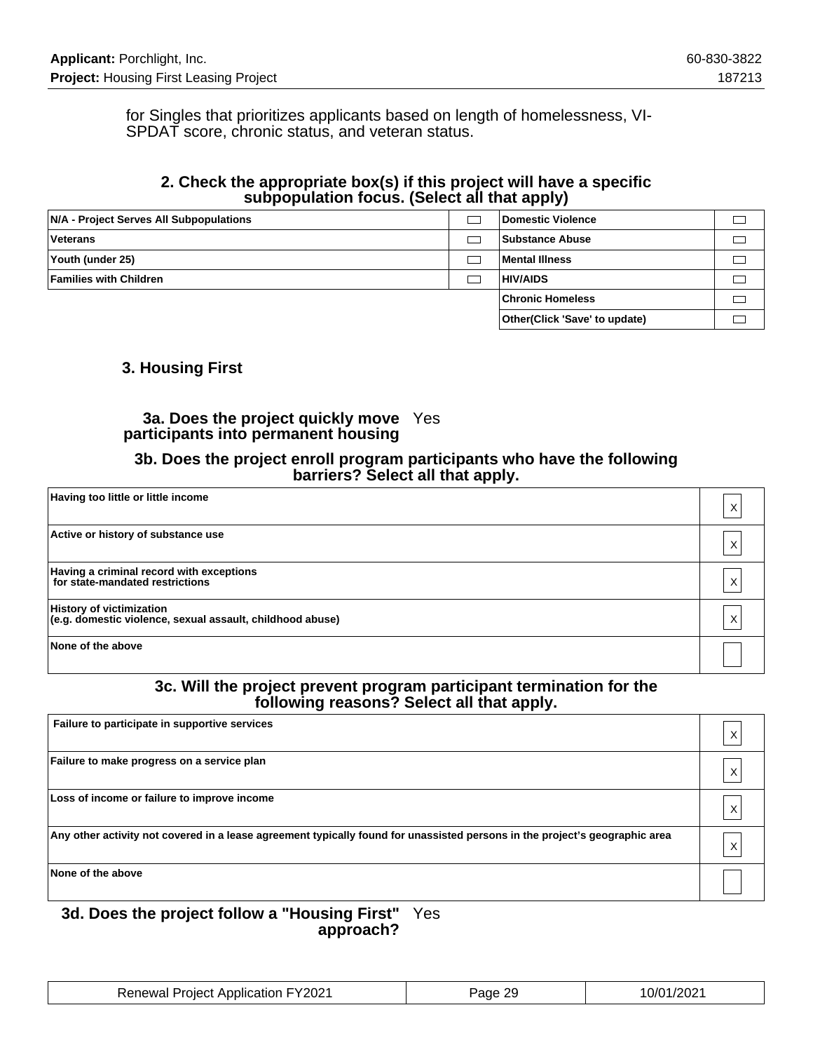for Singles that prioritizes applicants based on length of homelessness, VI-SPDAT score, chronic status, and veteran status.

### 2. Check the appropriate box(s) if this project will have a specific subpopulation focus. (Select all that apply)

| | | | |
|---|---|---|---|
| N/A - Project Serves All Subpopulations | ☐ | Domestic Violence | ☐ |
| Veterans | ☐ | Substance Abuse | ☐ |
| Youth (under 25) | ☐ | Mental Illness | ☐ |
| Families with Children | ☐ | HIV/AIDS | ☐ |
| | | Chronic Homeless | ☐ |
| | | Other(Click 'Save' to update) | ☐ |

### 3. Housing First

**3a. Does the project quickly move participants into permanent housing** Yes

#### 3b. Does the project enroll program participants who have the following barriers? Select all that apply.

| | |
|---|---|
| Having too little or little income | X |
| Active or history of substance use | X |
| Having a criminal record with exceptions for state-mandated restrictions | X |
| History of victimization (e.g. domestic violence, sexual assault, childhood abuse) | X |
| None of the above | |

#### 3c. Will the project prevent program participant termination for the following reasons? Select all that apply.

| | |
|---|---|
| Failure to participate in supportive services | X |
| Failure to make progress on a service plan | X |
| Loss of income or failure to improve income | X |
| Any other activity not covered in a lease agreement typically found for unassisted persons in the project's geographic area | X |
| None of the above | |

**3d. Does the project follow a "Housing First" approach?** Yes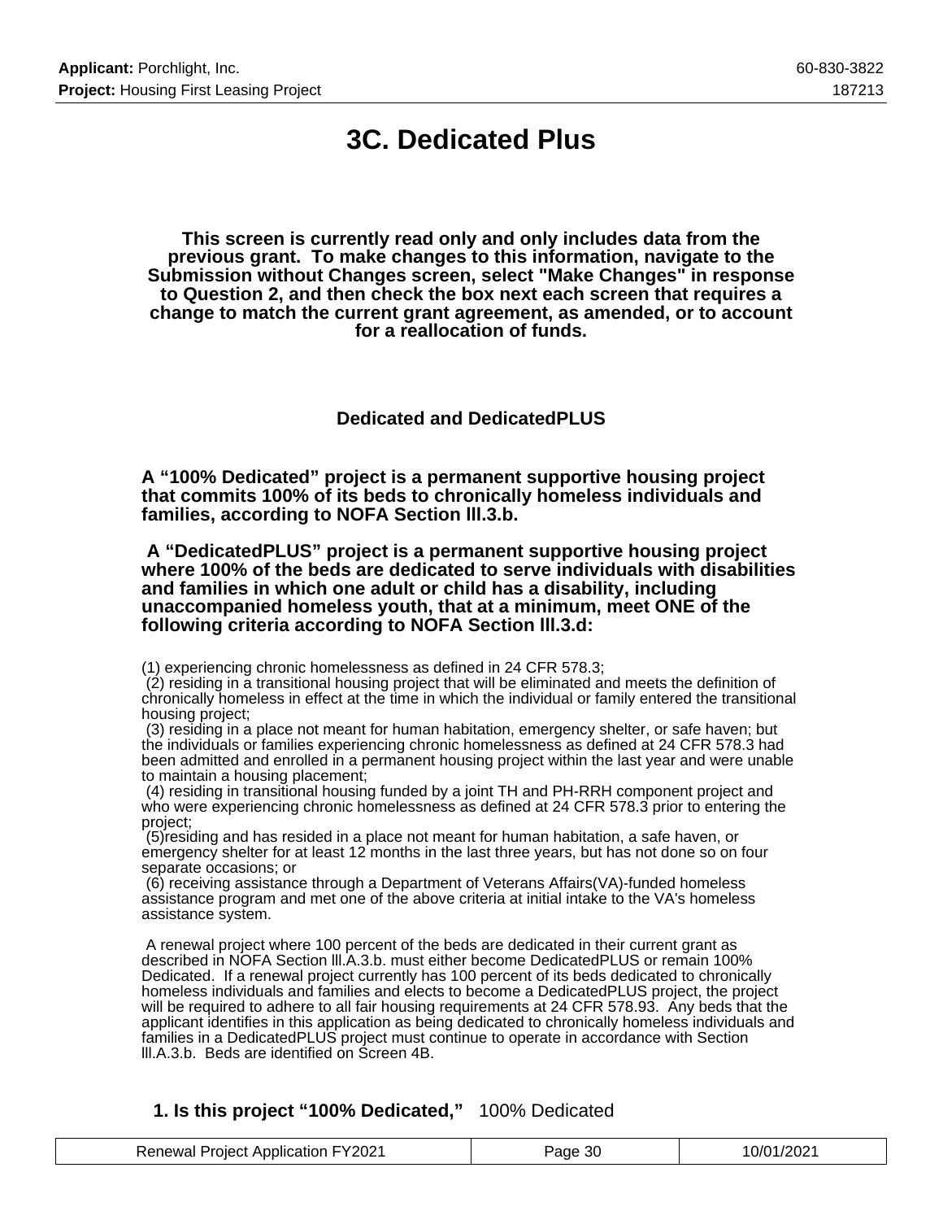# 3C. Dedicated Plus

**This screen is currently read only and only includes data from the previous grant. To make changes to this information, navigate to the Submission without Changes screen, select "Make Changes" in response to Question 2, and then check the box next each screen that requires a change to match the current grant agreement, as amended, or to account for a reallocation of funds.**

### Dedicated and DedicatedPLUS

**A “100% Dedicated” project is a permanent supportive housing project that commits 100% of its beds to chronically homeless individuals and families, according to NOFA Section lll.3.b.**

**A “DedicatedPLUS” project is a permanent supportive housing project where 100% of the beds are dedicated to serve individuals with disabilities and families in which one adult or child has a disability, including unaccompanied homeless youth, that at a minimum, meet ONE of the following criteria according to NOFA Section lll.3.d:**

(1) experiencing chronic homelessness as defined in 24 CFR 578.3;
(2) residing in a transitional housing project that will be eliminated and meets the definition of chronically homeless in effect at the time in which the individual or family entered the transitional housing project;
(3) residing in a place not meant for human habitation, emergency shelter, or safe haven; but the individuals or families experiencing chronic homelessness as defined at 24 CFR 578.3 had been admitted and enrolled in a permanent housing project within the last year and were unable to maintain a housing placement;
(4) residing in transitional housing funded by a joint TH and PH-RRH component project and who were experiencing chronic homelessness as defined at 24 CFR 578.3 prior to entering the project;
(5)residing and has resided in a place not meant for human habitation, a safe haven, or emergency shelter for at least 12 months in the last three years, but has not done so on four separate occasions; or
(6) receiving assistance through a Department of Veterans Affairs(VA)-funded homeless assistance program and met one of the above criteria at initial intake to the VA's homeless assistance system.

A renewal project where 100 percent of the beds are dedicated in their current grant as described in NOFA Section lll.A.3.b. must either become DedicatedPLUS or remain 100% Dedicated. If a renewal project currently has 100 percent of its beds dedicated to chronically homeless individuals and families and elects to become a DedicatedPLUS project, the project will be required to adhere to all fair housing requirements at 24 CFR 578.93. Any beds that the applicant identifies in this application as being dedicated to chronically homeless individuals and families in a DedicatedPLUS project must continue to operate in accordance with Section lll.A.3.b. Beds are identified on Screen 4B.

**1. Is this project “100% Dedicated,”** 100% Dedicated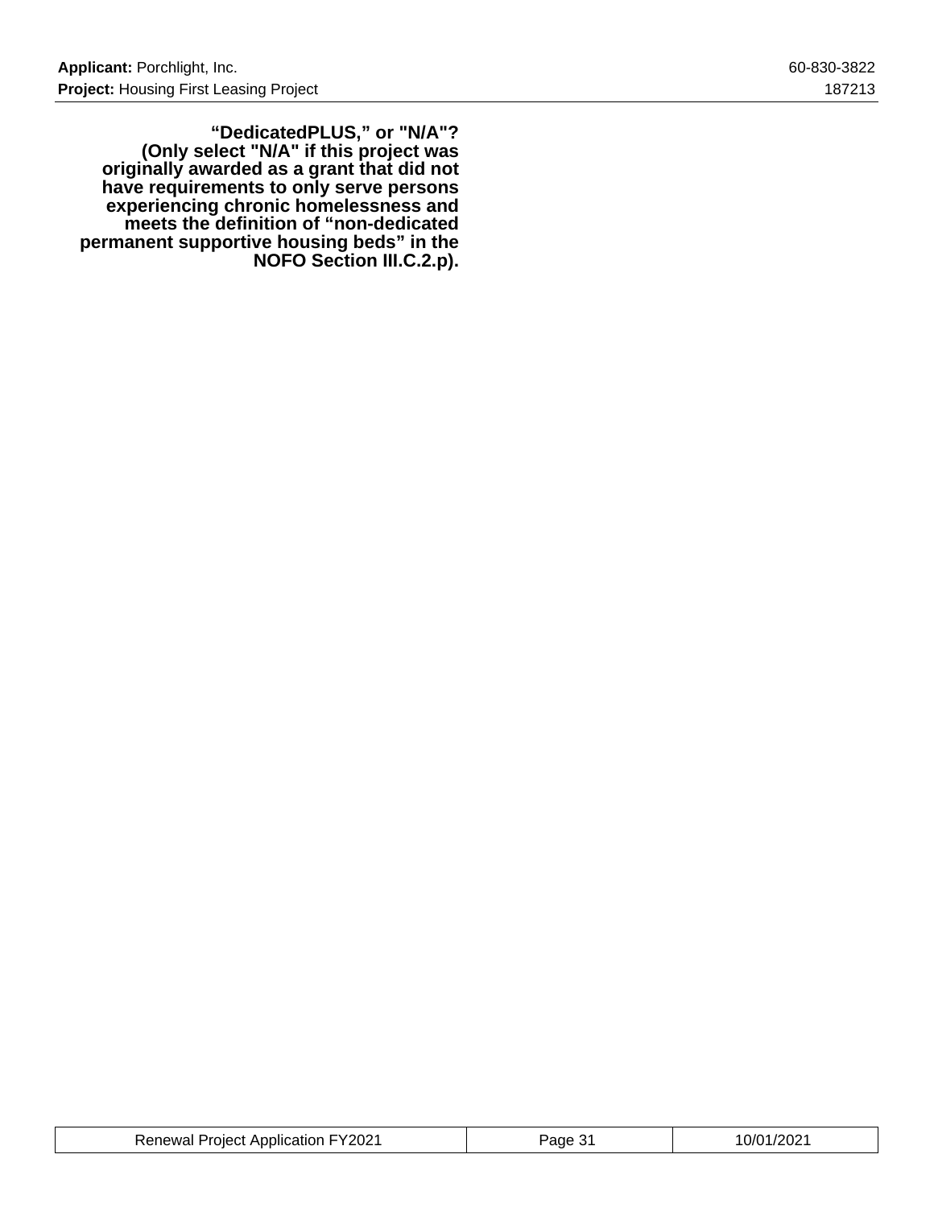**“DedicatedPLUS,” or "N/A"? (Only select "N/A" if this project was originally awarded as a grant that did not have requirements to only serve persons experiencing chronic homelessness and meets the definition of “non-dedicated permanent supportive housing beds” in the NOFO Section III.C.2.p).**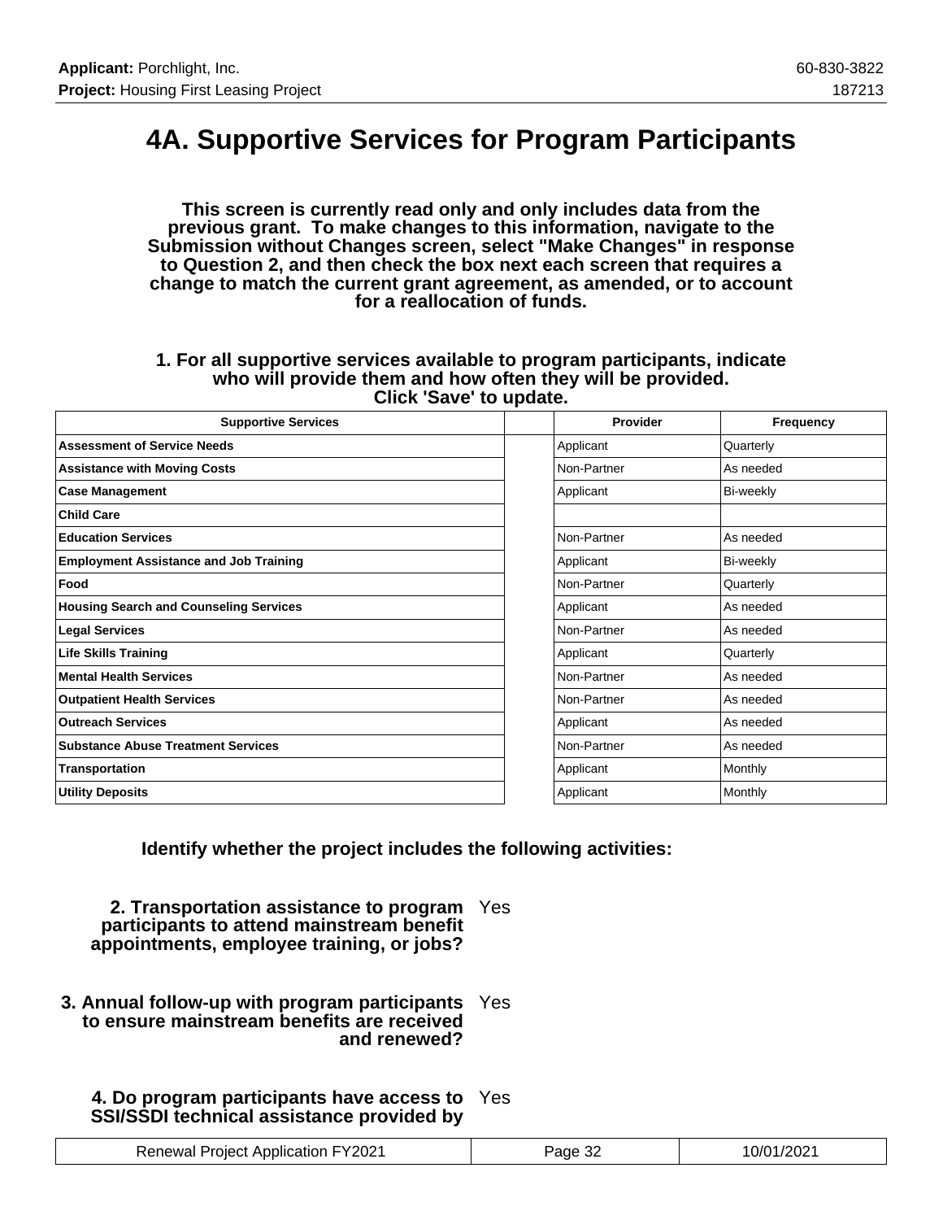# 4A. Supportive Services for Program Participants

**This screen is currently read only and only includes data from the previous grant. To make changes to this information, navigate to the Submission without Changes screen, select "Make Changes" in response to Question 2, and then check the box next each screen that requires a change to match the current grant agreement, as amended, or to account for a reallocation of funds.**

**1. For all supportive services available to program participants, indicate who will provide them and how often they will be provided. Click 'Save' to update.**

| Supportive Services | | Provider | Frequency |
|---|---|---|---|
| **Assessment of Service Needs** | | Applicant | Quarterly |
| **Assistance with Moving Costs** | | Non-Partner | As needed |
| **Case Management** | | Applicant | Bi-weekly |
| **Child Care** | | | |
| **Education Services** | | Non-Partner | As needed |
| **Employment Assistance and Job Training** | | Applicant | Bi-weekly |
| **Food** | | Non-Partner | Quarterly |
| **Housing Search and Counseling Services** | | Applicant | As needed |
| **Legal Services** | | Non-Partner | As needed |
| **Life Skills Training** | | Applicant | Quarterly |
| **Mental Health Services** | | Non-Partner | As needed |
| **Outpatient Health Services** | | Non-Partner | As needed |
| **Outreach Services** | | Applicant | As needed |
| **Substance Abuse Treatment Services** | | Non-Partner | As needed |
| **Transportation** | | Applicant | Monthly |
| **Utility Deposits** | | Applicant | Monthly |

**Identify whether the project includes the following activities:**

**2. Transportation assistance to program participants to attend mainstream benefit appointments, employee training, or jobs?** Yes

**3. Annual follow-up with program participants to ensure mainstream benefits are received and renewed?** Yes

**4. Do program participants have access to SSI/SSDI technical assistance provided by** Yes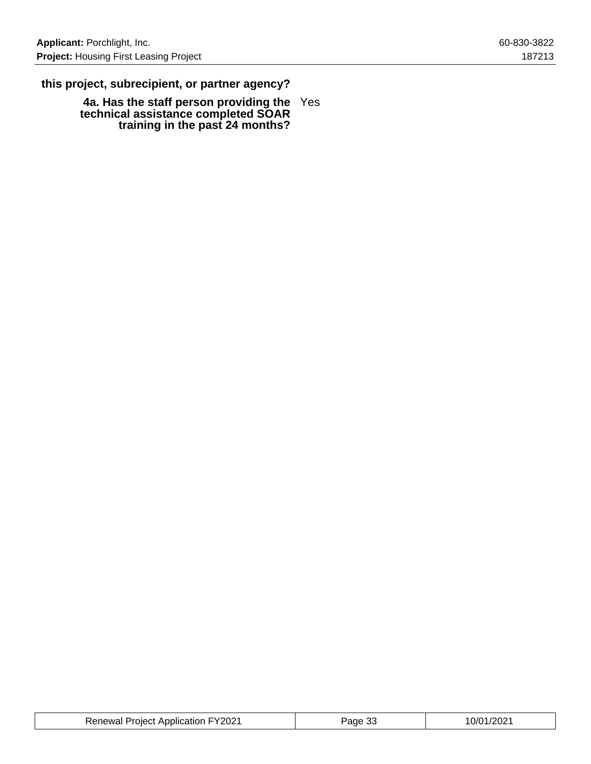**this project, subrecipient, or partner agency?**

**4a. Has the staff person providing the technical assistance completed SOAR training in the past 24 months?** Yes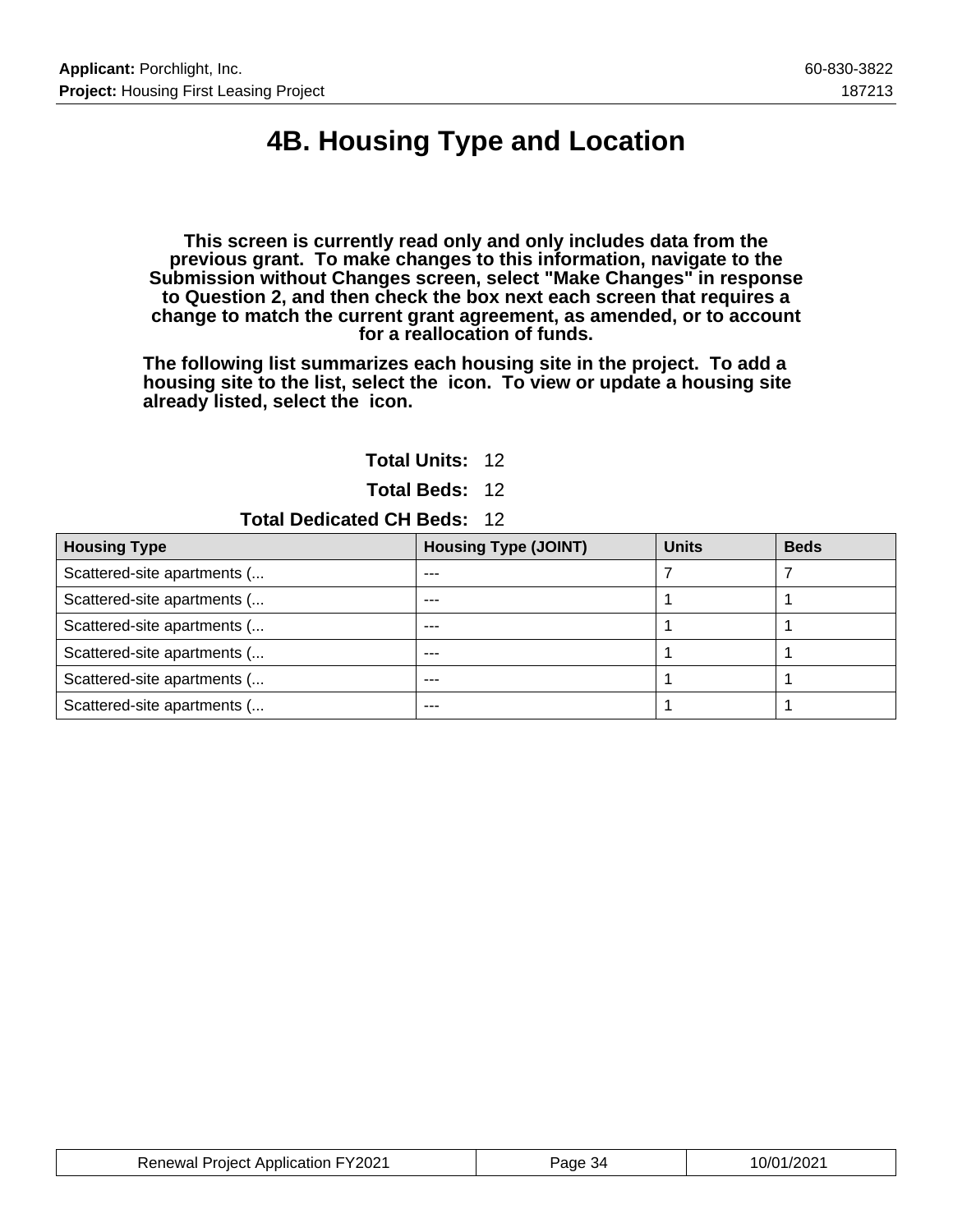# 4B. Housing Type and Location

**This screen is currently read only and only includes data from the previous grant. To make changes to this information, navigate to the Submission without Changes screen, select "Make Changes" in response to Question 2, and then check the box next each screen that requires a change to match the current grant agreement, as amended, or to account for a reallocation of funds.**

**The following list summarizes each housing site in the project. To add a housing site to the list, select the icon. To view or update a housing site already listed, select the icon.**

**Total Units:** 12

**Total Beds:** 12

**Total Dedicated CH Beds:** 12

| Housing Type | Housing Type (JOINT) | Units | Beds |
| --- | --- | --- | --- |
| Scattered-site apartments (... | --- | 7 | 7 |
| Scattered-site apartments (... | --- | 1 | 1 |
| Scattered-site apartments (... | --- | 1 | 1 |
| Scattered-site apartments (... | --- | 1 | 1 |
| Scattered-site apartments (... | --- | 1 | 1 |
| Scattered-site apartments (... | --- | 1 | 1 |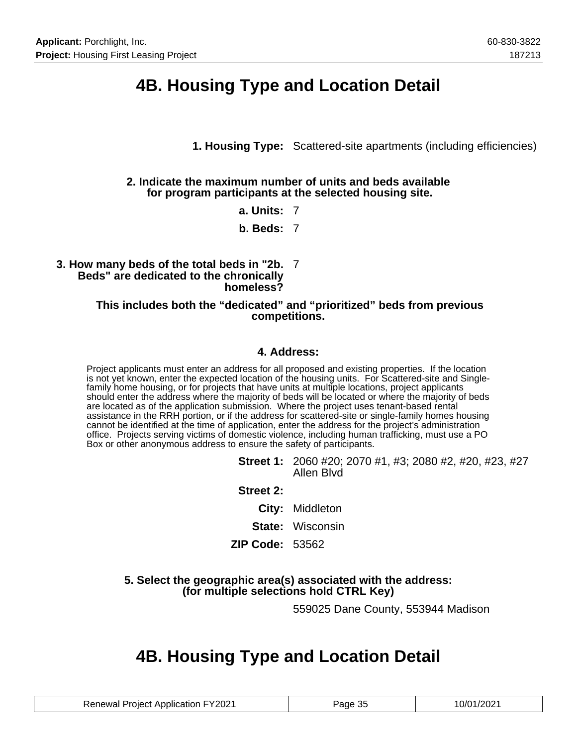# 4B. Housing Type and Location Detail

**1. Housing Type:** Scattered-site apartments (including efficiencies)

**2. Indicate the maximum number of units and beds available for program participants at the selected housing site.**

**a. Units:** 7

**b. Beds:** 7

**3. How many beds of the total beds in "2b. Beds" are dedicated to the chronically homeless?** 7

**This includes both the "dedicated" and "prioritized" beds from previous competitions.**

**4. Address:**

Project applicants must enter an address for all proposed and existing properties. If the location is not yet known, enter the expected location of the housing units. For Scattered-site and Single-family home housing, or for projects that have units at multiple locations, project applicants should enter the address where the majority of beds will be located or where the majority of beds are located as of the application submission. Where the project uses tenant-based rental assistance in the RRH portion, or if the address for scattered-site or single-family homes housing cannot be identified at the time of application, enter the address for the project's administration office. Projects serving victims of domestic violence, including human trafficking, must use a PO Box or other anonymous address to ensure the safety of participants.

**Street 1:** 2060 #20; 2070 #1, #3; 2080 #2, #20, #23, #27 Allen Blvd

**Street 2:**

**City:** Middleton

**State:** Wisconsin

**ZIP Code:** 53562

**5. Select the geographic area(s) associated with the address: (for multiple selections hold CTRL Key)**

559025 Dane County, 553944 Madison

# 4B. Housing Type and Location Detail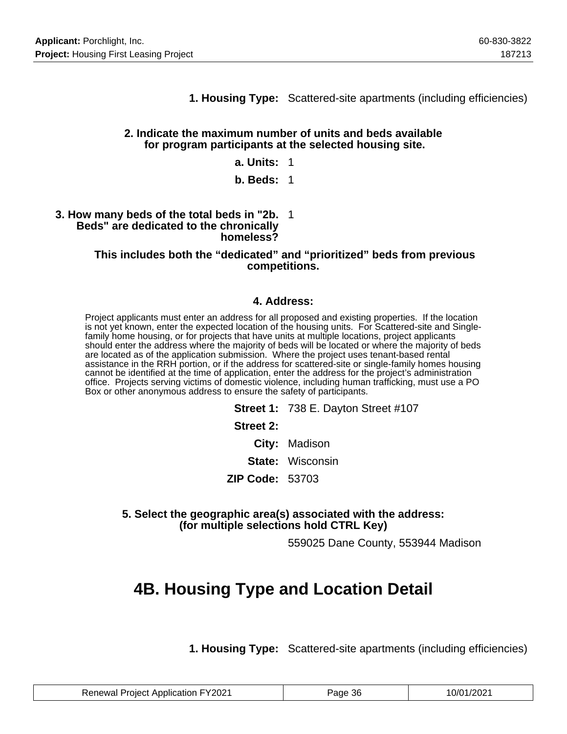**1. Housing Type:** Scattered-site apartments (including efficiencies)

**2. Indicate the maximum number of units and beds available for program participants at the selected housing site.**

**a. Units:** 1

**b. Beds:** 1

**3. How many beds of the total beds in "2b. Beds" are dedicated to the chronically homeless?** 1

**This includes both the "dedicated" and "prioritized" beds from previous competitions.**

**4. Address:**

Project applicants must enter an address for all proposed and existing properties. If the location is not yet known, enter the expected location of the housing units. For Scattered-site and Single-family home housing, or for projects that have units at multiple locations, project applicants should enter the address where the majority of beds will be located or where the majority of beds are located as of the application submission. Where the project uses tenant-based rental assistance in the RRH portion, or if the address for scattered-site or single-family homes housing cannot be identified at the time of application, enter the address for the project's administration office. Projects serving victims of domestic violence, including human trafficking, must use a PO Box or other anonymous address to ensure the safety of participants.

**Street 1:** 738 E. Dayton Street #107

**Street 2:**

**City:** Madison

**State:** Wisconsin

**ZIP Code:** 53703

**5. Select the geographic area(s) associated with the address: (for multiple selections hold CTRL Key)**

559025 Dane County, 553944 Madison

# 4B. Housing Type and Location Detail

**1. Housing Type:** Scattered-site apartments (including efficiencies)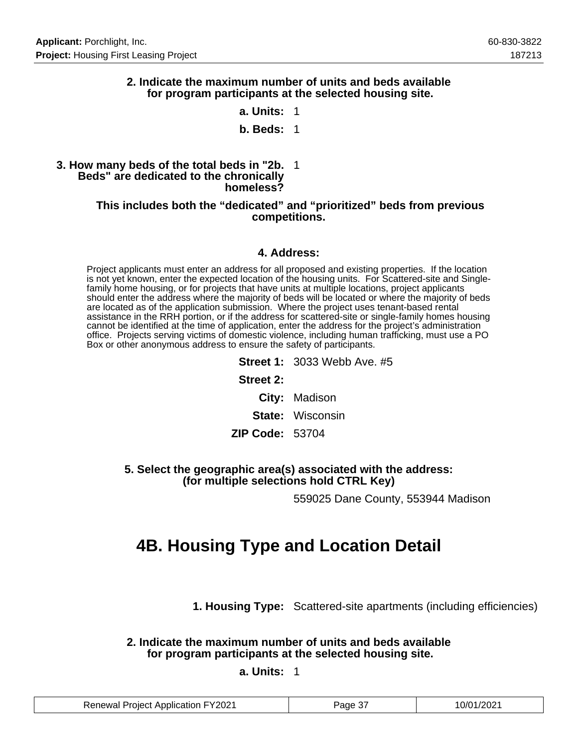**2. Indicate the maximum number of units and beds available for program participants at the selected housing site.**

**a. Units:** 1

**b. Beds:** 1

**3. How many beds of the total beds in "2b. Beds" are dedicated to the chronically homeless?** 1

**This includes both the “dedicated” and “prioritized” beds from previous competitions.**

**4. Address:**

Project applicants must enter an address for all proposed and existing properties. If the location is not yet known, enter the expected location of the housing units. For Scattered-site and Single-family home housing, or for projects that have units at multiple locations, project applicants should enter the address where the majority of beds will be located or where the majority of beds are located as of the application submission. Where the project uses tenant-based rental assistance in the RRH portion, or if the address for scattered-site or single-family homes housing cannot be identified at the time of application, enter the address for the project’s administration office. Projects serving victims of domestic violence, including human trafficking, must use a PO Box or other anonymous address to ensure the safety of participants.

**Street 1:** 3033 Webb Ave. #5

**Street 2:**

**City:** Madison

**State:** Wisconsin

**ZIP Code:** 53704

**5. Select the geographic area(s) associated with the address: (for multiple selections hold CTRL Key)**

559025 Dane County, 553944 Madison

# 4B. Housing Type and Location Detail

**1. Housing Type:** Scattered-site apartments (including efficiencies)

**2. Indicate the maximum number of units and beds available for program participants at the selected housing site.**

**a. Units:** 1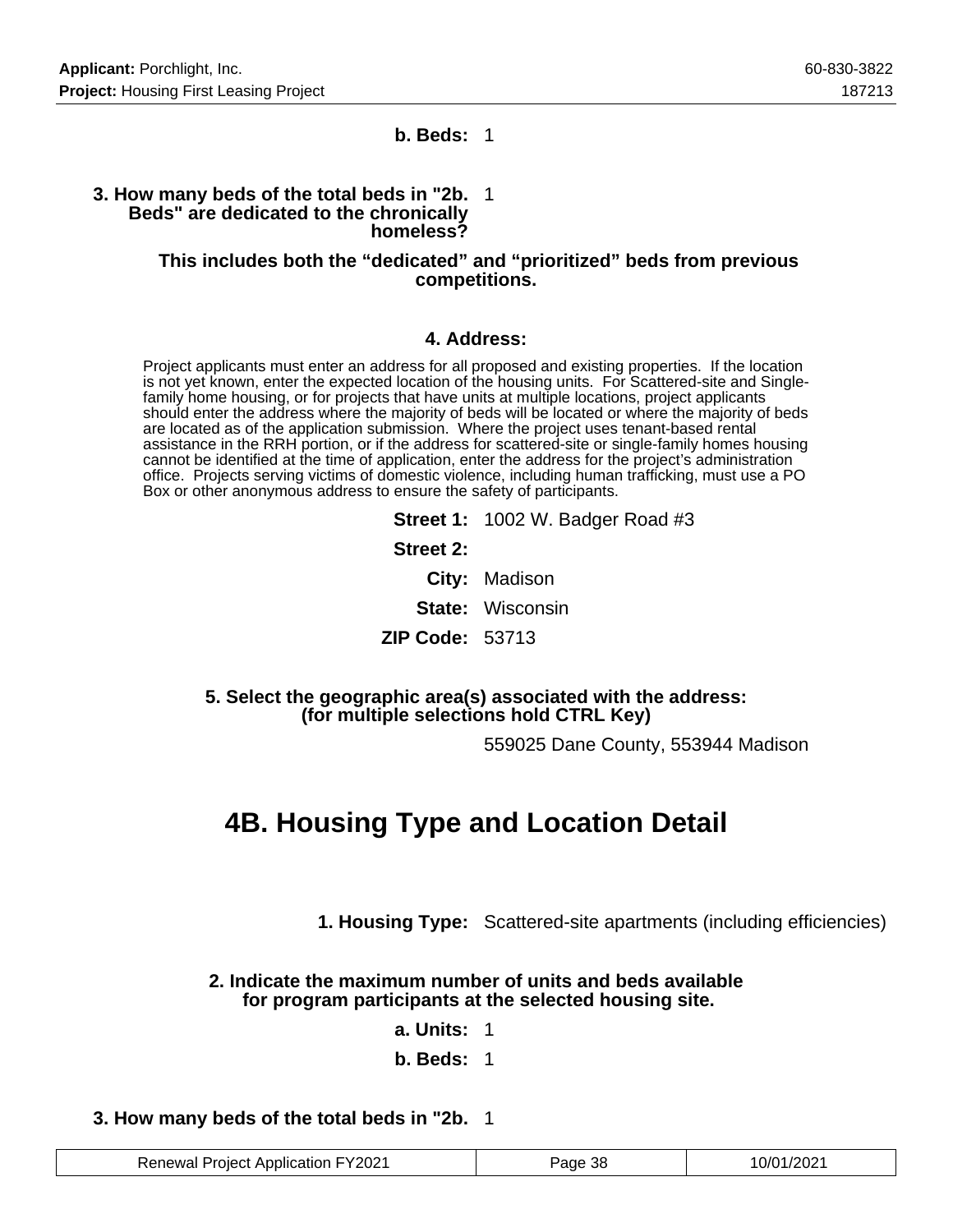**b. Beds:** 1

**3. How many beds of the total beds in "2b. Beds" are dedicated to the chronically homeless?** 1

**This includes both the “dedicated” and “prioritized” beds from previous competitions.**

**4. Address:**

Project applicants must enter an address for all proposed and existing properties. If the location is not yet known, enter the expected location of the housing units. For Scattered-site and Single-family home housing, or for projects that have units at multiple locations, project applicants should enter the address where the majority of beds will be located or where the majority of beds are located as of the application submission. Where the project uses tenant-based rental assistance in the RRH portion, or if the address for scattered-site or single-family homes housing cannot be identified at the time of application, enter the address for the project’s administration office. Projects serving victims of domestic violence, including human trafficking, must use a PO Box or other anonymous address to ensure the safety of participants.

**Street 1:** 1002 W. Badger Road #3

**Street 2:**

**City:** Madison

**State:** Wisconsin

**ZIP Code:** 53713

**5. Select the geographic area(s) associated with the address: (for multiple selections hold CTRL Key)**

559025 Dane County, 553944 Madison

# 4B. Housing Type and Location Detail

**1. Housing Type:** Scattered-site apartments (including efficiencies)

**2. Indicate the maximum number of units and beds available for program participants at the selected housing site.**

**a. Units:** 1

**b. Beds:** 1

**3. How many beds of the total beds in "2b.** 1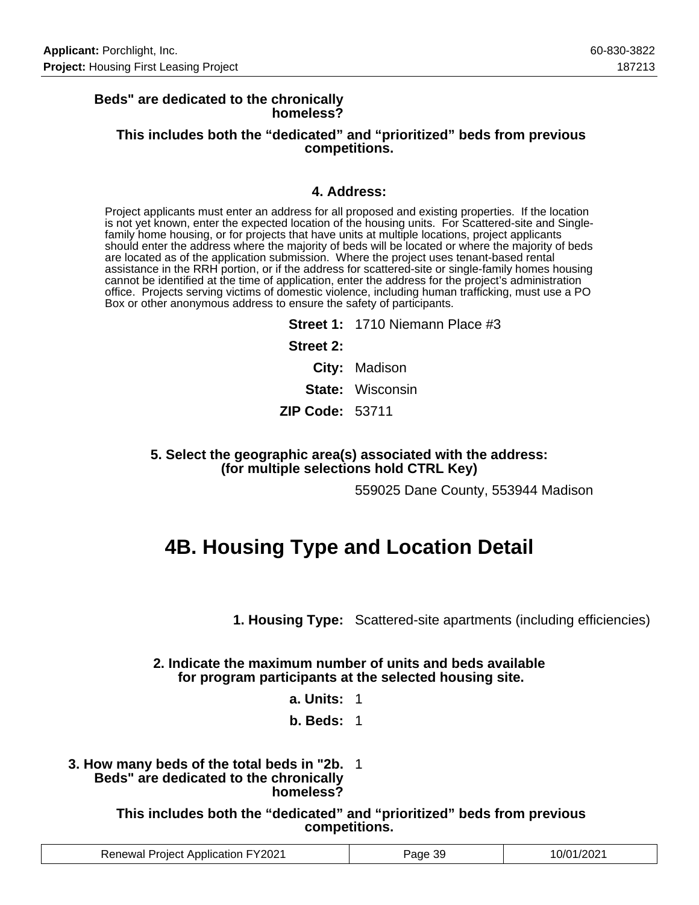**Beds" are dedicated to the chronically homeless?**

**This includes both the “dedicated” and “prioritized” beds from previous competitions.**

**4. Address:**

Project applicants must enter an address for all proposed and existing properties. If the location is not yet known, enter the expected location of the housing units. For Scattered-site and Single-family home housing, or for projects that have units at multiple locations, project applicants should enter the address where the majority of beds will be located or where the majority of beds are located as of the application submission. Where the project uses tenant-based rental assistance in the RRH portion, or if the address for scattered-site or single-family homes housing cannot be identified at the time of application, enter the address for the project’s administration office. Projects serving victims of domestic violence, including human trafficking, must use a PO Box or other anonymous address to ensure the safety of participants.

**Street 1:** 1710 Niemann Place #3

**Street 2:**

**City:** Madison

**State:** Wisconsin

**ZIP Code:** 53711

**5. Select the geographic area(s) associated with the address: (for multiple selections hold CTRL Key)**

559025 Dane County, 553944 Madison

# 4B. Housing Type and Location Detail

**1. Housing Type:** Scattered-site apartments (including efficiencies)

**2. Indicate the maximum number of units and beds available for program participants at the selected housing site.**

**a. Units:** 1

**b. Beds:** 1

**3. How many beds of the total beds in "2b. Beds" are dedicated to the chronically homeless?** 1

**This includes both the “dedicated” and “prioritized” beds from previous competitions.**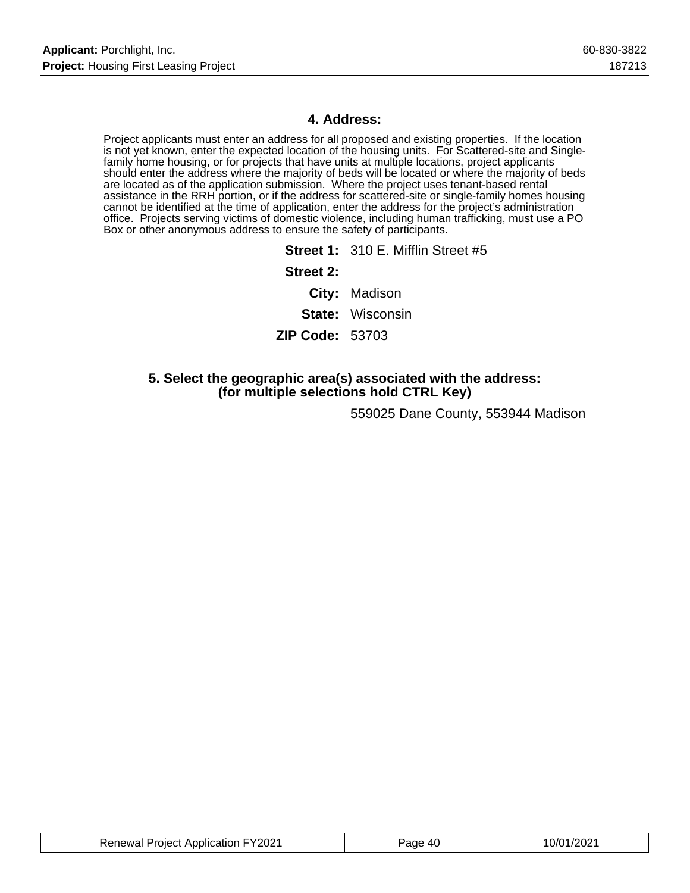## 4. Address:

Project applicants must enter an address for all proposed and existing properties. If the location is not yet known, enter the expected location of the housing units. For Scattered-site and Single-family home housing, or for projects that have units at multiple locations, project applicants should enter the address where the majority of beds will be located or where the majority of beds are located as of the application submission. Where the project uses tenant-based rental assistance in the RRH portion, or if the address for scattered-site or single-family homes housing cannot be identified at the time of application, enter the address for the project's administration office. Projects serving victims of domestic violence, including human trafficking, must use a PO Box or other anonymous address to ensure the safety of participants.

**Street 1:** 310 E. Mifflin Street #5

**Street 2:**

**City:** Madison

**State:** Wisconsin

**ZIP Code:** 53703

## 5. Select the geographic area(s) associated with the address: (for multiple selections hold CTRL Key)

559025 Dane County, 553944 Madison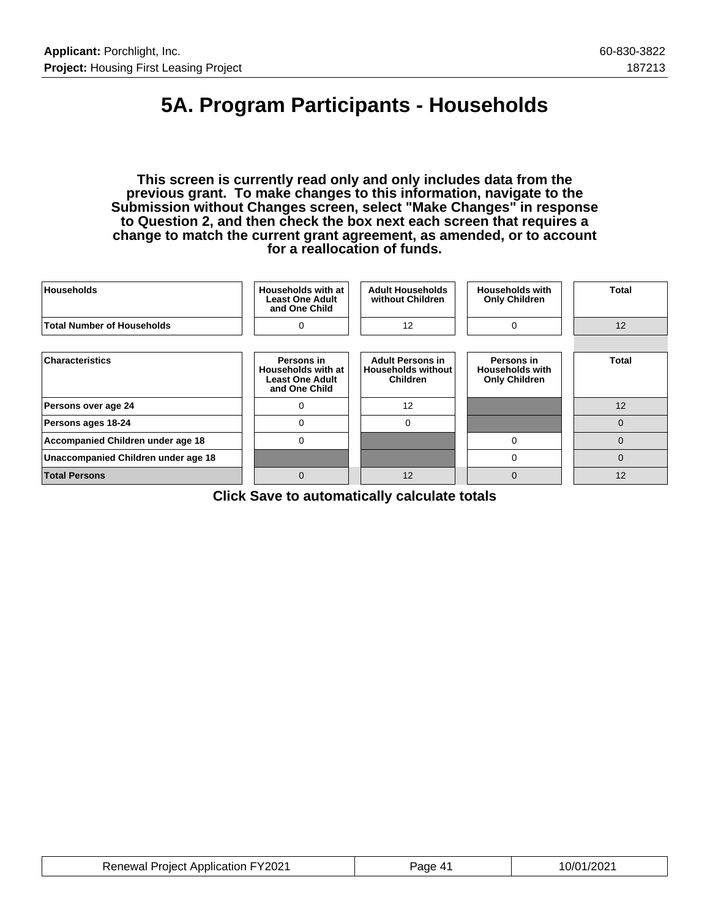# 5A. Program Participants - Households

**This screen is currently read only and only includes data from the previous grant. To make changes to this information, navigate to the Submission without Changes screen, select "Make Changes" in response to Question 2, and then check the box next each screen that requires a change to match the current grant agreement, as amended, or to account for a reallocation of funds.**

| Households | Households with at Least One Adult and One Child | Adult Households without Children | Households with Only Children | Total |
|---|---|---|---|---|
| Total Number of Households | 0 | 12 | 0 | 12 |

| Characteristics | Persons in Households with at Least One Adult and One Child | Adult Persons in Households without Children | Persons in Households with Only Children | Total |
|---|---|---|---|---|
| Persons over age 24 | 0 | 12 | | 12 |
| Persons ages 18-24 | 0 | 0 | | 0 |
| Accompanied Children under age 18 | 0 | | 0 | 0 |
| Unaccompanied Children under age 18 | | | 0 | 0 |
| Total Persons | 0 | 12 | 0 | 12 |

**Click Save to automatically calculate totals**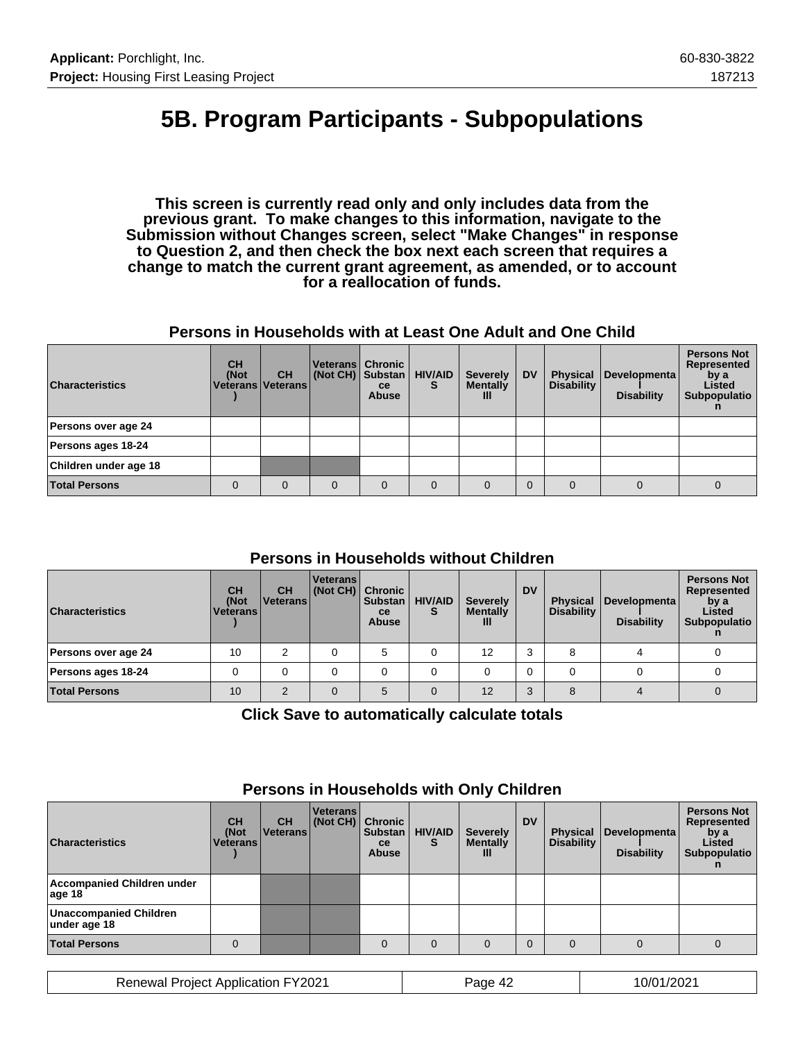# 5B. Program Participants - Subpopulations

**This screen is currently read only and only includes data from the previous grant. To make changes to this information, navigate to the Submission without Changes screen, select "Make Changes" in response to Question 2, and then check the box next each screen that requires a change to match the current grant agreement, as amended, or to account for a reallocation of funds.**

### Persons in Households with at Least One Adult and One Child

| Characteristics | CH (Not Veterans) | CH Veterans | Veterans (Not CH) | Chronic Substance Abuse | HIV/AIDS | Severely Mentally Ill | DV | Physical Disability | Developmental Disability | Persons Not Represented by a Listed Subpopulation |
|---|---|---|---|---|---|---|---|---|---|---|
| Persons over age 24 | | | | | | | | | | |
| Persons ages 18-24 | | | | | | | | | | |
| Children under age 18 | | | | | | | | | | |
| Total Persons | 0 | 0 | 0 | 0 | 0 | 0 | 0 | 0 | 0 | 0 |

### Persons in Households without Children

| Characteristics | CH (Not Veterans) | CH Veterans | Veterans (Not CH) | Chronic Substance Abuse | HIV/AIDS | Severely Mentally Ill | DV | Physical Disability | Developmental Disability | Persons Not Represented by a Listed Subpopulation |
|---|---|---|---|---|---|---|---|---|---|---|
| Persons over age 24 | 10 | 2 | 0 | 5 | 0 | 12 | 3 | 8 | 4 | 0 |
| Persons ages 18-24 | 0 | 0 | 0 | 0 | 0 | 0 | 0 | 0 | 0 | 0 |
| Total Persons | 10 | 2 | 0 | 5 | 0 | 12 | 3 | 8 | 4 | 0 |

**Click Save to automatically calculate totals**

### Persons in Households with Only Children

| Characteristics | CH (Not Veterans) | CH Veterans | Veterans (Not CH) | Chronic Substance Abuse | HIV/AIDS | Severely Mentally Ill | DV | Physical Disability | Developmental Disability | Persons Not Represented by a Listed Subpopulation |
|---|---|---|---|---|---|---|---|---|---|---|
| Accompanied Children under age 18 | | | | | | | | | | |
| Unaccompanied Children under age 18 | | | | | | | | | | |
| Total Persons | 0 | | | 0 | 0 | 0 | 0 | 0 | 0 | 0 |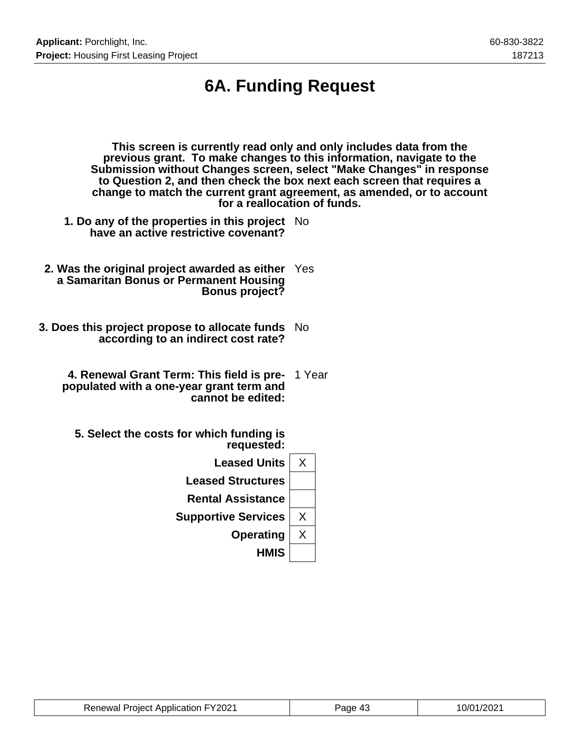# 6A. Funding Request

**This screen is currently read only and only includes data from the previous grant. To make changes to this information, navigate to the Submission without Changes screen, select "Make Changes" in response to Question 2, and then check the box next each screen that requires a change to match the current grant agreement, as amended, or to account for a reallocation of funds.**

**1. Do any of the properties in this project have an active restrictive covenant?** No

**2. Was the original project awarded as either a Samaritan Bonus or Permanent Housing Bonus project?** Yes

**3. Does this project propose to allocate funds according to an indirect cost rate?** No

**4. Renewal Grant Term: This field is pre-populated with a one-year grant term and cannot be edited:** 1 Year

**5. Select the costs for which funding is requested:**

| Cost | Selected |
|---|---|
| **Leased Units** | X |
| **Leased Structures** | |
| **Rental Assistance** | |
| **Supportive Services** | X |
| **Operating** | X |
| **HMIS** | |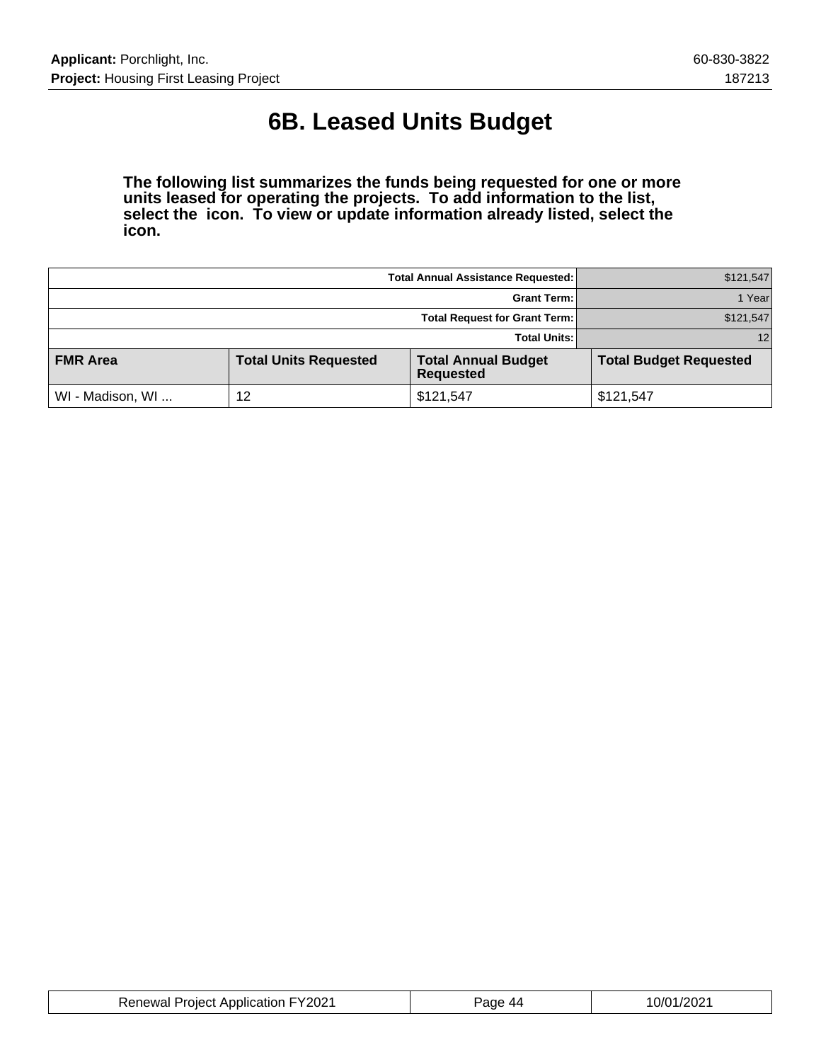# 6B. Leased Units Budget

**The following list summarizes the funds being requested for one or more units leased for operating the projects. To add information to the list, select the icon. To view or update information already listed, select the icon.**

| | |
|---:|---:|
| **Total Annual Assistance Requested:** | $121,547 |
| **Grant Term:** | 1 Year |
| **Total Request for Grant Term:** | $121,547 |
| **Total Units:** | 12 |

| FMR Area | Total Units Requested | Total Annual Budget Requested | Total Budget Requested |
|---|---|---|---|
| WI - Madison, WI ... | 12 | $121,547 | $121,547 |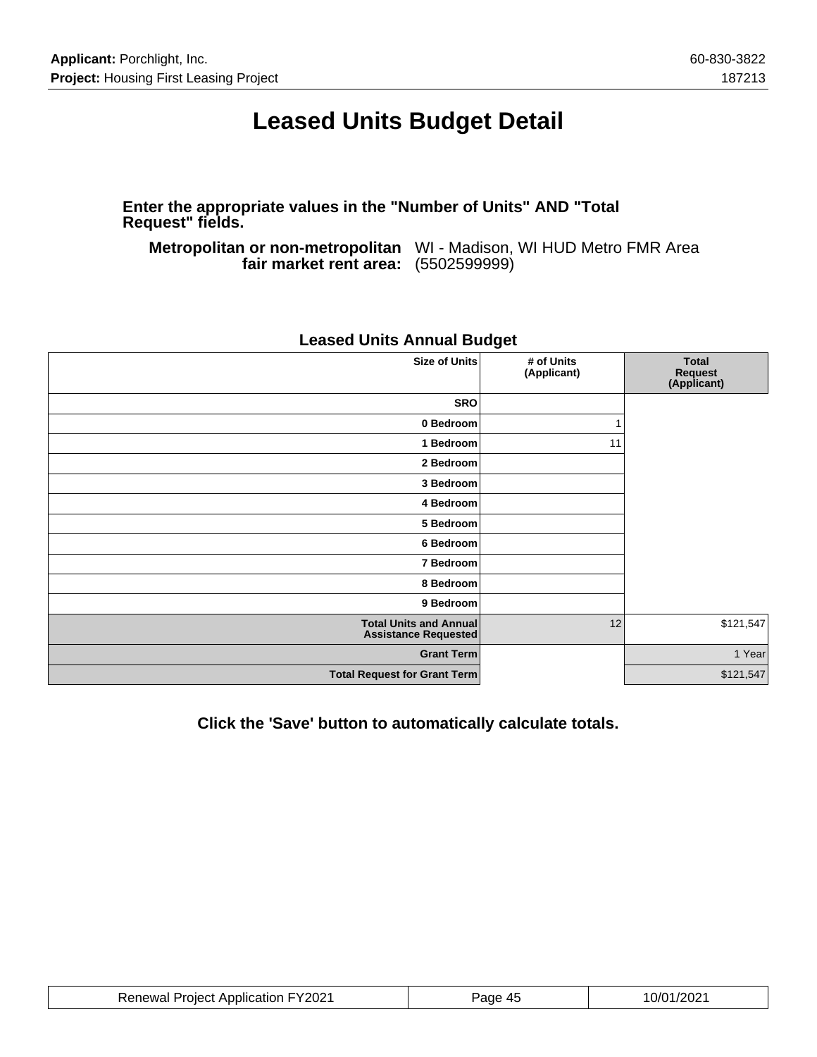# Leased Units Budget Detail

**Enter the appropriate values in the "Number of Units" AND "Total Request" fields.**

**Metropolitan or non-metropolitan fair market rent area:** WI - Madison, WI HUD Metro FMR Area (5502599999)

## Leased Units Annual Budget

| Size of Units | # of Units (Applicant) | Total Request (Applicant) |
|---|---|---|
| SRO | | |
| 0 Bedroom | 1 | |
| 1 Bedroom | 11 | |
| 2 Bedroom | | |
| 3 Bedroom | | |
| 4 Bedroom | | |
| 5 Bedroom | | |
| 6 Bedroom | | |
| 7 Bedroom | | |
| 8 Bedroom | | |
| 9 Bedroom | | |
| Total Units and Annual Assistance Requested | 12 | $121,547 |
| Grant Term | | 1 Year |
| Total Request for Grant Term | | $121,547 |

**Click the 'Save' button to automatically calculate totals.**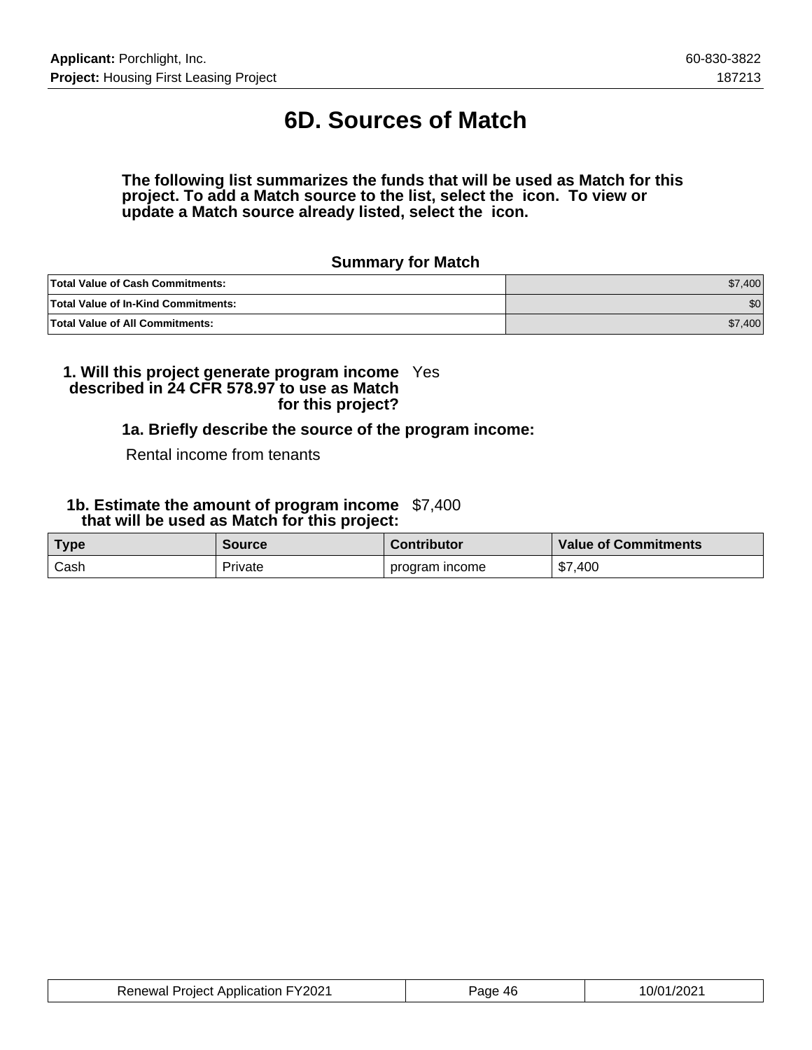# 6D. Sources of Match

**The following list summarizes the funds that will be used as Match for this project. To add a Match source to the list, select the icon. To view or update a Match source already listed, select the icon.**

### Summary for Match

| | |
|---|---|
| **Total Value of Cash Commitments:** | $7,400 |
| **Total Value of In-Kind Commitments:** | $0 |
| **Total Value of All Commitments:** | $7,400 |

**1. Will this project generate program income described in 24 CFR 578.97 to use as Match for this project?** Yes

**1a. Briefly describe the source of the program income:**

Rental income from tenants

**1b. Estimate the amount of program income that will be used as Match for this project:** $7,400

| Type | Source | Contributor | Value of Commitments |
|---|---|---|---|
| Cash | Private | program income | $7,400 |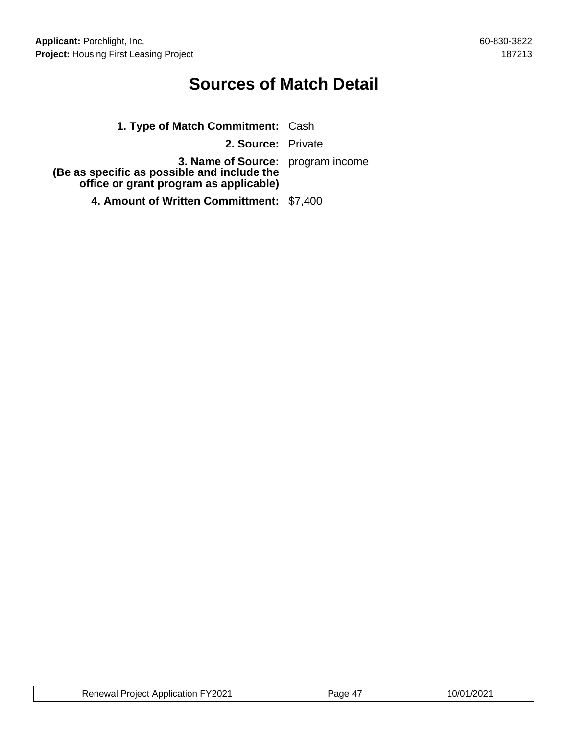# Sources of Match Detail

**1. Type of Match Commitment:** Cash

**2. Source:** Private

**3. Name of Source:**
**(Be as specific as possible and include the office or grant program as applicable)** program income

**4. Amount of Written Committment:** $7,400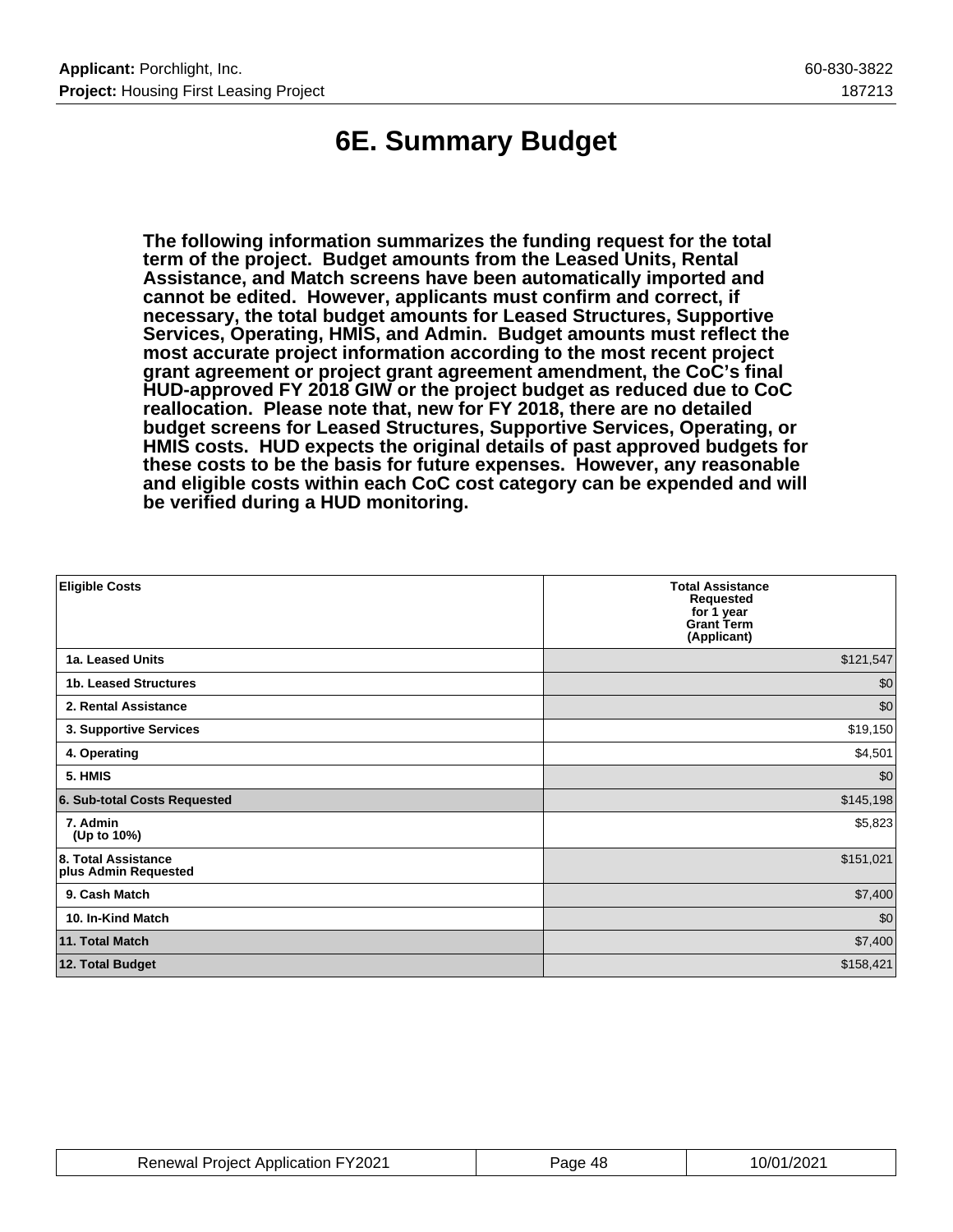# 6E. Summary Budget

**The following information summarizes the funding request for the total term of the project. Budget amounts from the Leased Units, Rental Assistance, and Match screens have been automatically imported and cannot be edited. However, applicants must confirm and correct, if necessary, the total budget amounts for Leased Structures, Supportive Services, Operating, HMIS, and Admin. Budget amounts must reflect the most accurate project information according to the most recent project grant agreement or project grant agreement amendment, the CoC's final HUD-approved FY 2018 GIW or the project budget as reduced due to CoC reallocation. Please note that, new for FY 2018, there are no detailed budget screens for Leased Structures, Supportive Services, Operating, or HMIS costs. HUD expects the original details of past approved budgets for these costs to be the basis for future expenses. However, any reasonable and eligible costs within each CoC cost category can be expended and will be verified during a HUD monitoring.**

| Eligible Costs | Total Assistance Requested for 1 year Grant Term (Applicant) |
|---|---|
| 1a. Leased Units | $121,547 |
| 1b. Leased Structures | $0 |
| 2. Rental Assistance | $0 |
| 3. Supportive Services | $19,150 |
| 4. Operating | $4,501 |
| 5. HMIS | $0 |
| 6. Sub-total Costs Requested | $145,198 |
| 7. Admin (Up to 10%) | $5,823 |
| 8. Total Assistance plus Admin Requested | $151,021 |
| 9. Cash Match | $7,400 |
| 10. In-Kind Match | $0 |
| 11. Total Match | $7,400 |
| 12. Total Budget | $158,421 |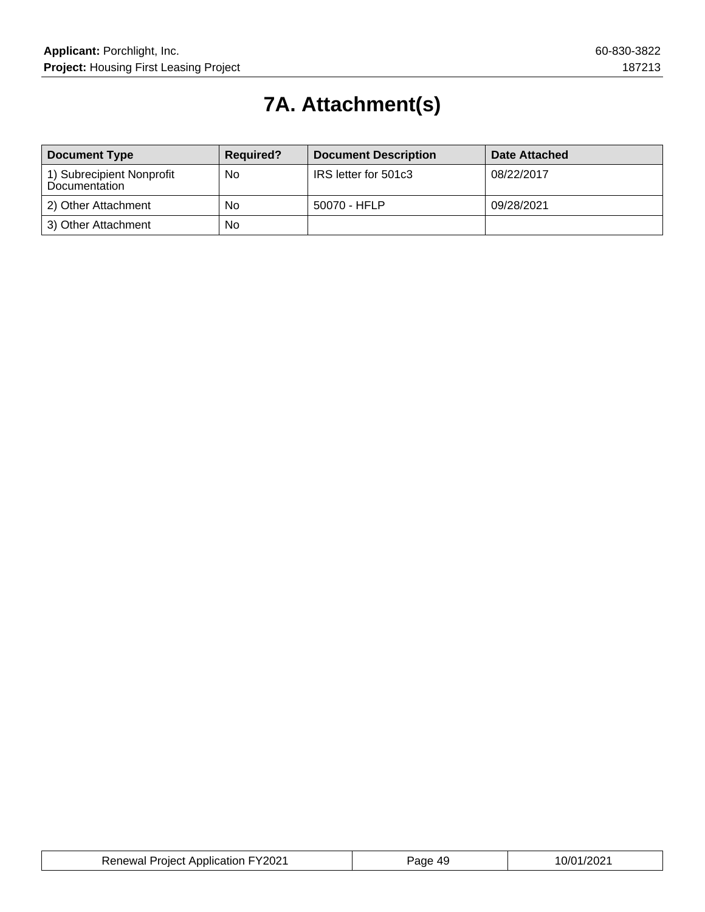# 7A. Attachment(s)

| Document Type | Required? | Document Description | Date Attached |
| --- | --- | --- | --- |
| 1) Subrecipient Nonprofit Documentation | No | IRS letter for 501c3 | 08/22/2017 |
| 2) Other Attachment | No | 50070 - HFLP | 09/28/2021 |
| 3) Other Attachment | No | | |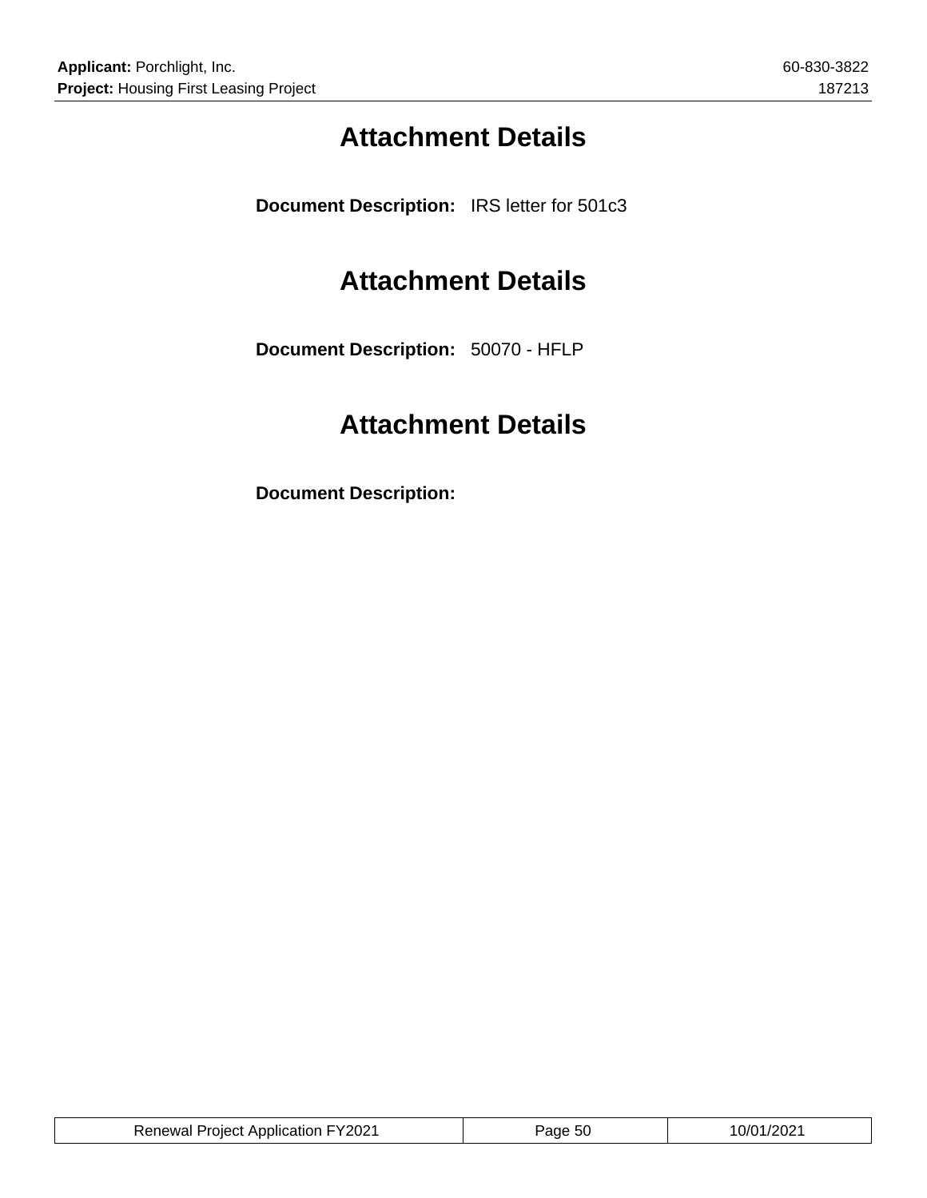# Attachment Details

**Document Description:** IRS letter for 501c3

# Attachment Details

**Document Description:** 50070 - HFLP

# Attachment Details

**Document Description:**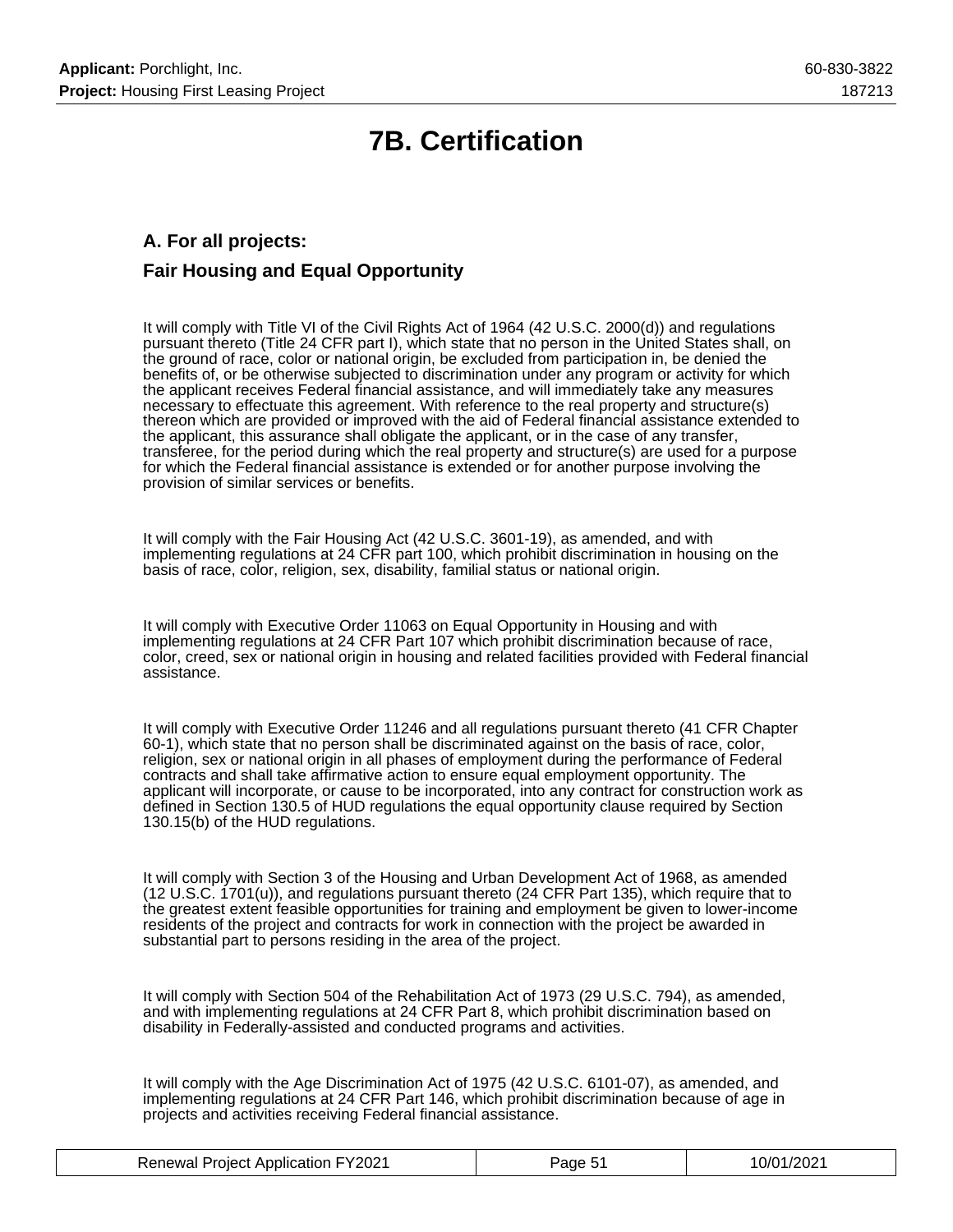# 7B. Certification

### A. For all projects:

### Fair Housing and Equal Opportunity

It will comply with Title VI of the Civil Rights Act of 1964 (42 U.S.C. 2000(d)) and regulations pursuant thereto (Title 24 CFR part I), which state that no person in the United States shall, on the ground of race, color or national origin, be excluded from participation in, be denied the benefits of, or be otherwise subjected to discrimination under any program or activity for which the applicant receives Federal financial assistance, and will immediately take any measures necessary to effectuate this agreement. With reference to the real property and structure(s) thereon which are provided or improved with the aid of Federal financial assistance extended to the applicant, this assurance shall obligate the applicant, or in the case of any transfer, transferee, for the period during which the real property and structure(s) are used for a purpose for which the Federal financial assistance is extended or for another purpose involving the provision of similar services or benefits.

It will comply with the Fair Housing Act (42 U.S.C. 3601-19), as amended, and with implementing regulations at 24 CFR part 100, which prohibit discrimination in housing on the basis of race, color, religion, sex, disability, familial status or national origin.

It will comply with Executive Order 11063 on Equal Opportunity in Housing and with implementing regulations at 24 CFR Part 107 which prohibit discrimination because of race, color, creed, sex or national origin in housing and related facilities provided with Federal financial assistance.

It will comply with Executive Order 11246 and all regulations pursuant thereto (41 CFR Chapter 60-1), which state that no person shall be discriminated against on the basis of race, color, religion, sex or national origin in all phases of employment during the performance of Federal contracts and shall take affirmative action to ensure equal employment opportunity. The applicant will incorporate, or cause to be incorporated, into any contract for construction work as defined in Section 130.5 of HUD regulations the equal opportunity clause required by Section 130.15(b) of the HUD regulations.

It will comply with Section 3 of the Housing and Urban Development Act of 1968, as amended (12 U.S.C. 1701(u)), and regulations pursuant thereto (24 CFR Part 135), which require that to the greatest extent feasible opportunities for training and employment be given to lower-income residents of the project and contracts for work in connection with the project be awarded in substantial part to persons residing in the area of the project.

It will comply with Section 504 of the Rehabilitation Act of 1973 (29 U.S.C. 794), as amended, and with implementing regulations at 24 CFR Part 8, which prohibit discrimination based on disability in Federally-assisted and conducted programs and activities.

It will comply with the Age Discrimination Act of 1975 (42 U.S.C. 6101-07), as amended, and implementing regulations at 24 CFR Part 146, which prohibit discrimination because of age in projects and activities receiving Federal financial assistance.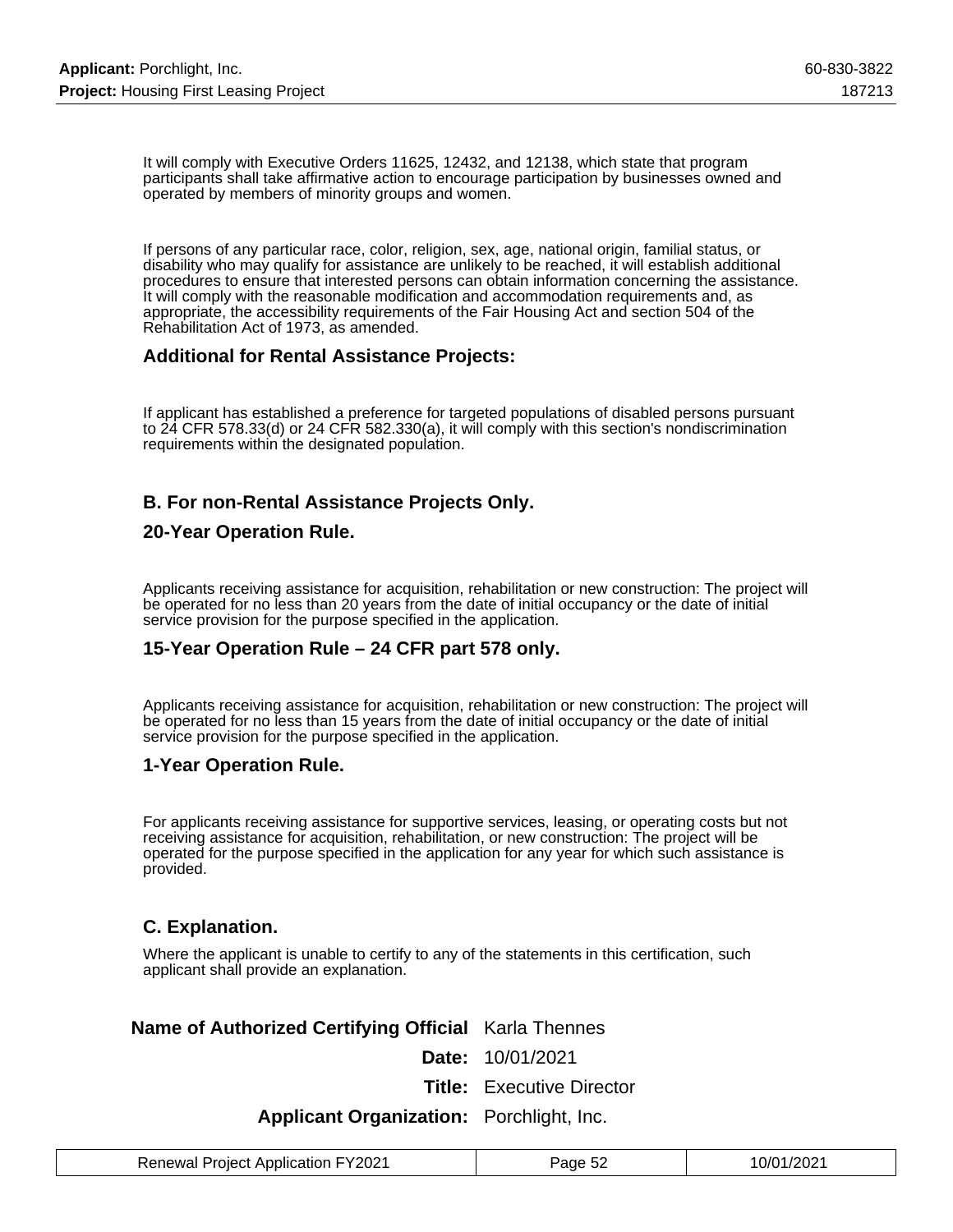It will comply with Executive Orders 11625, 12432, and 12138, which state that program participants shall take affirmative action to encourage participation by businesses owned and operated by members of minority groups and women.

If persons of any particular race, color, religion, sex, age, national origin, familial status, or disability who may qualify for assistance are unlikely to be reached, it will establish additional procedures to ensure that interested persons can obtain information concerning the assistance. It will comply with the reasonable modification and accommodation requirements and, as appropriate, the accessibility requirements of the Fair Housing Act and section 504 of the Rehabilitation Act of 1973, as amended.

### Additional for Rental Assistance Projects:

If applicant has established a preference for targeted populations of disabled persons pursuant to 24 CFR 578.33(d) or 24 CFR 582.330(a), it will comply with this section's nondiscrimination requirements within the designated population.

### B. For non-Rental Assistance Projects Only.

### 20-Year Operation Rule.

Applicants receiving assistance for acquisition, rehabilitation or new construction: The project will be operated for no less than 20 years from the date of initial occupancy or the date of initial service provision for the purpose specified in the application.

### 15-Year Operation Rule – 24 CFR part 578 only.

Applicants receiving assistance for acquisition, rehabilitation or new construction: The project will be operated for no less than 15 years from the date of initial occupancy or the date of initial service provision for the purpose specified in the application.

### 1-Year Operation Rule.

For applicants receiving assistance for supportive services, leasing, or operating costs but not receiving assistance for acquisition, rehabilitation, or new construction: The project will be operated for the purpose specified in the application for any year for which such assistance is provided.

### C. Explanation.

Where the applicant is unable to certify to any of the statements in this certification, such applicant shall provide an explanation.

| | |
|---|---|
| **Name of Authorized Certifying Official** | Karla Thennes |
| **Date:** | 10/01/2021 |
| **Title:** | Executive Director |
| **Applicant Organization:** | Porchlight, Inc. |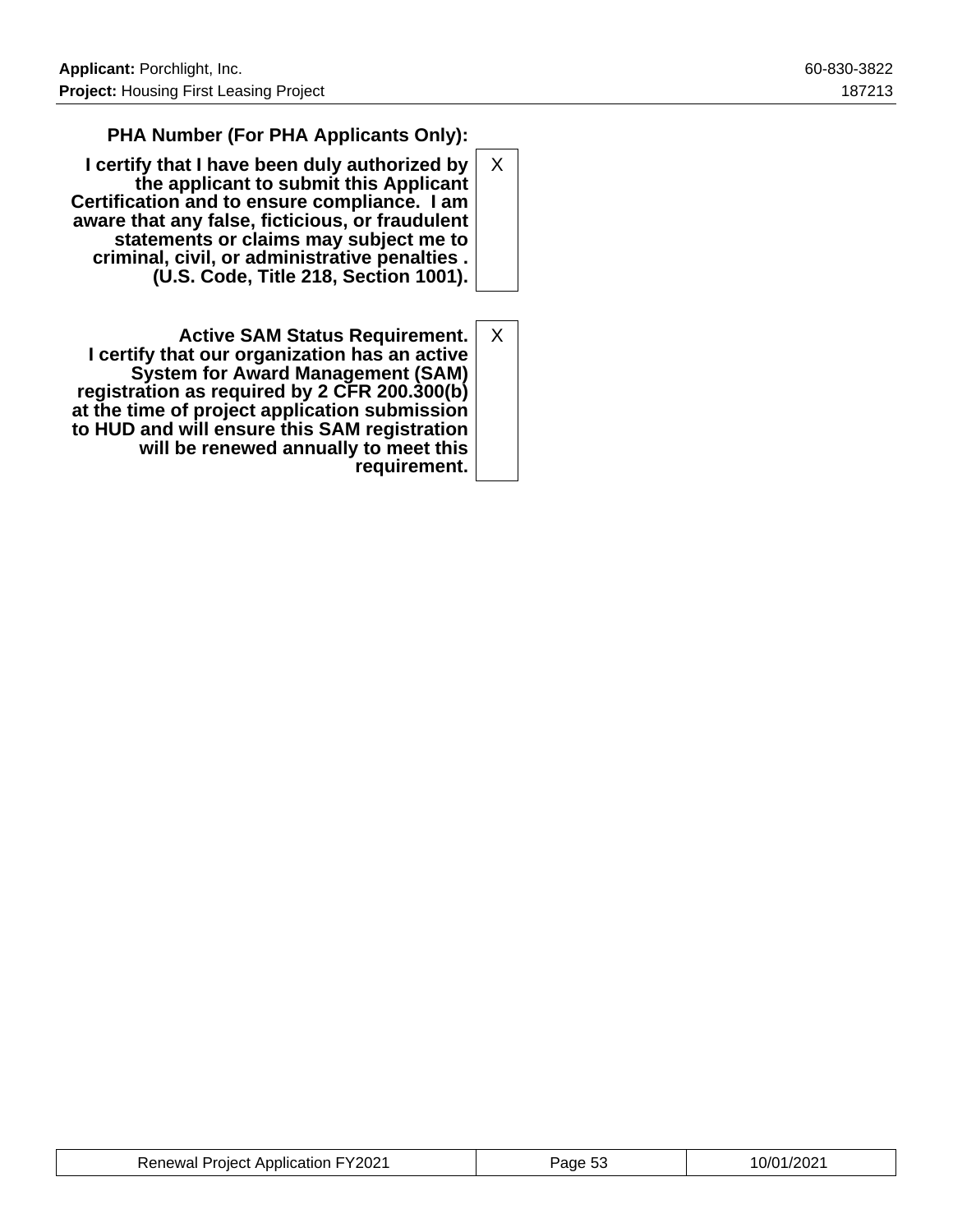| | |
|---|---|
| **PHA Number (For PHA Applicants Only):** | |
| **I certify that I have been duly authorized by the applicant to submit this Applicant Certification and to ensure compliance. I am aware that any false, ficticious, or fraudulent statements or claims may subject me to criminal, civil, or administrative penalties . (U.S. Code, Title 218, Section 1001).** | X |
| **Active SAM Status Requirement. I certify that our organization has an active System for Award Management (SAM) registration as required by 2 CFR 200.300(b) at the time of project application submission to HUD and will ensure this SAM registration will be renewed annually to meet this requirement.** | X |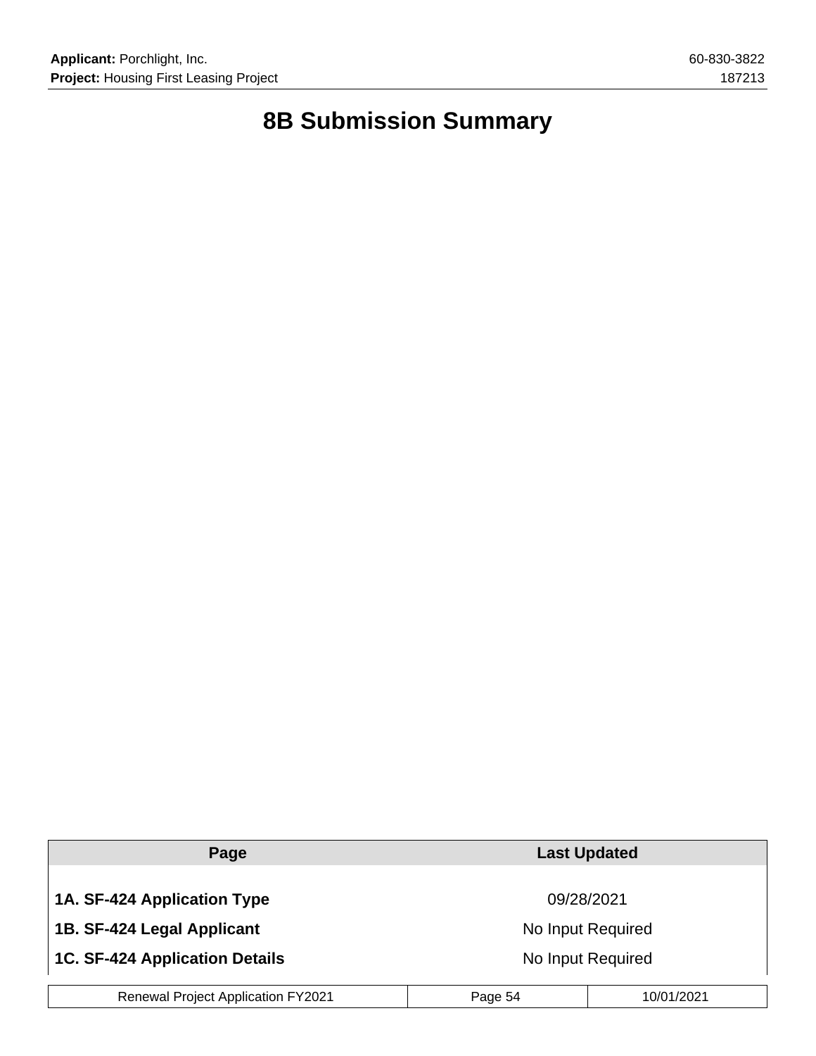# 8B Submission Summary

| Page | Last Updated |
| --- | --- |
| **1A. SF-424 Application Type** | 09/28/2021 |
| **1B. SF-424 Legal Applicant** | No Input Required |
| **1C. SF-424 Application Details** | No Input Required |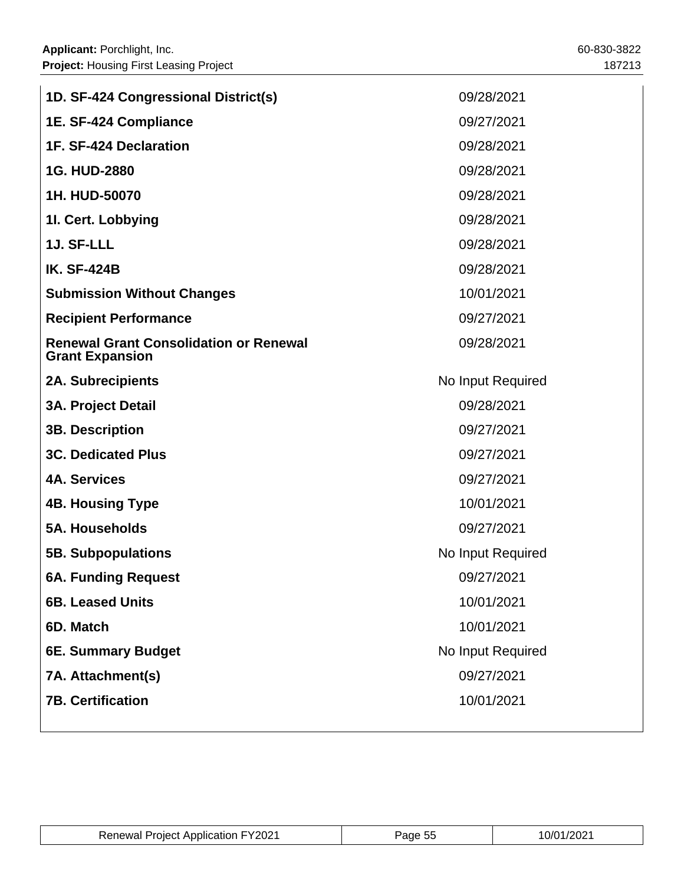| | |
|---|---|
| **1D. SF-424 Congressional District(s)** | 09/28/2021 |
| **1E. SF-424 Compliance** | 09/27/2021 |
| **1F. SF-424 Declaration** | 09/28/2021 |
| **1G. HUD-2880** | 09/28/2021 |
| **1H. HUD-50070** | 09/28/2021 |
| **1I. Cert. Lobbying** | 09/28/2021 |
| **1J. SF-LLL** | 09/28/2021 |
| **IK. SF-424B** | 09/28/2021 |
| **Submission Without Changes** | 10/01/2021 |
| **Recipient Performance** | 09/27/2021 |
| **Renewal Grant Consolidation or Renewal Grant Expansion** | 09/28/2021 |
| **2A. Subrecipients** | No Input Required |
| **3A. Project Detail** | 09/28/2021 |
| **3B. Description** | 09/27/2021 |
| **3C. Dedicated Plus** | 09/27/2021 |
| **4A. Services** | 09/27/2021 |
| **4B. Housing Type** | 10/01/2021 |
| **5A. Households** | 09/27/2021 |
| **5B. Subpopulations** | No Input Required |
| **6A. Funding Request** | 09/27/2021 |
| **6B. Leased Units** | 10/01/2021 |
| **6D. Match** | 10/01/2021 |
| **6E. Summary Budget** | No Input Required |
| **7A. Attachment(s)** | 09/27/2021 |
| **7B. Certification** | 10/01/2021 |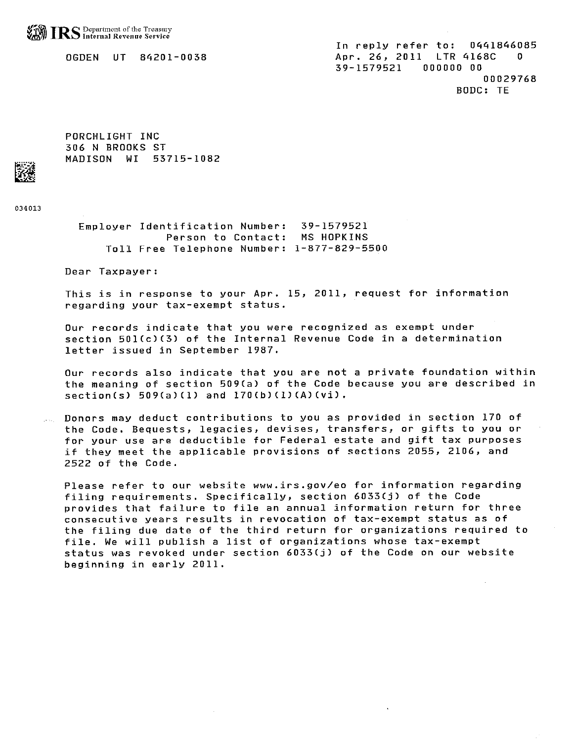IRS Department of the Treasury
Internal Revenue Service

OGDEN UT 84201-0038

In reply refer to: 0441846085
Apr. 26, 2011 LTR 4168C 0
39-1579521 000000 00
00029768
BODC: TE

PORCHLIGHT INC
306 N BROOKS ST
MADISON WI 53715-1082

034013

Employer Identification Number: 39-1579521
Person to Contact: MS HOPKINS
Toll Free Telephone Number: 1-877-829-5500

Dear Taxpayer:

This is in response to your Apr. 15, 2011, request for information regarding your tax-exempt status.

Our records indicate that you were recognized as exempt under section 501(c)(3) of the Internal Revenue Code in a determination letter issued in September 1987.

Our records also indicate that you are not a private foundation within the meaning of section 509(a) of the Code because you are described in section(s) 509(a)(1) and 170(b)(1)(A)(vi).

Donors may deduct contributions to you as provided in section 170 of the Code. Bequests, legacies, devises, transfers, or gifts to you or for your use are deductible for Federal estate and gift tax purposes if they meet the applicable provisions of sections 2055, 2106, and 2522 of the Code.

Please refer to our website www.irs.gov/eo for information regarding filing requirements. Specifically, section 6033(j) of the Code provides that failure to file an annual information return for three consecutive years results in revocation of tax-exempt status as of the filing due date of the third return for organizations required to file. We will publish a list of organizations whose tax-exempt status was revoked under section 6033(j) of the Code on our website beginning in early 2011.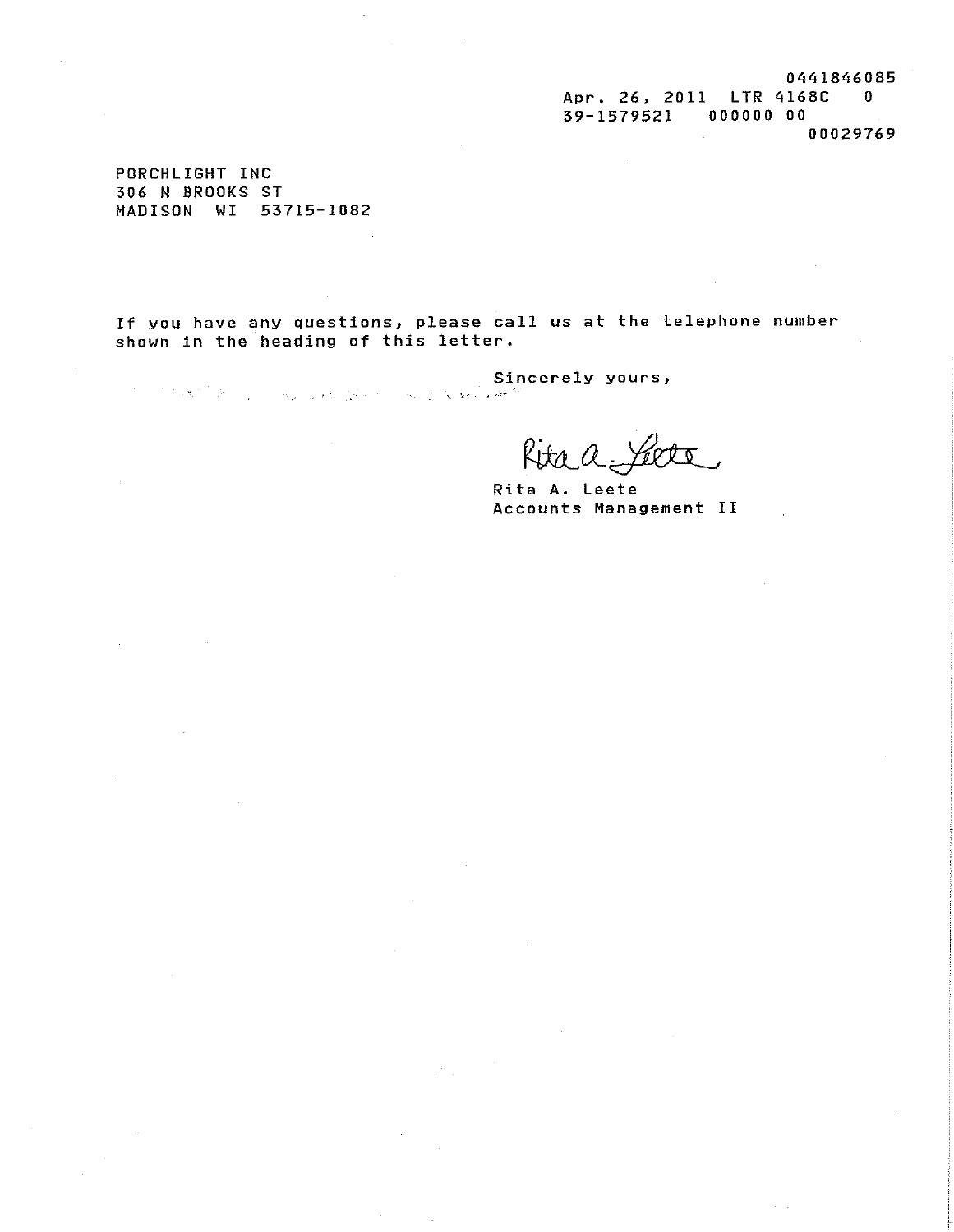0441846085
Apr. 26, 2011 LTR 4168C 0
39-1579521 000000 00
00029769

PORCHLIGHT INC
306 N BROOKS ST
MADISON WI 53715-1082

If you have any questions, please call us at the telephone number shown in the heading of this letter.

Sincerely yours,

Rita A. Leete

Rita A. Leete
Accounts Management II